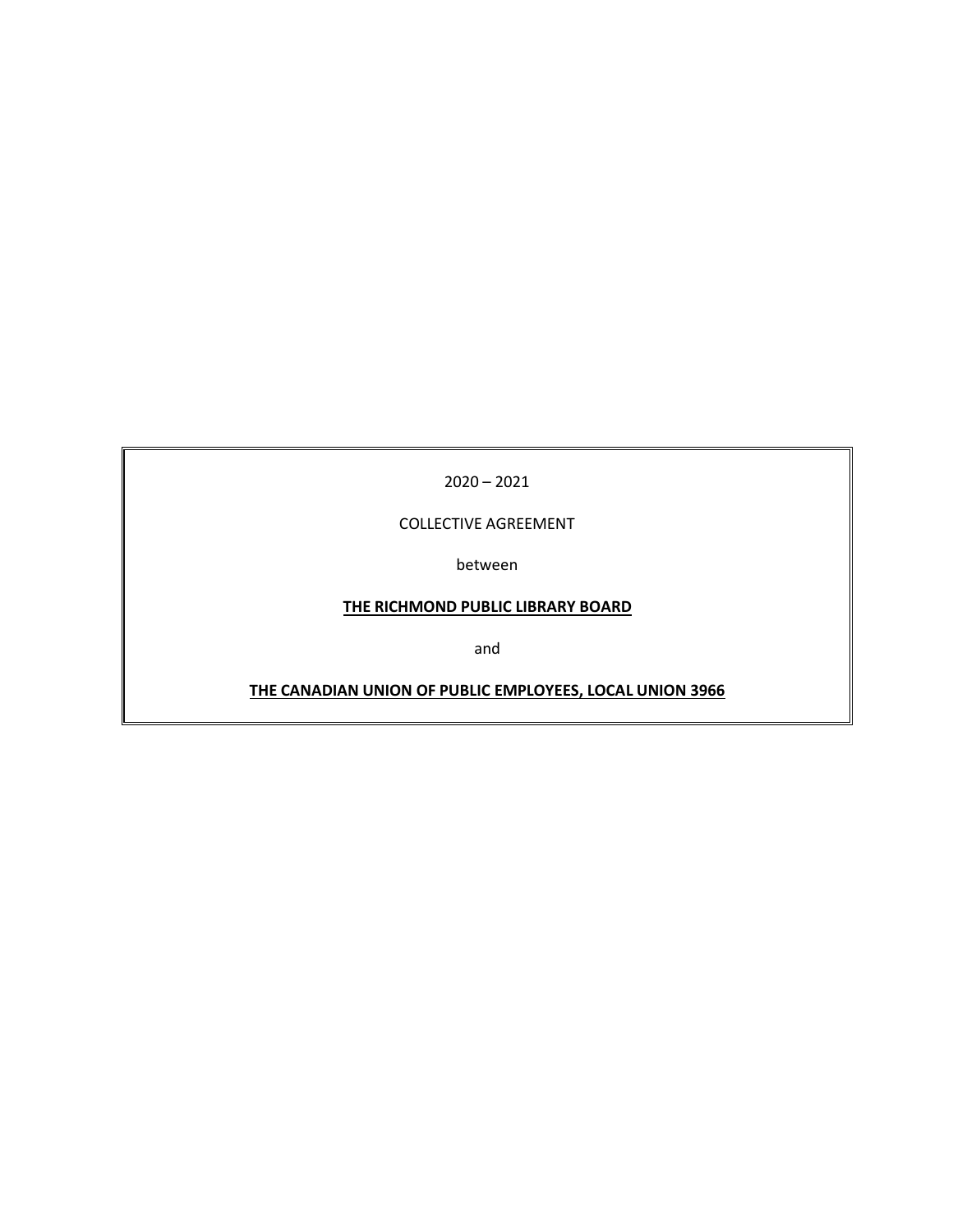2020 – 2021

COLLECTIVE AGREEMENT

between

**THE RICHMOND PUBLIC LIBRARY BOARD**

and

**THE CANADIAN UNION OF PUBLIC EMPLOYEES, LOCAL UNION 3966**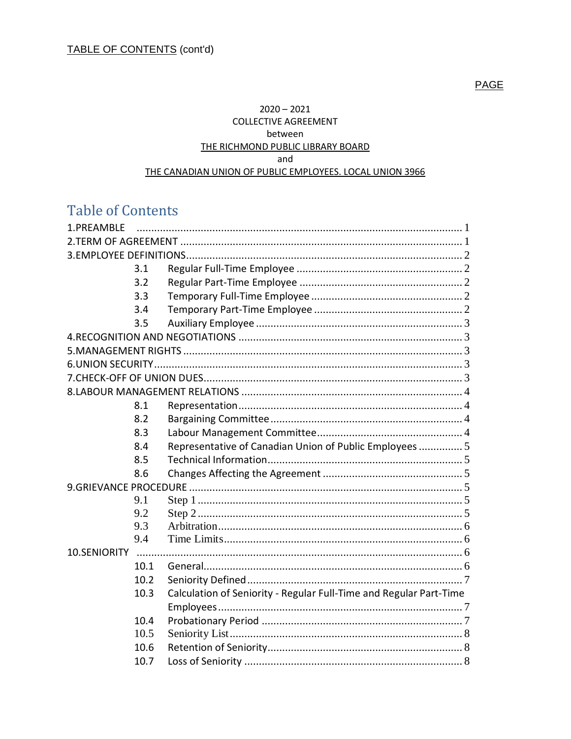TABLE OF CONTENTS (cont'd)

PAGE

2020 – 2021
COLLECTIVE AGREEMENT
between
THE RICHMOND PUBLIC LIBRARY BOARD
and
THE CANADIAN UNION OF PUBLIC EMPLOYEES. LOCAL UNION 3966

## Table of Contents

| | | |
|---|---|---|
| 1.PREAMBLE | | 1 |
| 2.TERM OF AGREEMENT | | 1 |
| 3.EMPLOYEE DEFINITIONS | | 2 |
| 3.1 | Regular Full-Time Employee | 2 |
| 3.2 | Regular Part-Time Employee | 2 |
| 3.3 | Temporary Full-Time Employee | 2 |
| 3.4 | Temporary Part-Time Employee | 2 |
| 3.5 | Auxiliary Employee | 3 |
| 4.RECOGNITION AND NEGOTIATIONS | | 3 |
| 5.MANAGEMENT RIGHTS | | 3 |
| 6.UNION SECURITY | | 3 |
| 7.CHECK-OFF OF UNION DUES | | 3 |
| 8.LABOUR MANAGEMENT RELATIONS | | 4 |
| 8.1 | Representation | 4 |
| 8.2 | Bargaining Committee | 4 |
| 8.3 | Labour Management Committee | 4 |
| 8.4 | Representative of Canadian Union of Public Employees | 5 |
| 8.5 | Technical Information | 5 |
| 8.6 | Changes Affecting the Agreement | 5 |
| 9.GRIEVANCE PROCEDURE | | 5 |
| 9.1 | Step 1 | 5 |
| 9.2 | Step 2 | 5 |
| 9.3 | Arbitration | 6 |
| 9.4 | Time Limits | 6 |
| 10.SENIORITY | | 6 |
| 10.1 | General | 6 |
| 10.2 | Seniority Defined | 7 |
| 10.3 | Calculation of Seniority - Regular Full-Time and Regular Part-Time Employees | 7 |
| 10.4 | Probationary Period | 7 |
| 10.5 | Seniority List | 8 |
| 10.6 | Retention of Seniority | 8 |
| 10.7 | Loss of Seniority | 8 |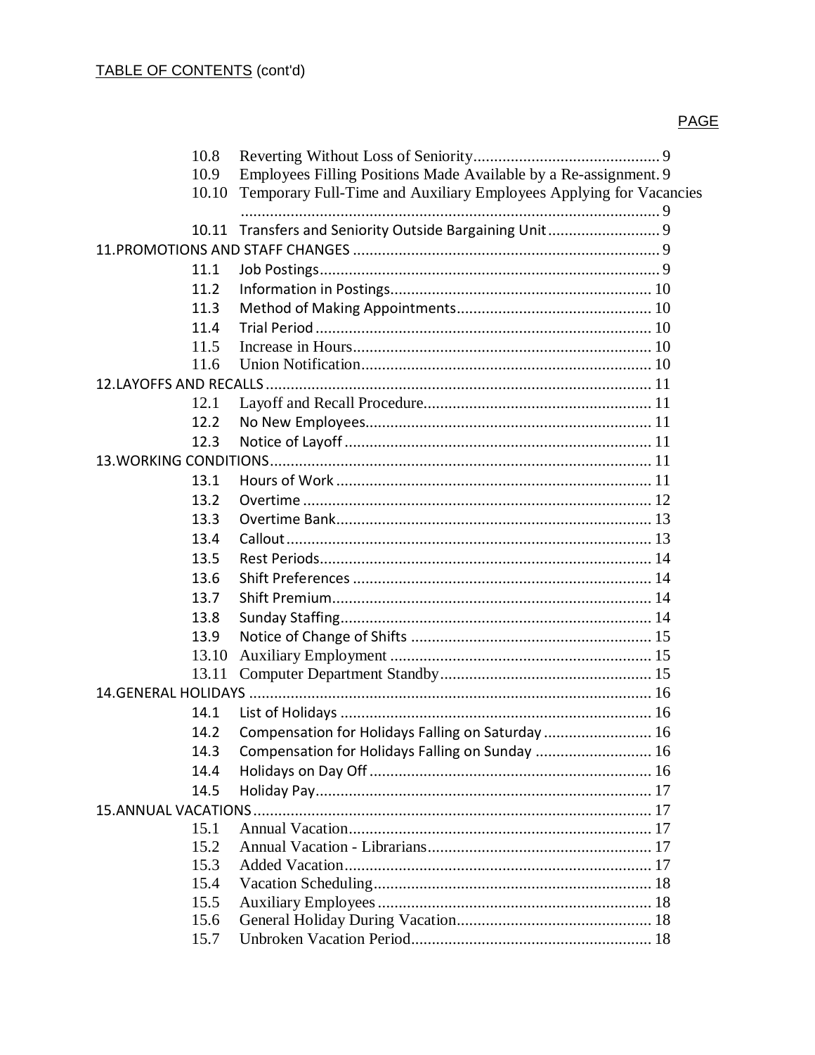TABLE OF CONTENTS (cont'd)

PAGE

| | | |
|---|---|---|
| 10.8 | Reverting Without Loss of Seniority | 9 |
| 10.9 | Employees Filling Positions Made Available by a Re-assignment | 9 |
| 10.10 | Temporary Full-Time and Auxiliary Employees Applying for Vacancies | 9 |
| 10.11 | Transfers and Seniority Outside Bargaining Unit | 9 |
| 11. PROMOTIONS AND STAFF CHANGES | | 9 |
| 11.1 | Job Postings | 9 |
| 11.2 | Information in Postings | 10 |
| 11.3 | Method of Making Appointments | 10 |
| 11.4 | Trial Period | 10 |
| 11.5 | Increase in Hours | 10 |
| 11.6 | Union Notification | 10 |
| 12. LAYOFFS AND RECALLS | | 11 |
| 12.1 | Layoff and Recall Procedure | 11 |
| 12.2 | No New Employees | 11 |
| 12.3 | Notice of Layoff | 11 |
| 13. WORKING CONDITIONS | | 11 |
| 13.1 | Hours of Work | 11 |
| 13.2 | Overtime | 12 |
| 13.3 | Overtime Bank | 13 |
| 13.4 | Callout | 13 |
| 13.5 | Rest Periods | 14 |
| 13.6 | Shift Preferences | 14 |
| 13.7 | Shift Premium | 14 |
| 13.8 | Sunday Staffing | 14 |
| 13.9 | Notice of Change of Shifts | 15 |
| 13.10 | Auxiliary Employment | 15 |
| 13.11 | Computer Department Standby | 15 |
| 14. GENERAL HOLIDAYS | | 16 |
| 14.1 | List of Holidays | 16 |
| 14.2 | Compensation for Holidays Falling on Saturday | 16 |
| 14.3 | Compensation for Holidays Falling on Sunday | 16 |
| 14.4 | Holidays on Day Off | 16 |
| 14.5 | Holiday Pay | 17 |
| 15. ANNUAL VACATIONS | | 17 |
| 15.1 | Annual Vacation | 17 |
| 15.2 | Annual Vacation - Librarians | 17 |
| 15.3 | Added Vacation | 17 |
| 15.4 | Vacation Scheduling | 18 |
| 15.5 | Auxiliary Employees | 18 |
| 15.6 | General Holiday During Vacation | 18 |
| 15.7 | Unbroken Vacation Period | 18 |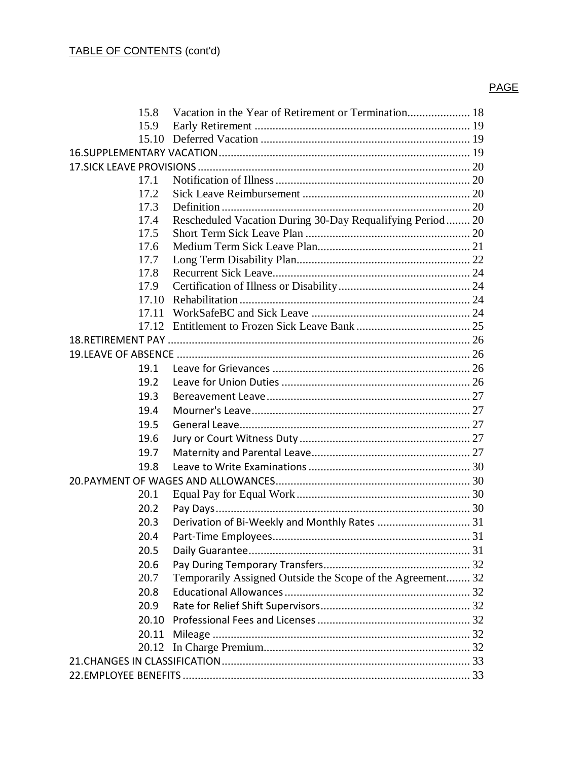TABLE OF CONTENTS (cont'd)

PAGE

| | | |
|---|---|---|
| 15.8 | Vacation in the Year of Retirement or Termination | 18 |
| 15.9 | Early Retirement | 19 |
| 15.10 | Deferred Vacation | 19 |
| 16.SUPPLEMENTARY VACATION | | 19 |
| 17.SICK LEAVE PROVISIONS | | 20 |
| 17.1 | Notification of Illness | 20 |
| 17.2 | Sick Leave Reimbursement | 20 |
| 17.3 | Definition | 20 |
| 17.4 | Rescheduled Vacation During 30-Day Requalifying Period | 20 |
| 17.5 | Short Term Sick Leave Plan | 20 |
| 17.6 | Medium Term Sick Leave Plan | 21 |
| 17.7 | Long Term Disability Plan | 22 |
| 17.8 | Recurrent Sick Leave | 24 |
| 17.9 | Certification of Illness or Disability | 24 |
| 17.10 | Rehabilitation | 24 |
| 17.11 | WorkSafeBC and Sick Leave | 24 |
| 17.12 | Entitlement to Frozen Sick Leave Bank | 25 |
| 18.RETIREMENT PAY | | 26 |
| 19.LEAVE OF ABSENCE | | 26 |
| 19.1 | Leave for Grievances | 26 |
| 19.2 | Leave for Union Duties | 26 |
| 19.3 | Bereavement Leave | 27 |
| 19.4 | Mourner's Leave | 27 |
| 19.5 | General Leave | 27 |
| 19.6 | Jury or Court Witness Duty | 27 |
| 19.7 | Maternity and Parental Leave | 27 |
| 19.8 | Leave to Write Examinations | 30 |
| 20.PAYMENT OF WAGES AND ALLOWANCES | | 30 |
| 20.1 | Equal Pay for Equal Work | 30 |
| 20.2 | Pay Days | 30 |
| 20.3 | Derivation of Bi-Weekly and Monthly Rates | 31 |
| 20.4 | Part-Time Employees | 31 |
| 20.5 | Daily Guarantee | 31 |
| 20.6 | Pay During Temporary Transfers | 32 |
| 20.7 | Temporarily Assigned Outside the Scope of the Agreement | 32 |
| 20.8 | Educational Allowances | 32 |
| 20.9 | Rate for Relief Shift Supervisors | 32 |
| 20.10 | Professional Fees and Licenses | 32 |
| 20.11 | Mileage | 32 |
| 20.12 | In Charge Premium | 32 |
| 21.CHANGES IN CLASSIFICATION | | 33 |
| 22.EMPLOYEE BENEFITS | | 33 |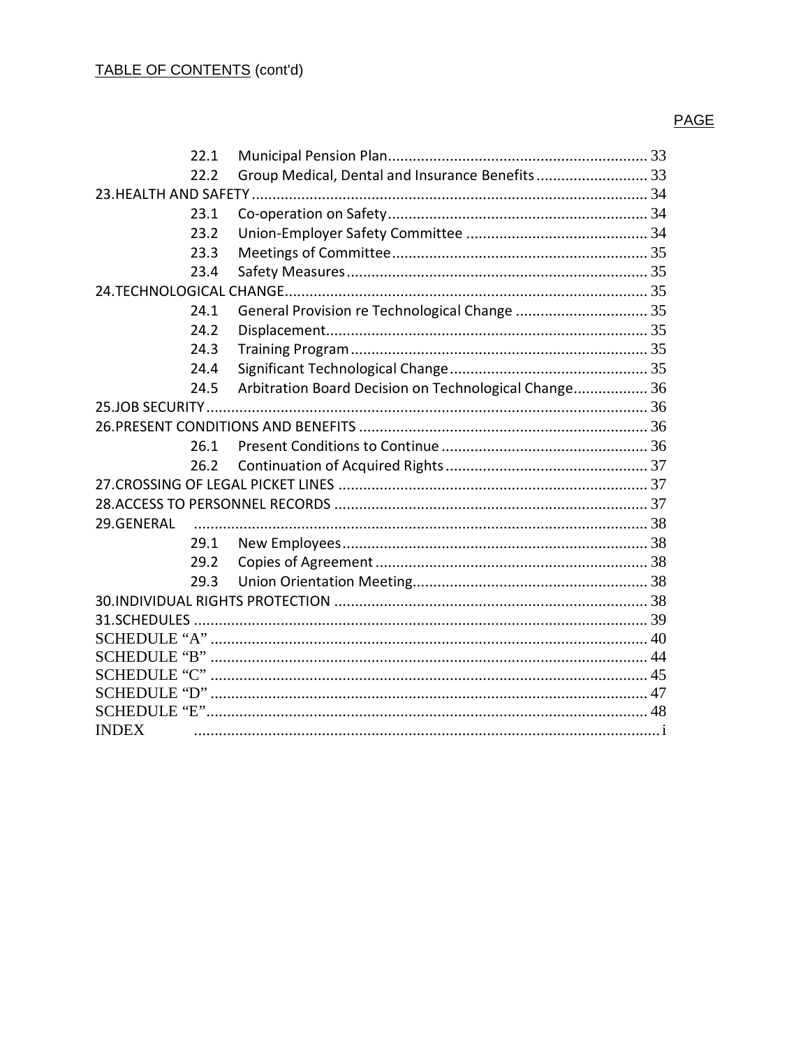TABLE OF CONTENTS (cont'd)

PAGE

| | | |
|---|---|---|
| 22.1 | Municipal Pension Plan | 33 |
| 22.2 | Group Medical, Dental and Insurance Benefits | 33 |
| 23.HEALTH AND SAFETY | | 34 |
| 23.1 | Co-operation on Safety | 34 |
| 23.2 | Union-Employer Safety Committee | 34 |
| 23.3 | Meetings of Committee | 35 |
| 23.4 | Safety Measures | 35 |
| 24.TECHNOLOGICAL CHANGE | | 35 |
| 24.1 | General Provision re Technological Change | 35 |
| 24.2 | Displacement | 35 |
| 24.3 | Training Program | 35 |
| 24.4 | Significant Technological Change | 35 |
| 24.5 | Arbitration Board Decision on Technological Change | 36 |
| 25.JOB SECURITY | | 36 |
| 26.PRESENT CONDITIONS AND BENEFITS | | 36 |
| 26.1 | Present Conditions to Continue | 36 |
| 26.2 | Continuation of Acquired Rights | 37 |
| 27.CROSSING OF LEGAL PICKET LINES | | 37 |
| 28.ACCESS TO PERSONNEL RECORDS | | 37 |
| 29.GENERAL | | 38 |
| 29.1 | New Employees | 38 |
| 29.2 | Copies of Agreement | 38 |
| 29.3 | Union Orientation Meeting | 38 |
| 30.INDIVIDUAL RIGHTS PROTECTION | | 38 |
| 31.SCHEDULES | | 39 |
| SCHEDULE "A" | | 40 |
| SCHEDULE "B" | | 44 |
| SCHEDULE "C" | | 45 |
| SCHEDULE "D" | | 47 |
| SCHEDULE "E" | | 48 |
| INDEX | | i |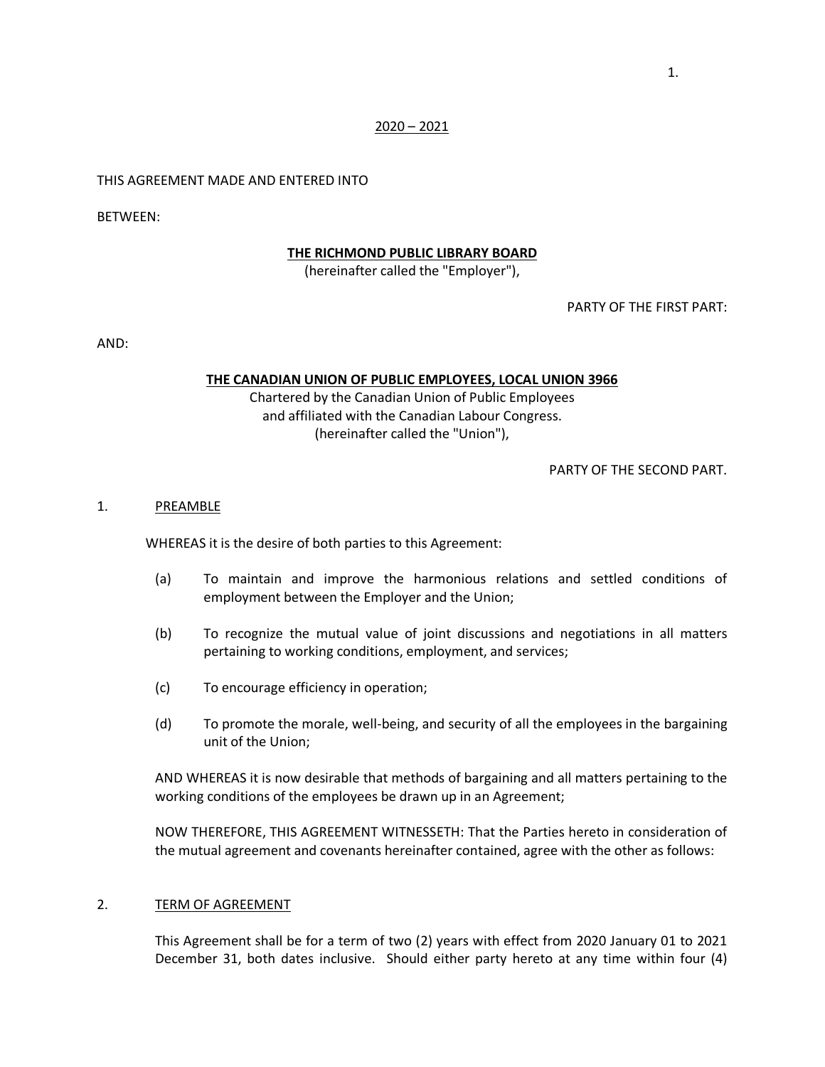2020 – 2021

THIS AGREEMENT MADE AND ENTERED INTO

BETWEEN:

**THE RICHMOND PUBLIC LIBRARY BOARD**
(hereinafter called the "Employer"),

PARTY OF THE FIRST PART:

AND:

**THE CANADIAN UNION OF PUBLIC EMPLOYEES, LOCAL UNION 3966**
Chartered by the Canadian Union of Public Employees
and affiliated with the Canadian Labour Congress.
(hereinafter called the "Union"),

PARTY OF THE SECOND PART.

## 1. PREAMBLE

WHEREAS it is the desire of both parties to this Agreement:

(a) To maintain and improve the harmonious relations and settled conditions of employment between the Employer and the Union;

(b) To recognize the mutual value of joint discussions and negotiations in all matters pertaining to working conditions, employment, and services;

(c) To encourage efficiency in operation;

(d) To promote the morale, well-being, and security of all the employees in the bargaining unit of the Union;

AND WHEREAS it is now desirable that methods of bargaining and all matters pertaining to the working conditions of the employees be drawn up in an Agreement;

NOW THEREFORE, THIS AGREEMENT WITNESSETH: That the Parties hereto in consideration of the mutual agreement and covenants hereinafter contained, agree with the other as follows:

## 2. TERM OF AGREEMENT

This Agreement shall be for a term of two (2) years with effect from 2020 January 01 to 2021 December 31, both dates inclusive. Should either party hereto at any time within four (4)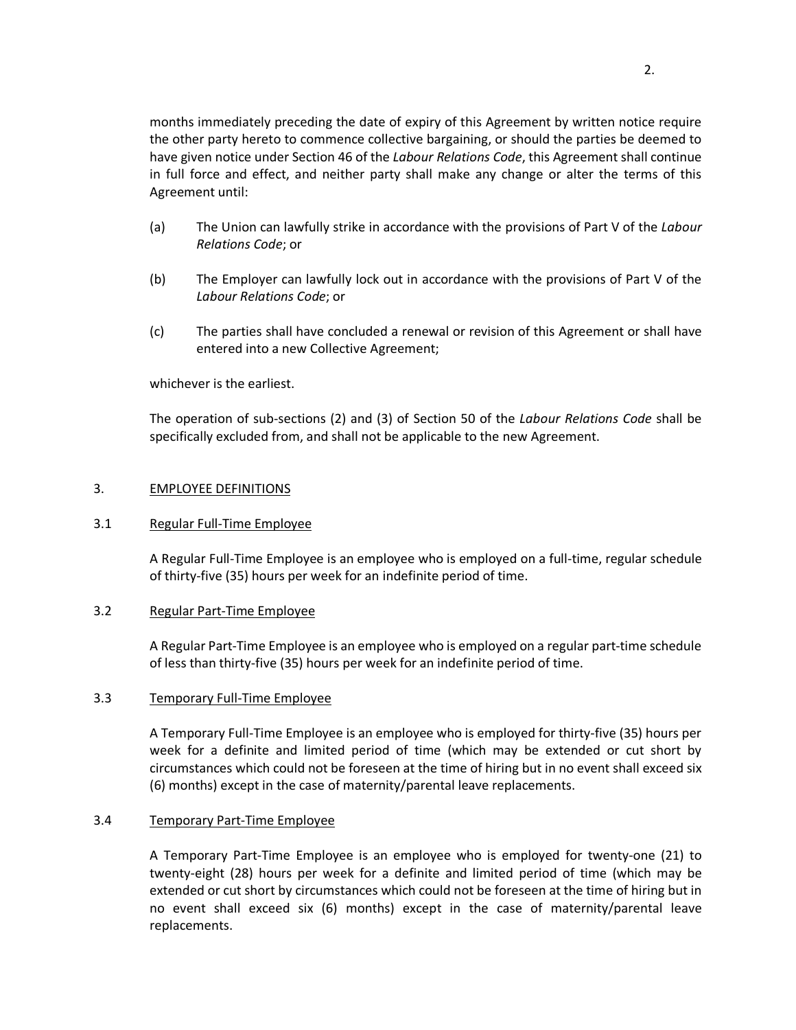months immediately preceding the date of expiry of this Agreement by written notice require the other party hereto to commence collective bargaining, or should the parties be deemed to have given notice under Section 46 of the *Labour Relations Code*, this Agreement shall continue in full force and effect, and neither party shall make any change or alter the terms of this Agreement until:

(a) The Union can lawfully strike in accordance with the provisions of Part V of the *Labour Relations Code*; or

(b) The Employer can lawfully lock out in accordance with the provisions of Part V of the *Labour Relations Code*; or

(c) The parties shall have concluded a renewal or revision of this Agreement or shall have entered into a new Collective Agreement;

whichever is the earliest.

The operation of sub-sections (2) and (3) of Section 50 of the *Labour Relations Code* shall be specifically excluded from, and shall not be applicable to the new Agreement.

## 3. EMPLOYEE DEFINITIONS

### 3.1 Regular Full-Time Employee

A Regular Full-Time Employee is an employee who is employed on a full-time, regular schedule of thirty-five (35) hours per week for an indefinite period of time.

### 3.2 Regular Part-Time Employee

A Regular Part-Time Employee is an employee who is employed on a regular part-time schedule of less than thirty-five (35) hours per week for an indefinite period of time.

### 3.3 Temporary Full-Time Employee

A Temporary Full-Time Employee is an employee who is employed for thirty-five (35) hours per week for a definite and limited period of time (which may be extended or cut short by circumstances which could not be foreseen at the time of hiring but in no event shall exceed six (6) months) except in the case of maternity/parental leave replacements.

### 3.4 Temporary Part-Time Employee

A Temporary Part-Time Employee is an employee who is employed for twenty-one (21) to twenty-eight (28) hours per week for a definite and limited period of time (which may be extended or cut short by circumstances which could not be foreseen at the time of hiring but in no event shall exceed six (6) months) except in the case of maternity/parental leave replacements.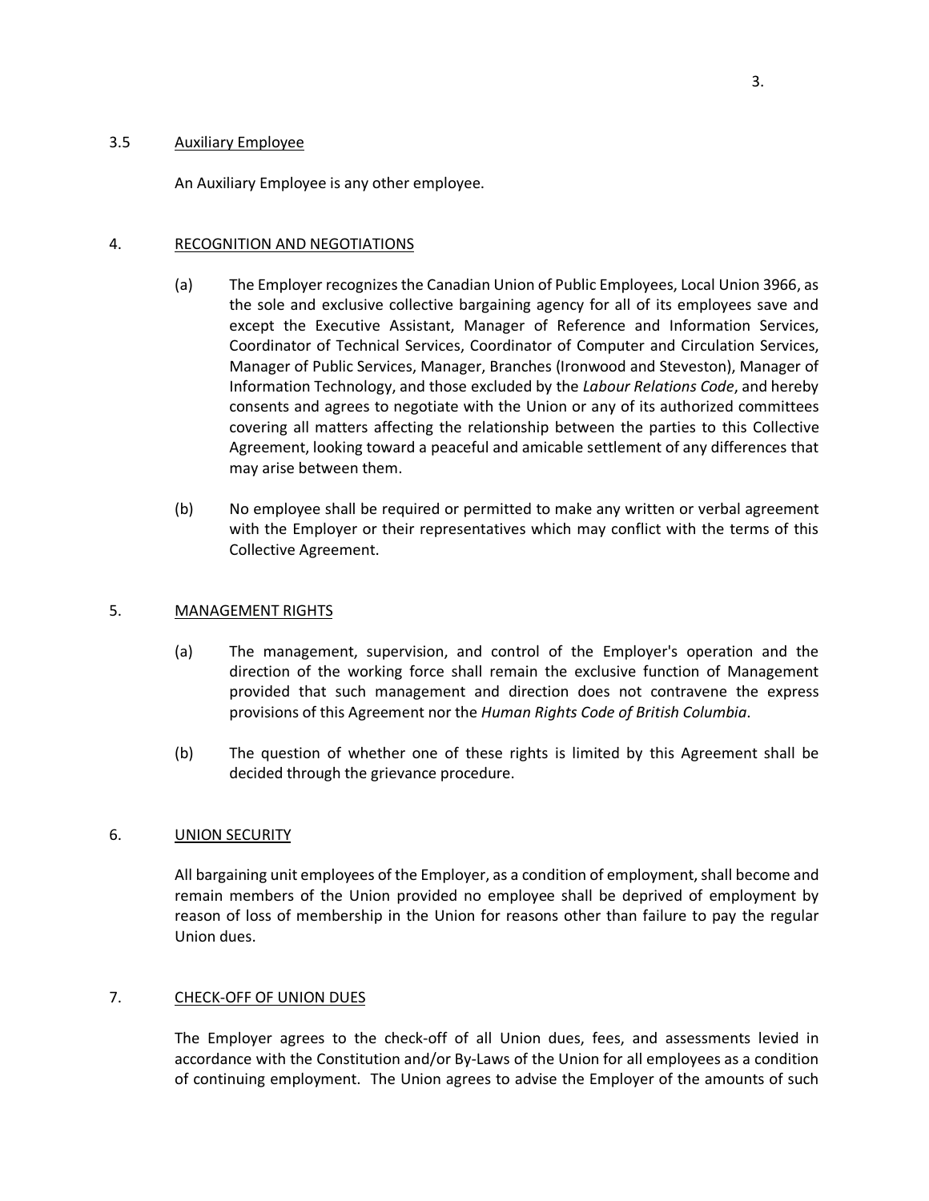### 3.5 Auxiliary Employee

An Auxiliary Employee is any other employee.

## 4. RECOGNITION AND NEGOTIATIONS

(a) The Employer recognizes the Canadian Union of Public Employees, Local Union 3966, as the sole and exclusive collective bargaining agency for all of its employees save and except the Executive Assistant, Manager of Reference and Information Services, Coordinator of Technical Services, Coordinator of Computer and Circulation Services, Manager of Public Services, Manager, Branches (Ironwood and Steveston), Manager of Information Technology, and those excluded by the *Labour Relations Code*, and hereby consents and agrees to negotiate with the Union or any of its authorized committees covering all matters affecting the relationship between the parties to this Collective Agreement, looking toward a peaceful and amicable settlement of any differences that may arise between them.

(b) No employee shall be required or permitted to make any written or verbal agreement with the Employer or their representatives which may conflict with the terms of this Collective Agreement.

## 5. MANAGEMENT RIGHTS

(a) The management, supervision, and control of the Employer's operation and the direction of the working force shall remain the exclusive function of Management provided that such management and direction does not contravene the express provisions of this Agreement nor the *Human Rights Code of British Columbia*.

(b) The question of whether one of these rights is limited by this Agreement shall be decided through the grievance procedure.

## 6. UNION SECURITY

All bargaining unit employees of the Employer, as a condition of employment, shall become and remain members of the Union provided no employee shall be deprived of employment by reason of loss of membership in the Union for reasons other than failure to pay the regular Union dues.

## 7. CHECK-OFF OF UNION DUES

The Employer agrees to the check-off of all Union dues, fees, and assessments levied in accordance with the Constitution and/or By-Laws of the Union for all employees as a condition of continuing employment. The Union agrees to advise the Employer of the amounts of such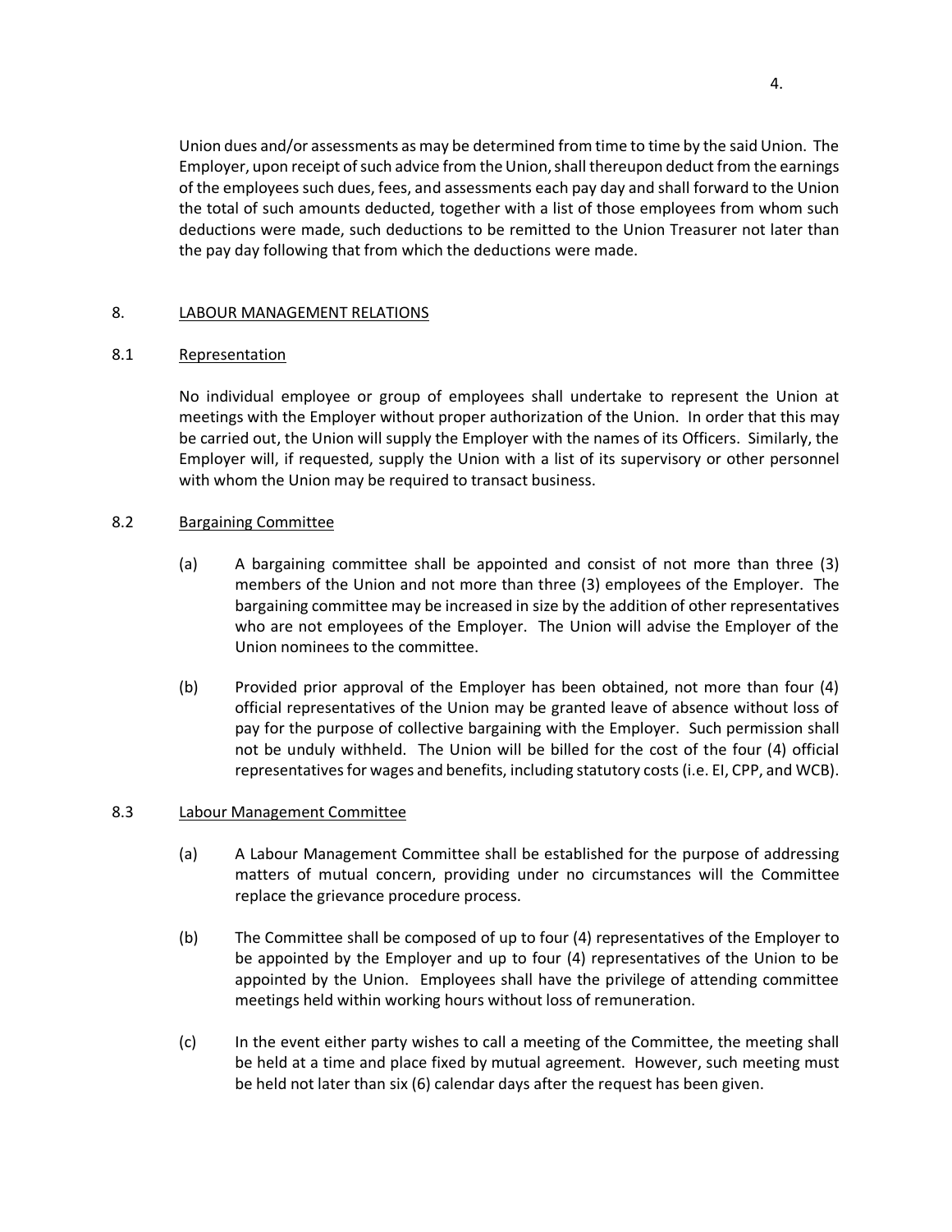Union dues and/or assessments as may be determined from time to time by the said Union. The Employer, upon receipt of such advice from the Union, shall thereupon deduct from the earnings of the employees such dues, fees, and assessments each pay day and shall forward to the Union the total of such amounts deducted, together with a list of those employees from whom such deductions were made, such deductions to be remitted to the Union Treasurer not later than the pay day following that from which the deductions were made.

## 8. LABOUR MANAGEMENT RELATIONS

### 8.1 Representation

No individual employee or group of employees shall undertake to represent the Union at meetings with the Employer without proper authorization of the Union. In order that this may be carried out, the Union will supply the Employer with the names of its Officers. Similarly, the Employer will, if requested, supply the Union with a list of its supervisory or other personnel with whom the Union may be required to transact business.

### 8.2 Bargaining Committee

(a) A bargaining committee shall be appointed and consist of not more than three (3) members of the Union and not more than three (3) employees of the Employer. The bargaining committee may be increased in size by the addition of other representatives who are not employees of the Employer. The Union will advise the Employer of the Union nominees to the committee.

(b) Provided prior approval of the Employer has been obtained, not more than four (4) official representatives of the Union may be granted leave of absence without loss of pay for the purpose of collective bargaining with the Employer. Such permission shall not be unduly withheld. The Union will be billed for the cost of the four (4) official representatives for wages and benefits, including statutory costs (i.e. EI, CPP, and WCB).

### 8.3 Labour Management Committee

(a) A Labour Management Committee shall be established for the purpose of addressing matters of mutual concern, providing under no circumstances will the Committee replace the grievance procedure process.

(b) The Committee shall be composed of up to four (4) representatives of the Employer to be appointed by the Employer and up to four (4) representatives of the Union to be appointed by the Union. Employees shall have the privilege of attending committee meetings held within working hours without loss of remuneration.

(c) In the event either party wishes to call a meeting of the Committee, the meeting shall be held at a time and place fixed by mutual agreement. However, such meeting must be held not later than six (6) calendar days after the request has been given.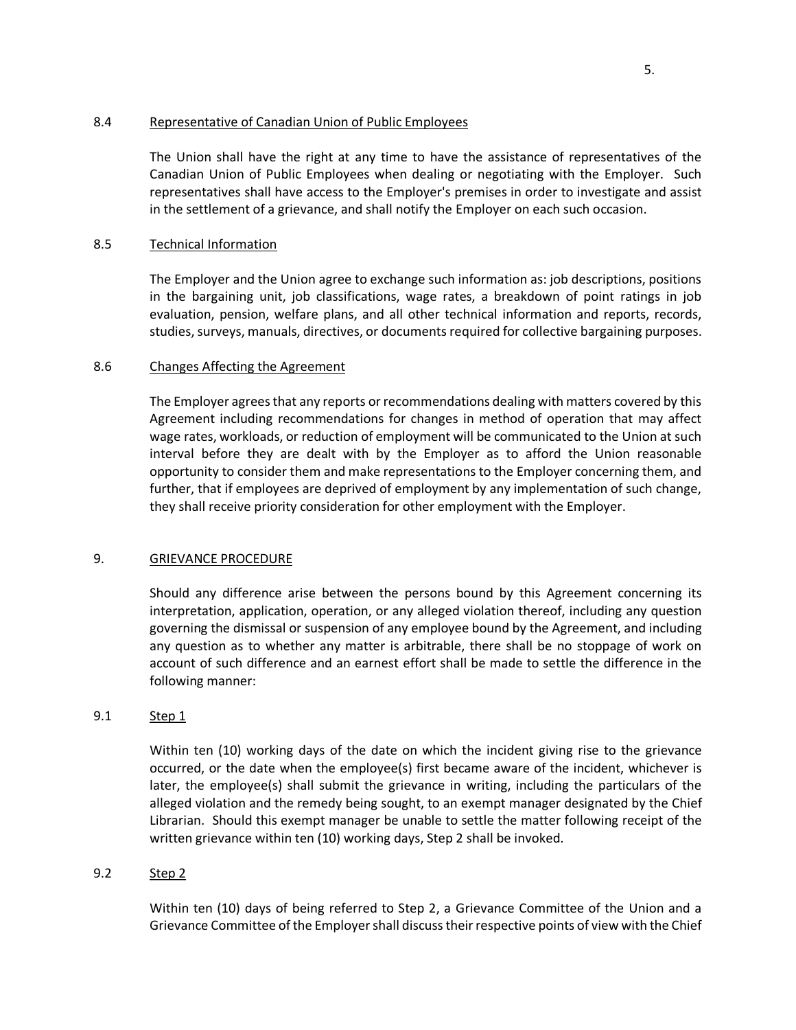### 8.4 Representative of Canadian Union of Public Employees

The Union shall have the right at any time to have the assistance of representatives of the Canadian Union of Public Employees when dealing or negotiating with the Employer. Such representatives shall have access to the Employer's premises in order to investigate and assist in the settlement of a grievance, and shall notify the Employer on each such occasion.

### 8.5 Technical Information

The Employer and the Union agree to exchange such information as: job descriptions, positions in the bargaining unit, job classifications, wage rates, a breakdown of point ratings in job evaluation, pension, welfare plans, and all other technical information and reports, records, studies, surveys, manuals, directives, or documents required for collective bargaining purposes.

### 8.6 Changes Affecting the Agreement

The Employer agrees that any reports or recommendations dealing with matters covered by this Agreement including recommendations for changes in method of operation that may affect wage rates, workloads, or reduction of employment will be communicated to the Union at such interval before they are dealt with by the Employer as to afford the Union reasonable opportunity to consider them and make representations to the Employer concerning them, and further, that if employees are deprived of employment by any implementation of such change, they shall receive priority consideration for other employment with the Employer.

## 9. GRIEVANCE PROCEDURE

Should any difference arise between the persons bound by this Agreement concerning its interpretation, application, operation, or any alleged violation thereof, including any question governing the dismissal or suspension of any employee bound by the Agreement, and including any question as to whether any matter is arbitrable, there shall be no stoppage of work on account of such difference and an earnest effort shall be made to settle the difference in the following manner:

### 9.1 Step 1

Within ten (10) working days of the date on which the incident giving rise to the grievance occurred, or the date when the employee(s) first became aware of the incident, whichever is later, the employee(s) shall submit the grievance in writing, including the particulars of the alleged violation and the remedy being sought, to an exempt manager designated by the Chief Librarian. Should this exempt manager be unable to settle the matter following receipt of the written grievance within ten (10) working days, Step 2 shall be invoked.

### 9.2 Step 2

Within ten (10) days of being referred to Step 2, a Grievance Committee of the Union and a Grievance Committee of the Employer shall discuss their respective points of view with the Chief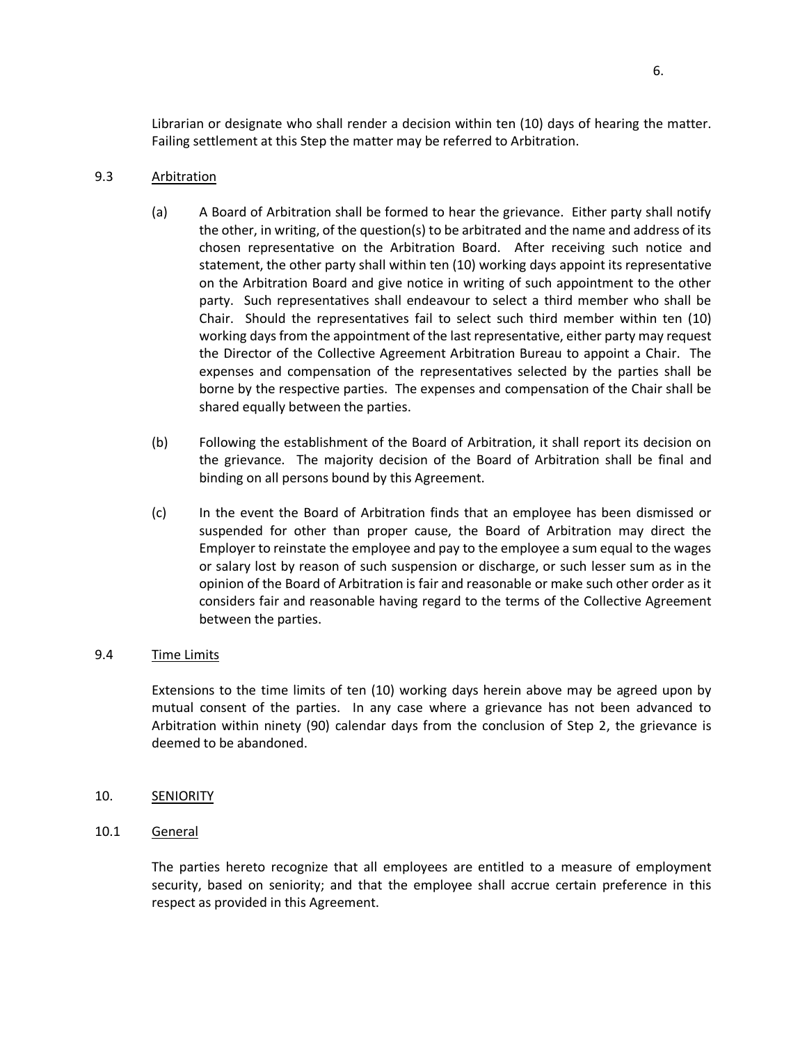Librarian or designate who shall render a decision within ten (10) days of hearing the matter. Failing settlement at this Step the matter may be referred to Arbitration.

9.3 Arbitration

(a) A Board of Arbitration shall be formed to hear the grievance. Either party shall notify the other, in writing, of the question(s) to be arbitrated and the name and address of its chosen representative on the Arbitration Board. After receiving such notice and statement, the other party shall within ten (10) working days appoint its representative on the Arbitration Board and give notice in writing of such appointment to the other party. Such representatives shall endeavour to select a third member who shall be Chair. Should the representatives fail to select such third member within ten (10) working days from the appointment of the last representative, either party may request the Director of the Collective Agreement Arbitration Bureau to appoint a Chair. The expenses and compensation of the representatives selected by the parties shall be borne by the respective parties. The expenses and compensation of the Chair shall be shared equally between the parties.

(b) Following the establishment of the Board of Arbitration, it shall report its decision on the grievance. The majority decision of the Board of Arbitration shall be final and binding on all persons bound by this Agreement.

(c) In the event the Board of Arbitration finds that an employee has been dismissed or suspended for other than proper cause, the Board of Arbitration may direct the Employer to reinstate the employee and pay to the employee a sum equal to the wages or salary lost by reason of such suspension or discharge, or such lesser sum as in the opinion of the Board of Arbitration is fair and reasonable or make such other order as it considers fair and reasonable having regard to the terms of the Collective Agreement between the parties.

9.4 Time Limits

Extensions to the time limits of ten (10) working days herein above may be agreed upon by mutual consent of the parties. In any case where a grievance has not been advanced to Arbitration within ninety (90) calendar days from the conclusion of Step 2, the grievance is deemed to be abandoned.

## 10. SENIORITY

10.1 General

The parties hereto recognize that all employees are entitled to a measure of employment security, based on seniority; and that the employee shall accrue certain preference in this respect as provided in this Agreement.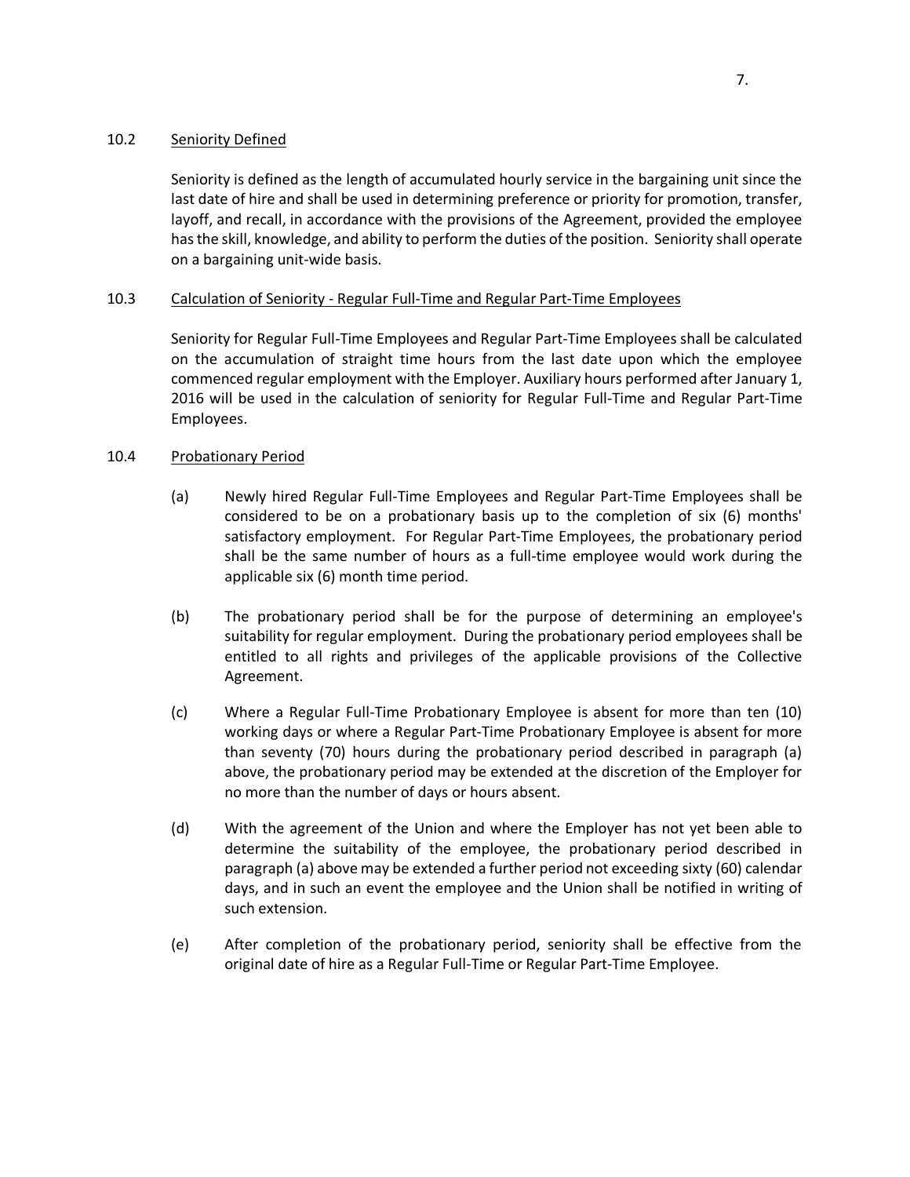### 10.2 Seniority Defined

Seniority is defined as the length of accumulated hourly service in the bargaining unit since the last date of hire and shall be used in determining preference or priority for promotion, transfer, layoff, and recall, in accordance with the provisions of the Agreement, provided the employee has the skill, knowledge, and ability to perform the duties of the position. Seniority shall operate on a bargaining unit-wide basis.

### 10.3 Calculation of Seniority - Regular Full-Time and Regular Part-Time Employees

Seniority for Regular Full-Time Employees and Regular Part-Time Employees shall be calculated on the accumulation of straight time hours from the last date upon which the employee commenced regular employment with the Employer. Auxiliary hours performed after January 1, 2016 will be used in the calculation of seniority for Regular Full-Time and Regular Part-Time Employees.

### 10.4 Probationary Period

(a) Newly hired Regular Full-Time Employees and Regular Part-Time Employees shall be considered to be on a probationary basis up to the completion of six (6) months' satisfactory employment. For Regular Part-Time Employees, the probationary period shall be the same number of hours as a full-time employee would work during the applicable six (6) month time period.

(b) The probationary period shall be for the purpose of determining an employee's suitability for regular employment. During the probationary period employees shall be entitled to all rights and privileges of the applicable provisions of the Collective Agreement.

(c) Where a Regular Full-Time Probationary Employee is absent for more than ten (10) working days or where a Regular Part-Time Probationary Employee is absent for more than seventy (70) hours during the probationary period described in paragraph (a) above, the probationary period may be extended at the discretion of the Employer for no more than the number of days or hours absent.

(d) With the agreement of the Union and where the Employer has not yet been able to determine the suitability of the employee, the probationary period described in paragraph (a) above may be extended a further period not exceeding sixty (60) calendar days, and in such an event the employee and the Union shall be notified in writing of such extension.

(e) After completion of the probationary period, seniority shall be effective from the original date of hire as a Regular Full-Time or Regular Part-Time Employee.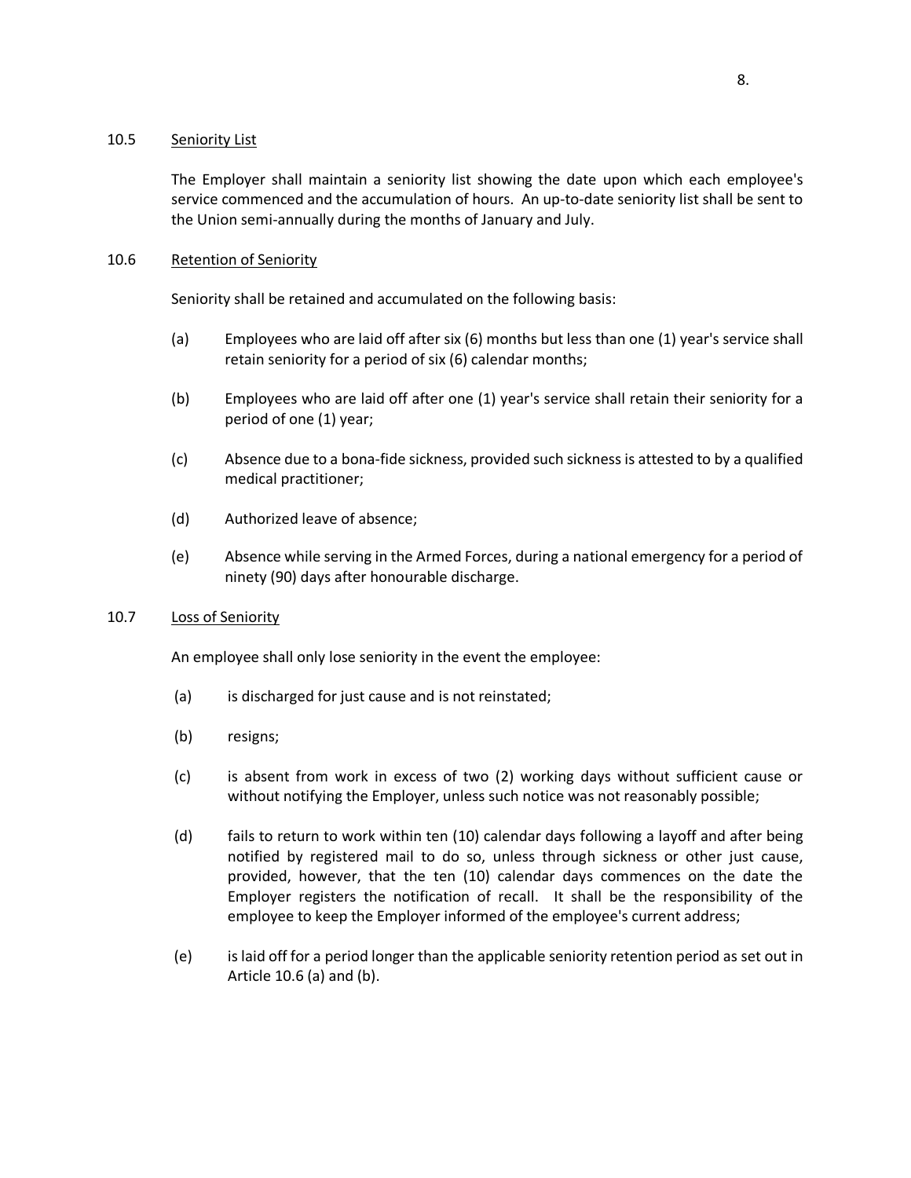### 10.5 Seniority List

The Employer shall maintain a seniority list showing the date upon which each employee's service commenced and the accumulation of hours. An up-to-date seniority list shall be sent to the Union semi-annually during the months of January and July.

### 10.6 Retention of Seniority

Seniority shall be retained and accumulated on the following basis:

(a) Employees who are laid off after six (6) months but less than one (1) year's service shall retain seniority for a period of six (6) calendar months;

(b) Employees who are laid off after one (1) year's service shall retain their seniority for a period of one (1) year;

(c) Absence due to a bona-fide sickness, provided such sickness is attested to by a qualified medical practitioner;

(d) Authorized leave of absence;

(e) Absence while serving in the Armed Forces, during a national emergency for a period of ninety (90) days after honourable discharge.

### 10.7 Loss of Seniority

An employee shall only lose seniority in the event the employee:

(a) is discharged for just cause and is not reinstated;

(b) resigns;

(c) is absent from work in excess of two (2) working days without sufficient cause or without notifying the Employer, unless such notice was not reasonably possible;

(d) fails to return to work within ten (10) calendar days following a layoff and after being notified by registered mail to do so, unless through sickness or other just cause, provided, however, that the ten (10) calendar days commences on the date the Employer registers the notification of recall. It shall be the responsibility of the employee to keep the Employer informed of the employee's current address;

(e) is laid off for a period longer than the applicable seniority retention period as set out in Article 10.6 (a) and (b).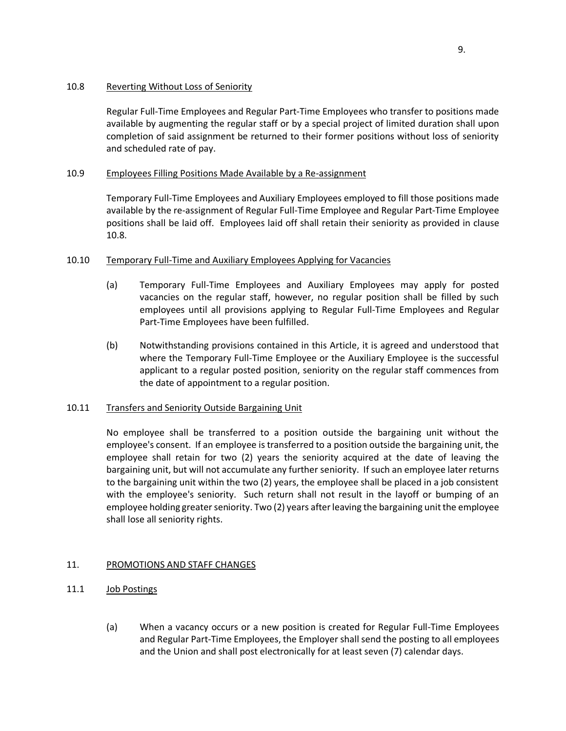### 10.8 Reverting Without Loss of Seniority

Regular Full-Time Employees and Regular Part-Time Employees who transfer to positions made available by augmenting the regular staff or by a special project of limited duration shall upon completion of said assignment be returned to their former positions without loss of seniority and scheduled rate of pay.

### 10.9 Employees Filling Positions Made Available by a Re-assignment

Temporary Full-Time Employees and Auxiliary Employees employed to fill those positions made available by the re-assignment of Regular Full-Time Employee and Regular Part-Time Employee positions shall be laid off. Employees laid off shall retain their seniority as provided in clause 10.8.

### 10.10 Temporary Full-Time and Auxiliary Employees Applying for Vacancies

(a) Temporary Full-Time Employees and Auxiliary Employees may apply for posted vacancies on the regular staff, however, no regular position shall be filled by such employees until all provisions applying to Regular Full-Time Employees and Regular Part-Time Employees have been fulfilled.

(b) Notwithstanding provisions contained in this Article, it is agreed and understood that where the Temporary Full-Time Employee or the Auxiliary Employee is the successful applicant to a regular posted position, seniority on the regular staff commences from the date of appointment to a regular position.

### 10.11 Transfers and Seniority Outside Bargaining Unit

No employee shall be transferred to a position outside the bargaining unit without the employee's consent. If an employee is transferred to a position outside the bargaining unit, the employee shall retain for two (2) years the seniority acquired at the date of leaving the bargaining unit, but will not accumulate any further seniority. If such an employee later returns to the bargaining unit within the two (2) years, the employee shall be placed in a job consistent with the employee's seniority. Such return shall not result in the layoff or bumping of an employee holding greater seniority. Two (2) years after leaving the bargaining unit the employee shall lose all seniority rights.

## 11. PROMOTIONS AND STAFF CHANGES

### 11.1 Job Postings

(a) When a vacancy occurs or a new position is created for Regular Full-Time Employees and Regular Part-Time Employees, the Employer shall send the posting to all employees and the Union and shall post electronically for at least seven (7) calendar days.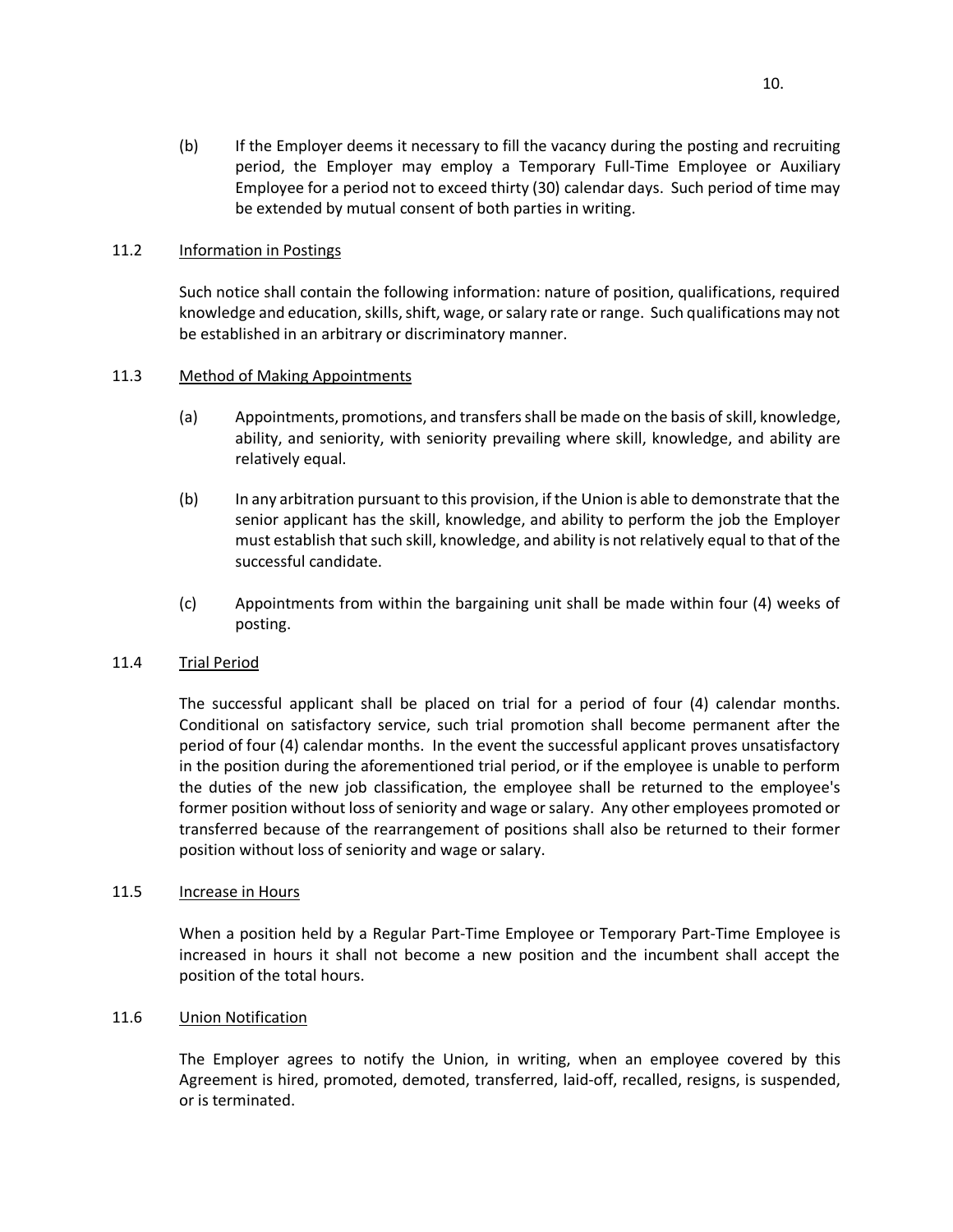(b) If the Employer deems it necessary to fill the vacancy during the posting and recruiting period, the Employer may employ a Temporary Full-Time Employee or Auxiliary Employee for a period not to exceed thirty (30) calendar days. Such period of time may be extended by mutual consent of both parties in writing.

### 11.2 Information in Postings

Such notice shall contain the following information: nature of position, qualifications, required knowledge and education, skills, shift, wage, or salary rate or range. Such qualifications may not be established in an arbitrary or discriminatory manner.

### 11.3 Method of Making Appointments

(a) Appointments, promotions, and transfers shall be made on the basis of skill, knowledge, ability, and seniority, with seniority prevailing where skill, knowledge, and ability are relatively equal.

(b) In any arbitration pursuant to this provision, if the Union is able to demonstrate that the senior applicant has the skill, knowledge, and ability to perform the job the Employer must establish that such skill, knowledge, and ability is not relatively equal to that of the successful candidate.

(c) Appointments from within the bargaining unit shall be made within four (4) weeks of posting.

### 11.4 Trial Period

The successful applicant shall be placed on trial for a period of four (4) calendar months. Conditional on satisfactory service, such trial promotion shall become permanent after the period of four (4) calendar months. In the event the successful applicant proves unsatisfactory in the position during the aforementioned trial period, or if the employee is unable to perform the duties of the new job classification, the employee shall be returned to the employee's former position without loss of seniority and wage or salary. Any other employees promoted or transferred because of the rearrangement of positions shall also be returned to their former position without loss of seniority and wage or salary.

### 11.5 Increase in Hours

When a position held by a Regular Part-Time Employee or Temporary Part-Time Employee is increased in hours it shall not become a new position and the incumbent shall accept the position of the total hours.

### 11.6 Union Notification

The Employer agrees to notify the Union, in writing, when an employee covered by this Agreement is hired, promoted, demoted, transferred, laid-off, recalled, resigns, is suspended, or is terminated.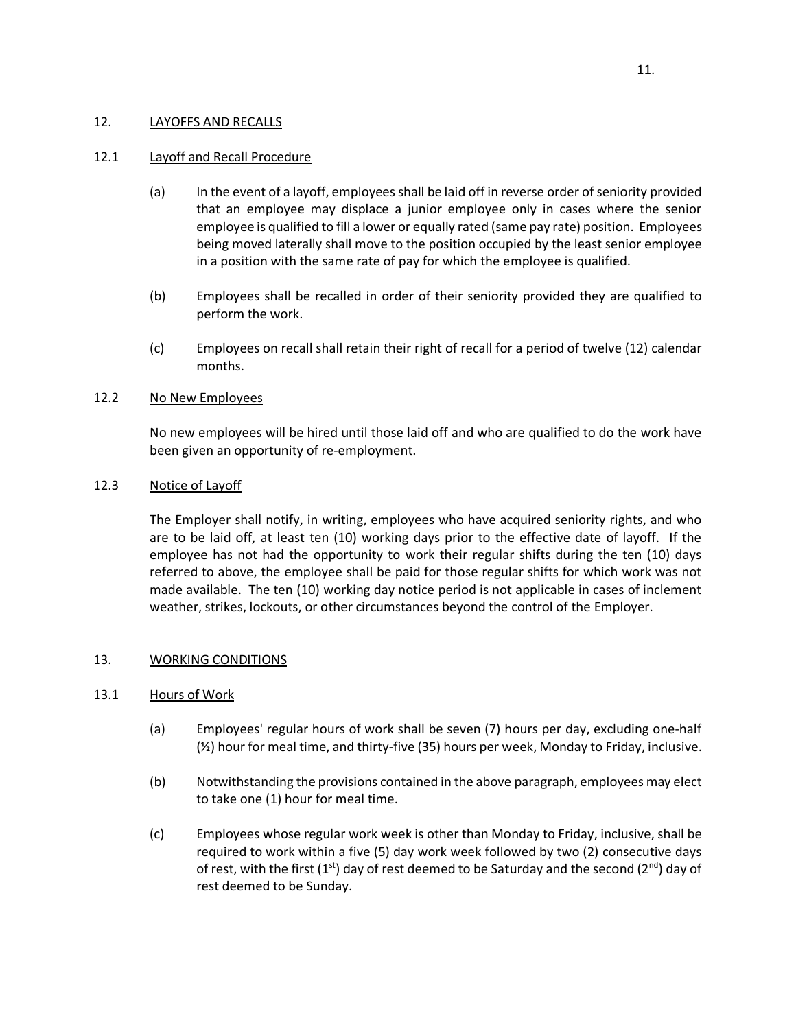## 12. LAYOFFS AND RECALLS

### 12.1 Layoff and Recall Procedure

(a) In the event of a layoff, employees shall be laid off in reverse order of seniority provided that an employee may displace a junior employee only in cases where the senior employee is qualified to fill a lower or equally rated (same pay rate) position. Employees being moved laterally shall move to the position occupied by the least senior employee in a position with the same rate of pay for which the employee is qualified.

(b) Employees shall be recalled in order of their seniority provided they are qualified to perform the work.

(c) Employees on recall shall retain their right of recall for a period of twelve (12) calendar months.

### 12.2 No New Employees

No new employees will be hired until those laid off and who are qualified to do the work have been given an opportunity of re-employment.

### 12.3 Notice of Layoff

The Employer shall notify, in writing, employees who have acquired seniority rights, and who are to be laid off, at least ten (10) working days prior to the effective date of layoff. If the employee has not had the opportunity to work their regular shifts during the ten (10) days referred to above, the employee shall be paid for those regular shifts for which work was not made available. The ten (10) working day notice period is not applicable in cases of inclement weather, strikes, lockouts, or other circumstances beyond the control of the Employer.

## 13. WORKING CONDITIONS

### 13.1 Hours of Work

(a) Employees' regular hours of work shall be seven (7) hours per day, excluding one-half (½) hour for meal time, and thirty-five (35) hours per week, Monday to Friday, inclusive.

(b) Notwithstanding the provisions contained in the above paragraph, employees may elect to take one (1) hour for meal time.

(c) Employees whose regular work week is other than Monday to Friday, inclusive, shall be required to work within a five (5) day work week followed by two (2) consecutive days of rest, with the first (1st) day of rest deemed to be Saturday and the second (2nd) day of rest deemed to be Sunday.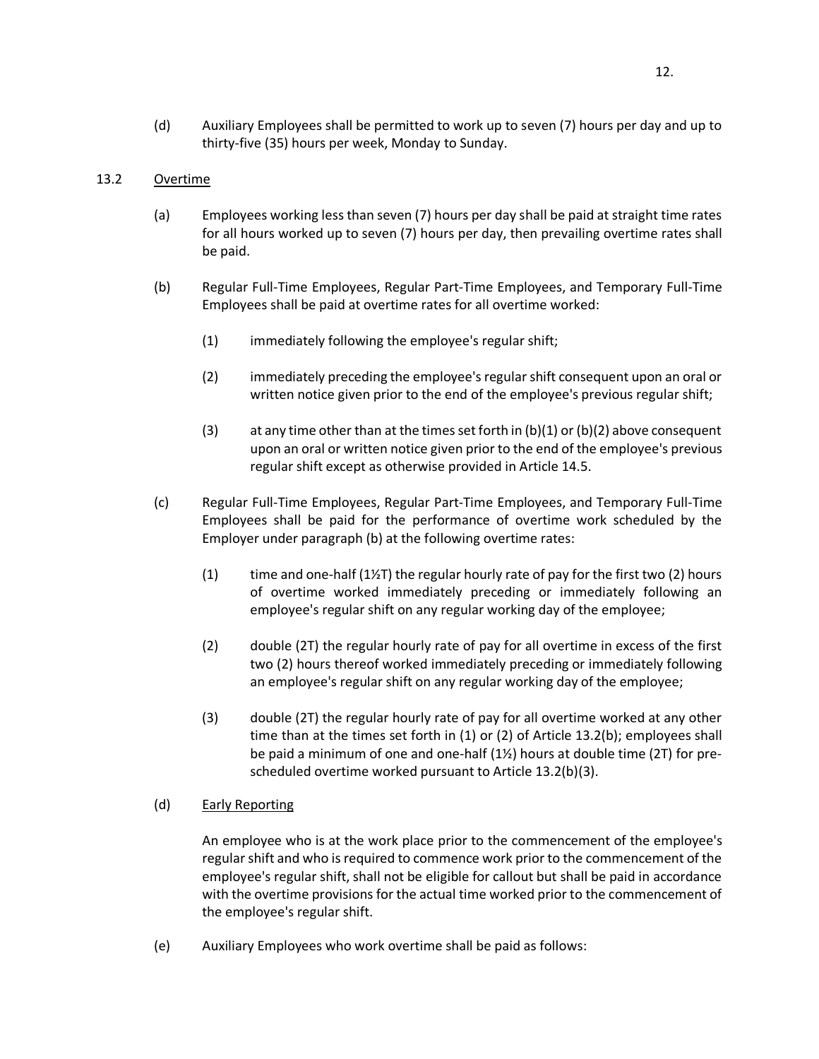(d) Auxiliary Employees shall be permitted to work up to seven (7) hours per day and up to thirty-five (35) hours per week, Monday to Sunday.

13.2 <u>Overtime</u>

(a) Employees working less than seven (7) hours per day shall be paid at straight time rates for all hours worked up to seven (7) hours per day, then prevailing overtime rates shall be paid.

(b) Regular Full-Time Employees, Regular Part-Time Employees, and Temporary Full-Time Employees shall be paid at overtime rates for all overtime worked:

(1) immediately following the employee's regular shift;

(2) immediately preceding the employee's regular shift consequent upon an oral or written notice given prior to the end of the employee's previous regular shift;

(3) at any time other than at the times set forth in (b)(1) or (b)(2) above consequent upon an oral or written notice given prior to the end of the employee's previous regular shift except as otherwise provided in Article 14.5.

(c) Regular Full-Time Employees, Regular Part-Time Employees, and Temporary Full-Time Employees shall be paid for the performance of overtime work scheduled by the Employer under paragraph (b) at the following overtime rates:

(1) time and one-half (1½T) the regular hourly rate of pay for the first two (2) hours of overtime worked immediately preceding or immediately following an employee's regular shift on any regular working day of the employee;

(2) double (2T) the regular hourly rate of pay for all overtime in excess of the first two (2) hours thereof worked immediately preceding or immediately following an employee's regular shift on any regular working day of the employee;

(3) double (2T) the regular hourly rate of pay for all overtime worked at any other time than at the times set forth in (1) or (2) of Article 13.2(b); employees shall be paid a minimum of one and one-half (1½) hours at double time (2T) for pre-scheduled overtime worked pursuant to Article 13.2(b)(3).

(d) <u>Early Reporting</u>

An employee who is at the work place prior to the commencement of the employee's regular shift and who is required to commence work prior to the commencement of the employee's regular shift, shall not be eligible for callout but shall be paid in accordance with the overtime provisions for the actual time worked prior to the commencement of the employee's regular shift.

(e) Auxiliary Employees who work overtime shall be paid as follows: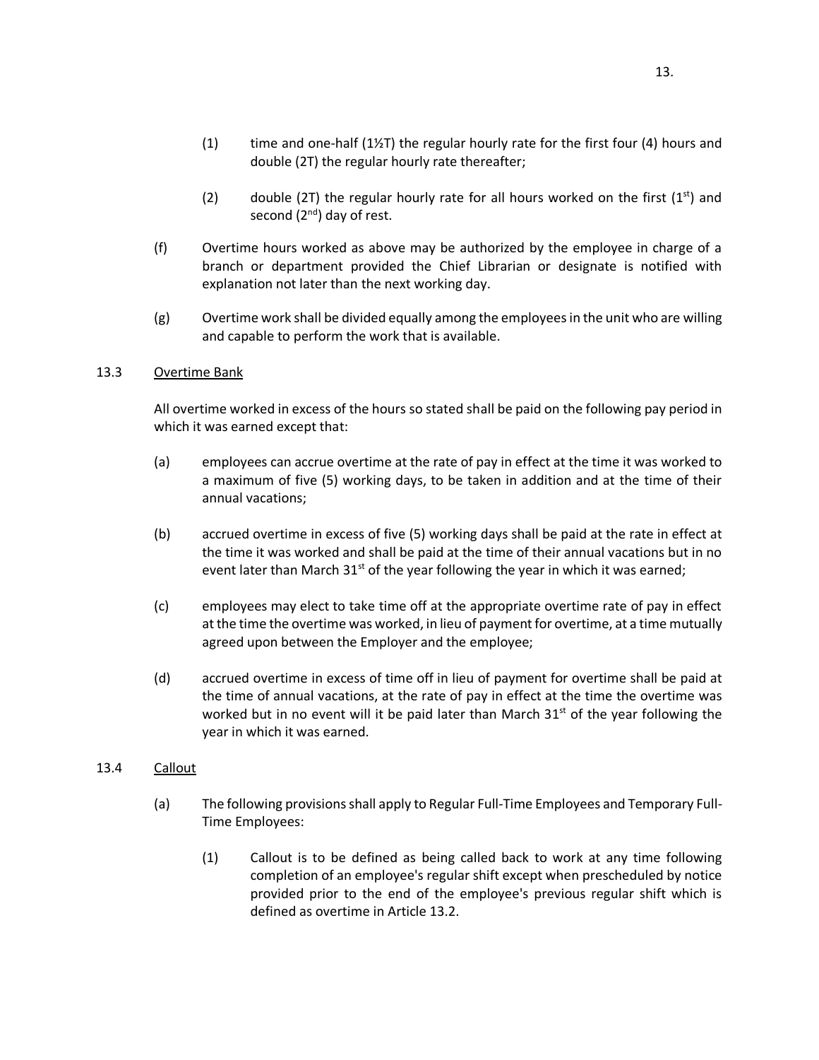(1) time and one-half (1½T) the regular hourly rate for the first four (4) hours and double (2T) the regular hourly rate thereafter;

(2) double (2T) the regular hourly rate for all hours worked on the first (1st) and second (2nd) day of rest.

(f) Overtime hours worked as above may be authorized by the employee in charge of a branch or department provided the Chief Librarian or designate is notified with explanation not later than the next working day.

(g) Overtime work shall be divided equally among the employees in the unit who are willing and capable to perform the work that is available.

13.3 Overtime Bank

All overtime worked in excess of the hours so stated shall be paid on the following pay period in which it was earned except that:

(a) employees can accrue overtime at the rate of pay in effect at the time it was worked to a maximum of five (5) working days, to be taken in addition and at the time of their annual vacations;

(b) accrued overtime in excess of five (5) working days shall be paid at the rate in effect at the time it was worked and shall be paid at the time of their annual vacations but in no event later than March 31st of the year following the year in which it was earned;

(c) employees may elect to take time off at the appropriate overtime rate of pay in effect at the time the overtime was worked, in lieu of payment for overtime, at a time mutually agreed upon between the Employer and the employee;

(d) accrued overtime in excess of time off in lieu of payment for overtime shall be paid at the time of annual vacations, at the rate of pay in effect at the time the overtime was worked but in no event will it be paid later than March 31st of the year following the year in which it was earned.

13.4 Callout

(a) The following provisions shall apply to Regular Full-Time Employees and Temporary Full-Time Employees:

(1) Callout is to be defined as being called back to work at any time following completion of an employee's regular shift except when prescheduled by notice provided prior to the end of the employee's previous regular shift which is defined as overtime in Article 13.2.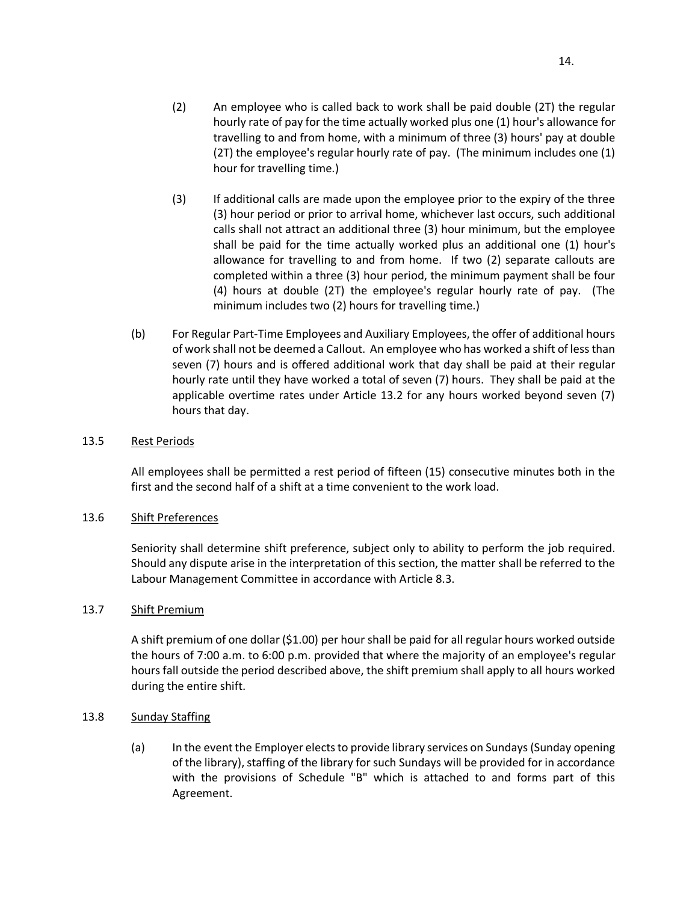(2) An employee who is called back to work shall be paid double (2T) the regular hourly rate of pay for the time actually worked plus one (1) hour's allowance for travelling to and from home, with a minimum of three (3) hours' pay at double (2T) the employee's regular hourly rate of pay. (The minimum includes one (1) hour for travelling time.)

(3) If additional calls are made upon the employee prior to the expiry of the three (3) hour period or prior to arrival home, whichever last occurs, such additional calls shall not attract an additional three (3) hour minimum, but the employee shall be paid for the time actually worked plus an additional one (1) hour's allowance for travelling to and from home. If two (2) separate callouts are completed within a three (3) hour period, the minimum payment shall be four (4) hours at double (2T) the employee's regular hourly rate of pay. (The minimum includes two (2) hours for travelling time.)

(b) For Regular Part-Time Employees and Auxiliary Employees, the offer of additional hours of work shall not be deemed a Callout. An employee who has worked a shift of less than seven (7) hours and is offered additional work that day shall be paid at their regular hourly rate until they have worked a total of seven (7) hours. They shall be paid at the applicable overtime rates under Article 13.2 for any hours worked beyond seven (7) hours that day.

13.5 Rest Periods

All employees shall be permitted a rest period of fifteen (15) consecutive minutes both in the first and the second half of a shift at a time convenient to the work load.

13.6 Shift Preferences

Seniority shall determine shift preference, subject only to ability to perform the job required. Should any dispute arise in the interpretation of this section, the matter shall be referred to the Labour Management Committee in accordance with Article 8.3.

13.7 Shift Premium

A shift premium of one dollar ($1.00) per hour shall be paid for all regular hours worked outside the hours of 7:00 a.m. to 6:00 p.m. provided that where the majority of an employee's regular hours fall outside the period described above, the shift premium shall apply to all hours worked during the entire shift.

13.8 Sunday Staffing

(a) In the event the Employer elects to provide library services on Sundays (Sunday opening of the library), staffing of the library for such Sundays will be provided for in accordance with the provisions of Schedule "B" which is attached to and forms part of this Agreement.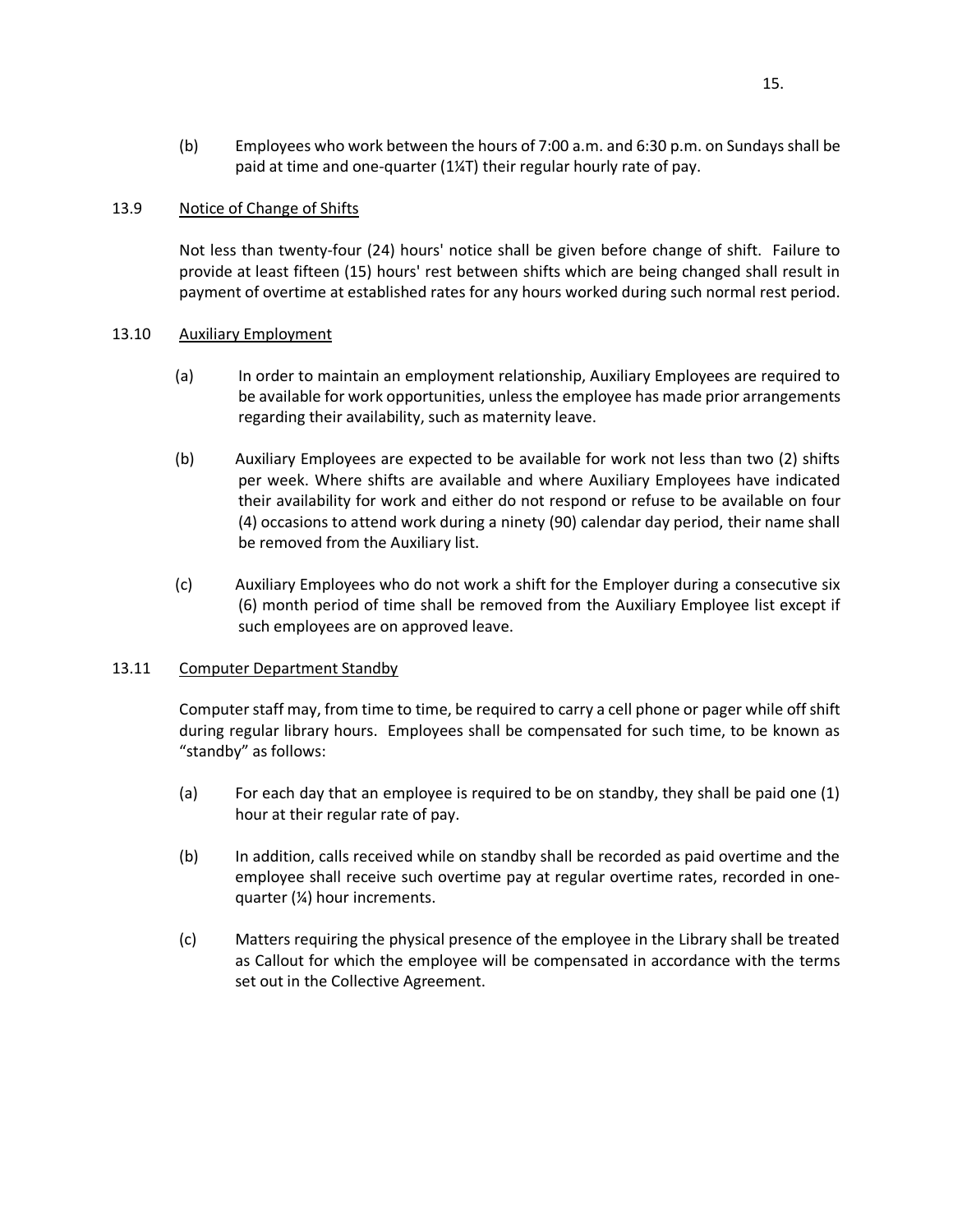(b) Employees who work between the hours of 7:00 a.m. and 6:30 p.m. on Sundays shall be paid at time and one-quarter (1¼T) their regular hourly rate of pay.

13.9 Notice of Change of Shifts

Not less than twenty-four (24) hours' notice shall be given before change of shift. Failure to provide at least fifteen (15) hours' rest between shifts which are being changed shall result in payment of overtime at established rates for any hours worked during such normal rest period.

13.10 Auxiliary Employment

(a) In order to maintain an employment relationship, Auxiliary Employees are required to be available for work opportunities, unless the employee has made prior arrangements regarding their availability, such as maternity leave.

(b) Auxiliary Employees are expected to be available for work not less than two (2) shifts per week. Where shifts are available and where Auxiliary Employees have indicated their availability for work and either do not respond or refuse to be available on four (4) occasions to attend work during a ninety (90) calendar day period, their name shall be removed from the Auxiliary list.

(c) Auxiliary Employees who do not work a shift for the Employer during a consecutive six (6) month period of time shall be removed from the Auxiliary Employee list except if such employees are on approved leave.

13.11 Computer Department Standby

Computer staff may, from time to time, be required to carry a cell phone or pager while off shift during regular library hours. Employees shall be compensated for such time, to be known as "standby" as follows:

(a) For each day that an employee is required to be on standby, they shall be paid one (1) hour at their regular rate of pay.

(b) In addition, calls received while on standby shall be recorded as paid overtime and the employee shall receive such overtime pay at regular overtime rates, recorded in one-quarter (¼) hour increments.

(c) Matters requiring the physical presence of the employee in the Library shall be treated as Callout for which the employee will be compensated in accordance with the terms set out in the Collective Agreement.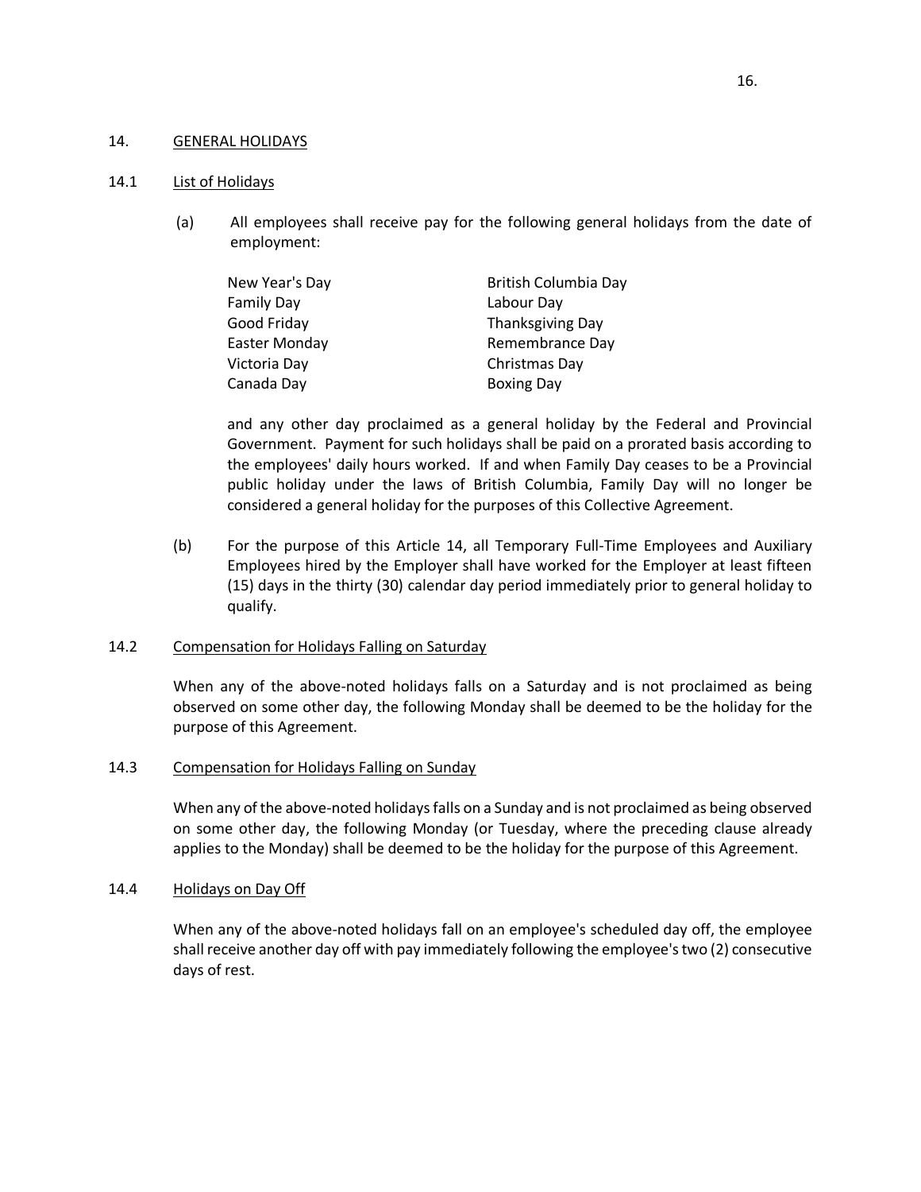## 14. GENERAL HOLIDAYS

### 14.1 List of Holidays

(a) All employees shall receive pay for the following general holidays from the date of employment:

| | |
|---|---|
| New Year's Day | British Columbia Day |
| Family Day | Labour Day |
| Good Friday | Thanksgiving Day |
| Easter Monday | Remembrance Day |
| Victoria Day | Christmas Day |
| Canada Day | Boxing Day |

and any other day proclaimed as a general holiday by the Federal and Provincial Government. Payment for such holidays shall be paid on a prorated basis according to the employees' daily hours worked. If and when Family Day ceases to be a Provincial public holiday under the laws of British Columbia, Family Day will no longer be considered a general holiday for the purposes of this Collective Agreement.

(b) For the purpose of this Article 14, all Temporary Full-Time Employees and Auxiliary Employees hired by the Employer shall have worked for the Employer at least fifteen (15) days in the thirty (30) calendar day period immediately prior to general holiday to qualify.

### 14.2 Compensation for Holidays Falling on Saturday

When any of the above-noted holidays falls on a Saturday and is not proclaimed as being observed on some other day, the following Monday shall be deemed to be the holiday for the purpose of this Agreement.

### 14.3 Compensation for Holidays Falling on Sunday

When any of the above-noted holidays falls on a Sunday and is not proclaimed as being observed on some other day, the following Monday (or Tuesday, where the preceding clause already applies to the Monday) shall be deemed to be the holiday for the purpose of this Agreement.

### 14.4 Holidays on Day Off

When any of the above-noted holidays fall on an employee's scheduled day off, the employee shall receive another day off with pay immediately following the employee's two (2) consecutive days of rest.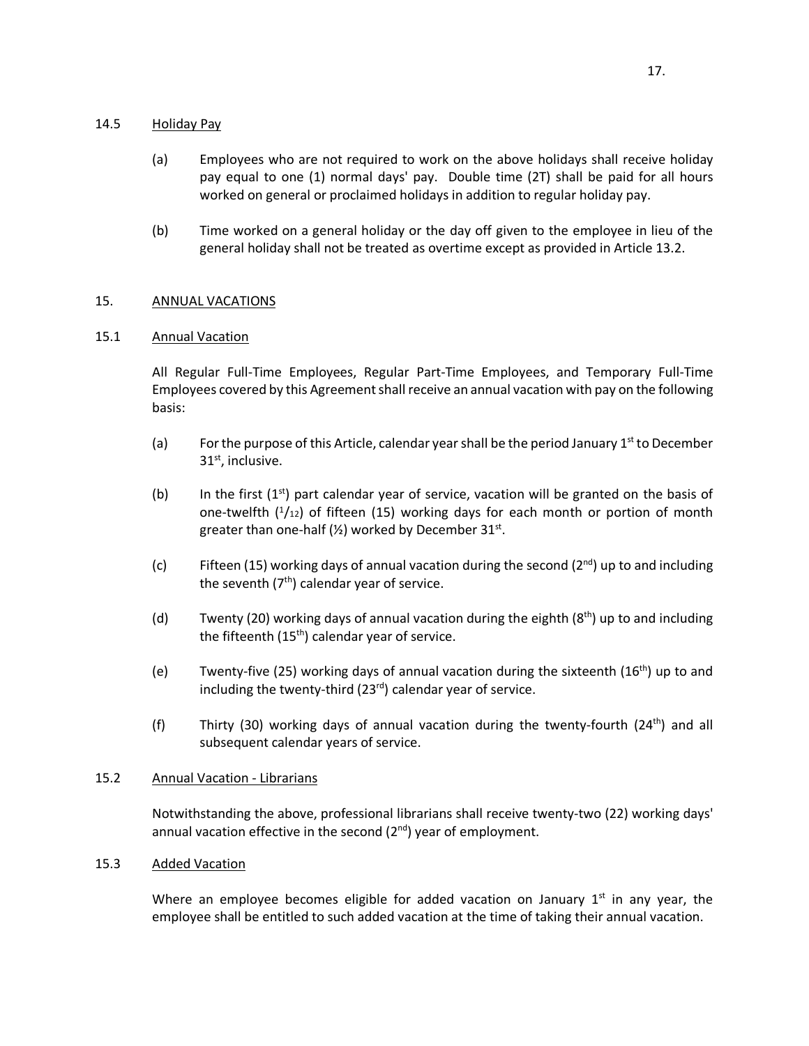### 14.5 Holiday Pay

(a) Employees who are not required to work on the above holidays shall receive holiday pay equal to one (1) normal days' pay. Double time (2T) shall be paid for all hours worked on general or proclaimed holidays in addition to regular holiday pay.

(b) Time worked on a general holiday or the day off given to the employee in lieu of the general holiday shall not be treated as overtime except as provided in Article 13.2.

## 15. ANNUAL VACATIONS

### 15.1 Annual Vacation

All Regular Full-Time Employees, Regular Part-Time Employees, and Temporary Full-Time Employees covered by this Agreement shall receive an annual vacation with pay on the following basis:

(a) For the purpose of this Article, calendar year shall be the period January 1st to December 31st, inclusive.

(b) In the first (1st) part calendar year of service, vacation will be granted on the basis of one-twelfth (1/12) of fifteen (15) working days for each month or portion of month greater than one-half (½) worked by December 31st.

(c) Fifteen (15) working days of annual vacation during the second (2nd) up to and including the seventh (7th) calendar year of service.

(d) Twenty (20) working days of annual vacation during the eighth (8th) up to and including the fifteenth (15th) calendar year of service.

(e) Twenty-five (25) working days of annual vacation during the sixteenth (16th) up to and including the twenty-third (23rd) calendar year of service.

(f) Thirty (30) working days of annual vacation during the twenty-fourth (24th) and all subsequent calendar years of service.

### 15.2 Annual Vacation - Librarians

Notwithstanding the above, professional librarians shall receive twenty-two (22) working days' annual vacation effective in the second (2nd) year of employment.

### 15.3 Added Vacation

Where an employee becomes eligible for added vacation on January 1st in any year, the employee shall be entitled to such added vacation at the time of taking their annual vacation.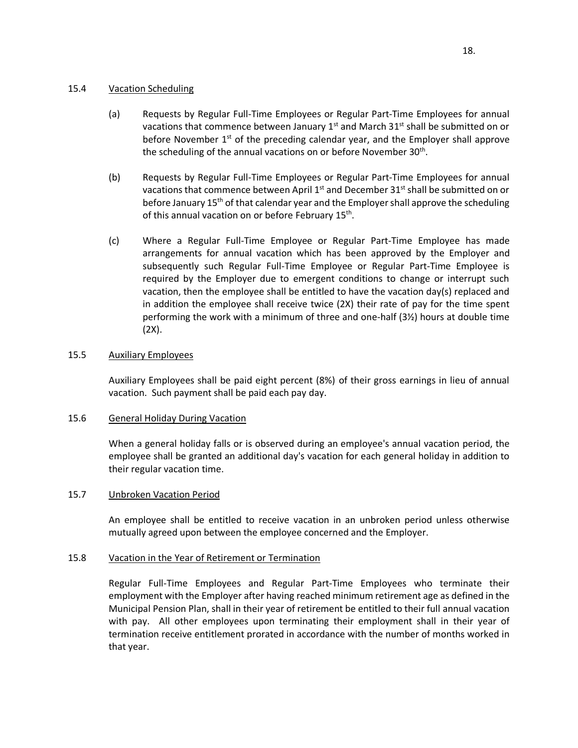### 15.4 Vacation Scheduling

(a) Requests by Regular Full-Time Employees or Regular Part-Time Employees for annual vacations that commence between January 1st and March 31st shall be submitted on or before November 1st of the preceding calendar year, and the Employer shall approve the scheduling of the annual vacations on or before November 30th.

(b) Requests by Regular Full-Time Employees or Regular Part-Time Employees for annual vacations that commence between April 1st and December 31st shall be submitted on or before January 15th of that calendar year and the Employer shall approve the scheduling of this annual vacation on or before February 15th.

(c) Where a Regular Full-Time Employee or Regular Part-Time Employee has made arrangements for annual vacation which has been approved by the Employer and subsequently such Regular Full-Time Employee or Regular Part-Time Employee is required by the Employer due to emergent conditions to change or interrupt such vacation, then the employee shall be entitled to have the vacation day(s) replaced and in addition the employee shall receive twice (2X) their rate of pay for the time spent performing the work with a minimum of three and one-half (3½) hours at double time (2X).

### 15.5 Auxiliary Employees

Auxiliary Employees shall be paid eight percent (8%) of their gross earnings in lieu of annual vacation. Such payment shall be paid each pay day.

### 15.6 General Holiday During Vacation

When a general holiday falls or is observed during an employee's annual vacation period, the employee shall be granted an additional day's vacation for each general holiday in addition to their regular vacation time.

### 15.7 Unbroken Vacation Period

An employee shall be entitled to receive vacation in an unbroken period unless otherwise mutually agreed upon between the employee concerned and the Employer.

### 15.8 Vacation in the Year of Retirement or Termination

Regular Full-Time Employees and Regular Part-Time Employees who terminate their employment with the Employer after having reached minimum retirement age as defined in the Municipal Pension Plan, shall in their year of retirement be entitled to their full annual vacation with pay. All other employees upon terminating their employment shall in their year of termination receive entitlement prorated in accordance with the number of months worked in that year.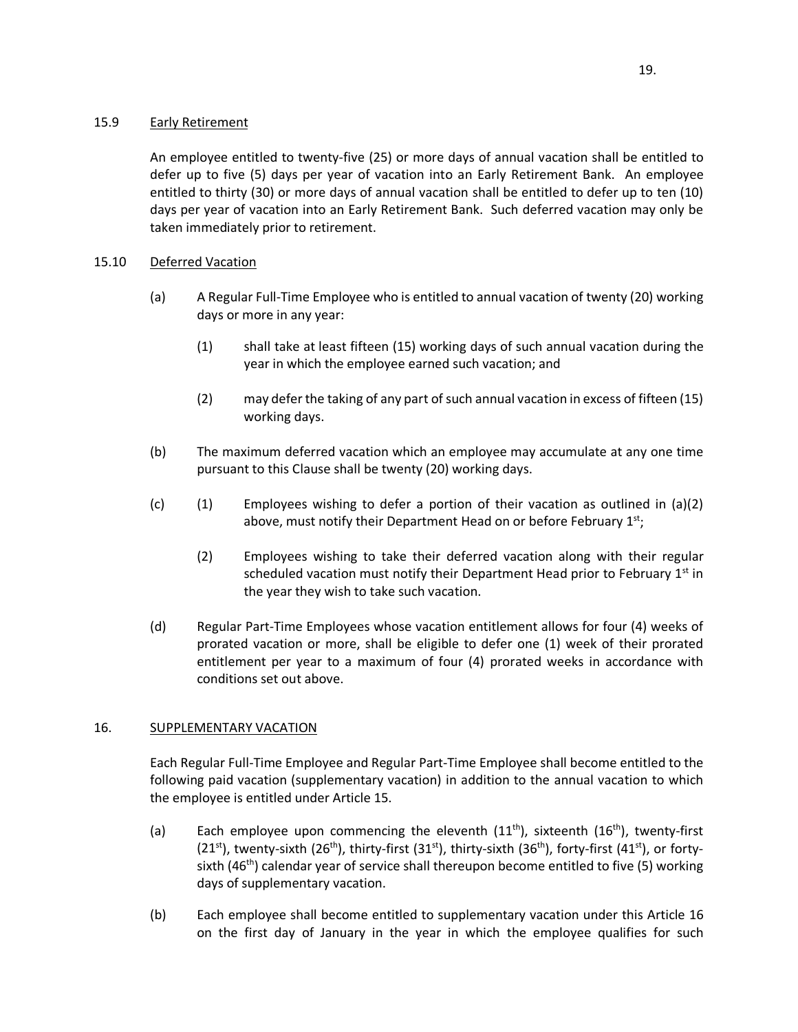### 15.9 Early Retirement

An employee entitled to twenty-five (25) or more days of annual vacation shall be entitled to defer up to five (5) days per year of vacation into an Early Retirement Bank. An employee entitled to thirty (30) or more days of annual vacation shall be entitled to defer up to ten (10) days per year of vacation into an Early Retirement Bank. Such deferred vacation may only be taken immediately prior to retirement.

### 15.10 Deferred Vacation

(a) A Regular Full-Time Employee who is entitled to annual vacation of twenty (20) working days or more in any year:

(1) shall take at least fifteen (15) working days of such annual vacation during the year in which the employee earned such vacation; and

(2) may defer the taking of any part of such annual vacation in excess of fifteen (15) working days.

(b) The maximum deferred vacation which an employee may accumulate at any one time pursuant to this Clause shall be twenty (20) working days.

(c) (1) Employees wishing to defer a portion of their vacation as outlined in (a)(2) above, must notify their Department Head on or before February 1st;

(2) Employees wishing to take their deferred vacation along with their regular scheduled vacation must notify their Department Head prior to February 1st in the year they wish to take such vacation.

(d) Regular Part-Time Employees whose vacation entitlement allows for four (4) weeks of prorated vacation or more, shall be eligible to defer one (1) week of their prorated entitlement per year to a maximum of four (4) prorated weeks in accordance with conditions set out above.

## 16. SUPPLEMENTARY VACATION

Each Regular Full-Time Employee and Regular Part-Time Employee shall become entitled to the following paid vacation (supplementary vacation) in addition to the annual vacation to which the employee is entitled under Article 15.

(a) Each employee upon commencing the eleventh (11th), sixteenth (16th), twenty-first (21st), twenty-sixth (26th), thirty-first (31st), thirty-sixth (36th), forty-first (41st), or forty-sixth (46th) calendar year of service shall thereupon become entitled to five (5) working days of supplementary vacation.

(b) Each employee shall become entitled to supplementary vacation under this Article 16 on the first day of January in the year in which the employee qualifies for such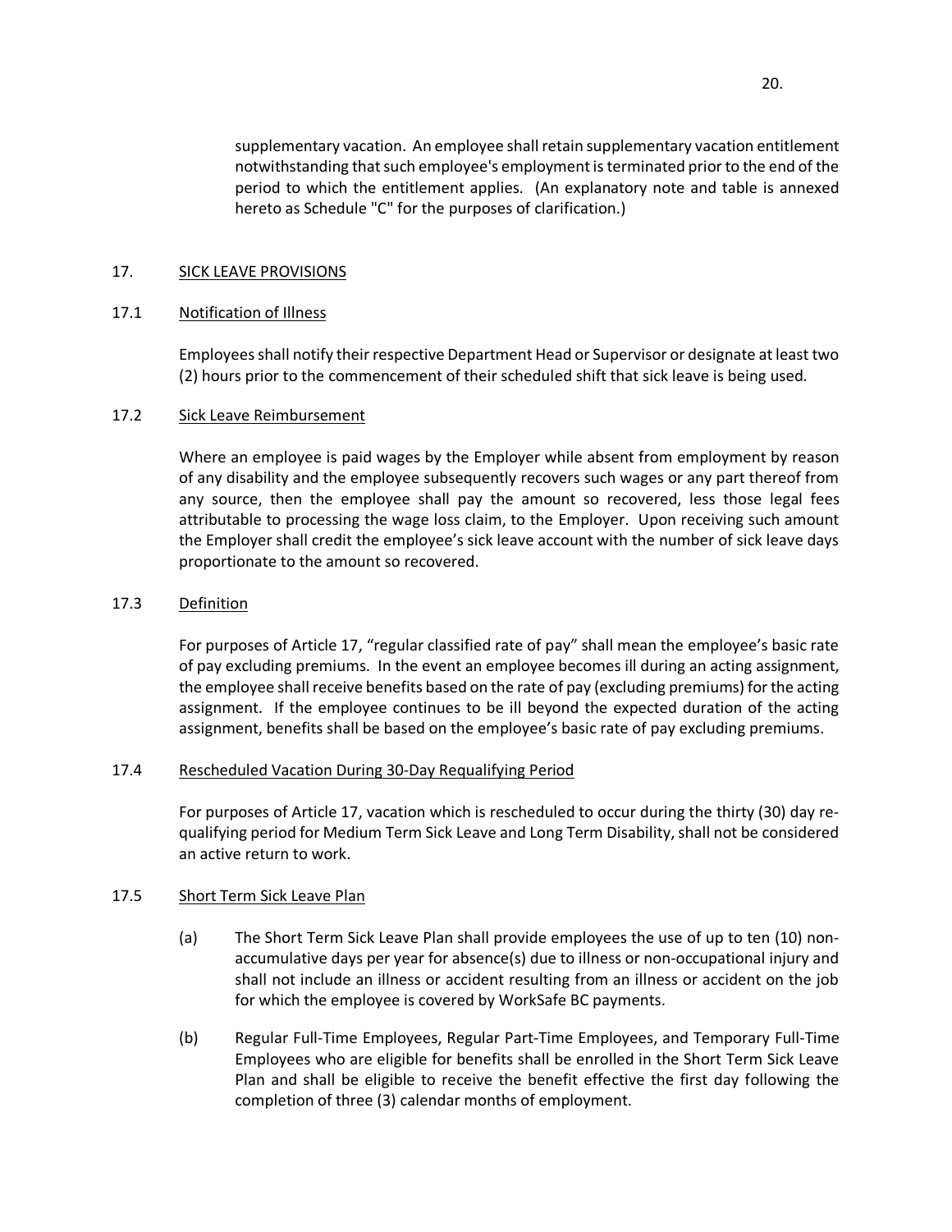supplementary vacation. An employee shall retain supplementary vacation entitlement notwithstanding that such employee's employment is terminated prior to the end of the period to which the entitlement applies. (An explanatory note and table is annexed hereto as Schedule "C" for the purposes of clarification.)

## 17. SICK LEAVE PROVISIONS

### 17.1 Notification of Illness

Employees shall notify their respective Department Head or Supervisor or designate at least two (2) hours prior to the commencement of their scheduled shift that sick leave is being used.

### 17.2 Sick Leave Reimbursement

Where an employee is paid wages by the Employer while absent from employment by reason of any disability and the employee subsequently recovers such wages or any part thereof from any source, then the employee shall pay the amount so recovered, less those legal fees attributable to processing the wage loss claim, to the Employer. Upon receiving such amount the Employer shall credit the employee's sick leave account with the number of sick leave days proportionate to the amount so recovered.

### 17.3 Definition

For purposes of Article 17, "regular classified rate of pay" shall mean the employee's basic rate of pay excluding premiums. In the event an employee becomes ill during an acting assignment, the employee shall receive benefits based on the rate of pay (excluding premiums) for the acting assignment. If the employee continues to be ill beyond the expected duration of the acting assignment, benefits shall be based on the employee's basic rate of pay excluding premiums.

### 17.4 Rescheduled Vacation During 30-Day Requalifying Period

For purposes of Article 17, vacation which is rescheduled to occur during the thirty (30) day re-qualifying period for Medium Term Sick Leave and Long Term Disability, shall not be considered an active return to work.

### 17.5 Short Term Sick Leave Plan

(a) The Short Term Sick Leave Plan shall provide employees the use of up to ten (10) non-accumulative days per year for absence(s) due to illness or non-occupational injury and shall not include an illness or accident resulting from an illness or accident on the job for which the employee is covered by WorkSafe BC payments.

(b) Regular Full-Time Employees, Regular Part-Time Employees, and Temporary Full-Time Employees who are eligible for benefits shall be enrolled in the Short Term Sick Leave Plan and shall be eligible to receive the benefit effective the first day following the completion of three (3) calendar months of employment.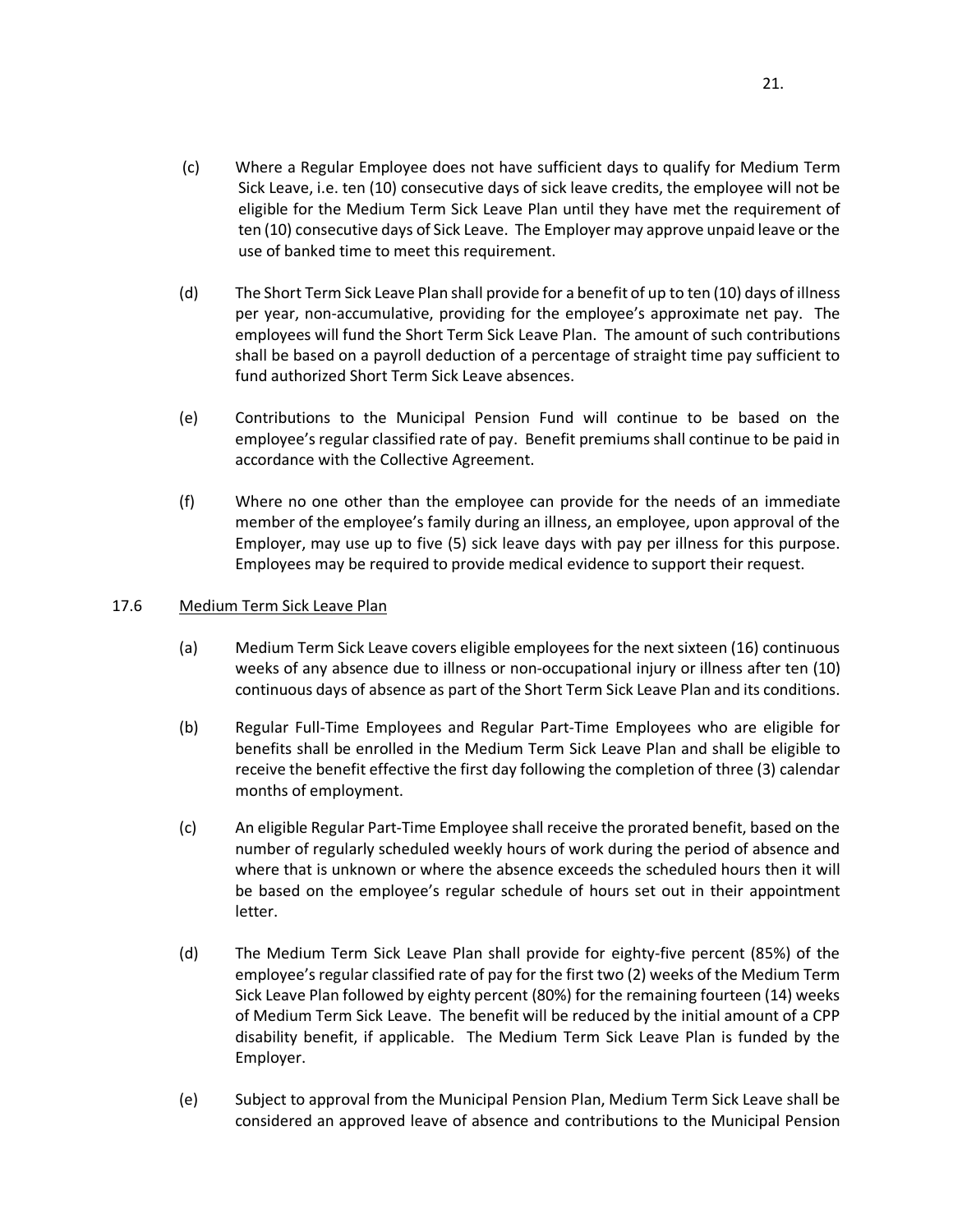(c) Where a Regular Employee does not have sufficient days to qualify for Medium Term Sick Leave, i.e. ten (10) consecutive days of sick leave credits, the employee will not be eligible for the Medium Term Sick Leave Plan until they have met the requirement of ten (10) consecutive days of Sick Leave. The Employer may approve unpaid leave or the use of banked time to meet this requirement.

(d) The Short Term Sick Leave Plan shall provide for a benefit of up to ten (10) days of illness per year, non-accumulative, providing for the employee's approximate net pay. The employees will fund the Short Term Sick Leave Plan. The amount of such contributions shall be based on a payroll deduction of a percentage of straight time pay sufficient to fund authorized Short Term Sick Leave absences.

(e) Contributions to the Municipal Pension Fund will continue to be based on the employee's regular classified rate of pay. Benefit premiums shall continue to be paid in accordance with the Collective Agreement.

(f) Where no one other than the employee can provide for the needs of an immediate member of the employee's family during an illness, an employee, upon approval of the Employer, may use up to five (5) sick leave days with pay per illness for this purpose. Employees may be required to provide medical evidence to support their request.

17.6 <u>Medium Term Sick Leave Plan</u>

(a) Medium Term Sick Leave covers eligible employees for the next sixteen (16) continuous weeks of any absence due to illness or non-occupational injury or illness after ten (10) continuous days of absence as part of the Short Term Sick Leave Plan and its conditions.

(b) Regular Full-Time Employees and Regular Part-Time Employees who are eligible for benefits shall be enrolled in the Medium Term Sick Leave Plan and shall be eligible to receive the benefit effective the first day following the completion of three (3) calendar months of employment.

(c) An eligible Regular Part-Time Employee shall receive the prorated benefit, based on the number of regularly scheduled weekly hours of work during the period of absence and where that is unknown or where the absence exceeds the scheduled hours then it will be based on the employee's regular schedule of hours set out in their appointment letter.

(d) The Medium Term Sick Leave Plan shall provide for eighty-five percent (85%) of the employee's regular classified rate of pay for the first two (2) weeks of the Medium Term Sick Leave Plan followed by eighty percent (80%) for the remaining fourteen (14) weeks of Medium Term Sick Leave. The benefit will be reduced by the initial amount of a CPP disability benefit, if applicable. The Medium Term Sick Leave Plan is funded by the Employer.

(e) Subject to approval from the Municipal Pension Plan, Medium Term Sick Leave shall be considered an approved leave of absence and contributions to the Municipal Pension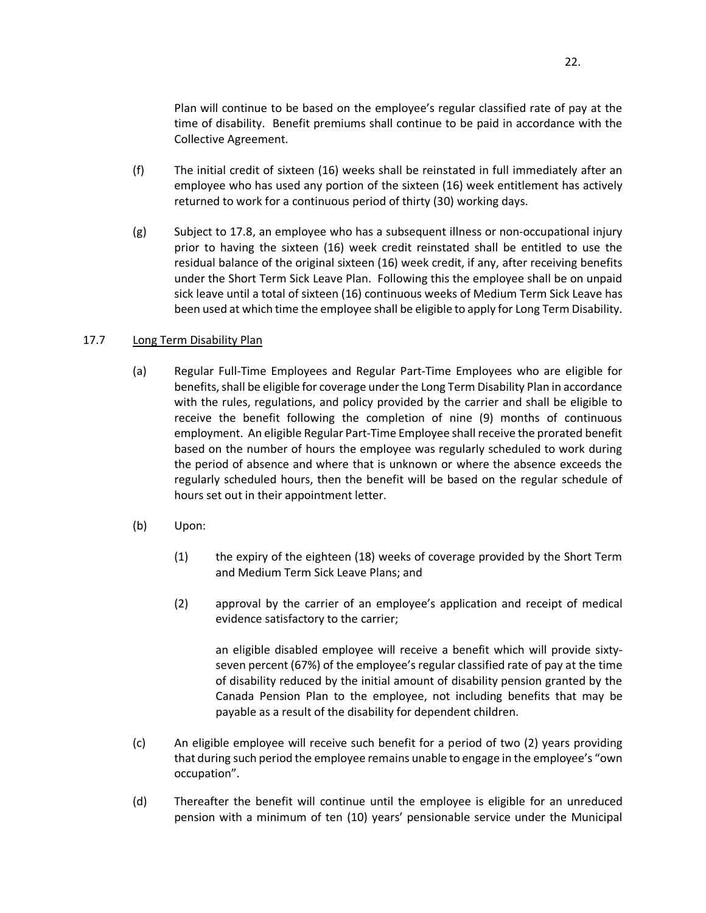Plan will continue to be based on the employee's regular classified rate of pay at the time of disability. Benefit premiums shall continue to be paid in accordance with the Collective Agreement.

(f) The initial credit of sixteen (16) weeks shall be reinstated in full immediately after an employee who has used any portion of the sixteen (16) week entitlement has actively returned to work for a continuous period of thirty (30) working days.

(g) Subject to 17.8, an employee who has a subsequent illness or non-occupational injury prior to having the sixteen (16) week credit reinstated shall be entitled to use the residual balance of the original sixteen (16) week credit, if any, after receiving benefits under the Short Term Sick Leave Plan. Following this the employee shall be on unpaid sick leave until a total of sixteen (16) continuous weeks of Medium Term Sick Leave has been used at which time the employee shall be eligible to apply for Long Term Disability.

17.7 Long Term Disability Plan

(a) Regular Full-Time Employees and Regular Part-Time Employees who are eligible for benefits, shall be eligible for coverage under the Long Term Disability Plan in accordance with the rules, regulations, and policy provided by the carrier and shall be eligible to receive the benefit following the completion of nine (9) months of continuous employment. An eligible Regular Part-Time Employee shall receive the prorated benefit based on the number of hours the employee was regularly scheduled to work during the period of absence and where that is unknown or where the absence exceeds the regularly scheduled hours, then the benefit will be based on the regular schedule of hours set out in their appointment letter.

(b) Upon:

(1) the expiry of the eighteen (18) weeks of coverage provided by the Short Term and Medium Term Sick Leave Plans; and

(2) approval by the carrier of an employee's application and receipt of medical evidence satisfactory to the carrier;

an eligible disabled employee will receive a benefit which will provide sixty-seven percent (67%) of the employee's regular classified rate of pay at the time of disability reduced by the initial amount of disability pension granted by the Canada Pension Plan to the employee, not including benefits that may be payable as a result of the disability for dependent children.

(c) An eligible employee will receive such benefit for a period of two (2) years providing that during such period the employee remains unable to engage in the employee's "own occupation".

(d) Thereafter the benefit will continue until the employee is eligible for an unreduced pension with a minimum of ten (10) years' pensionable service under the Municipal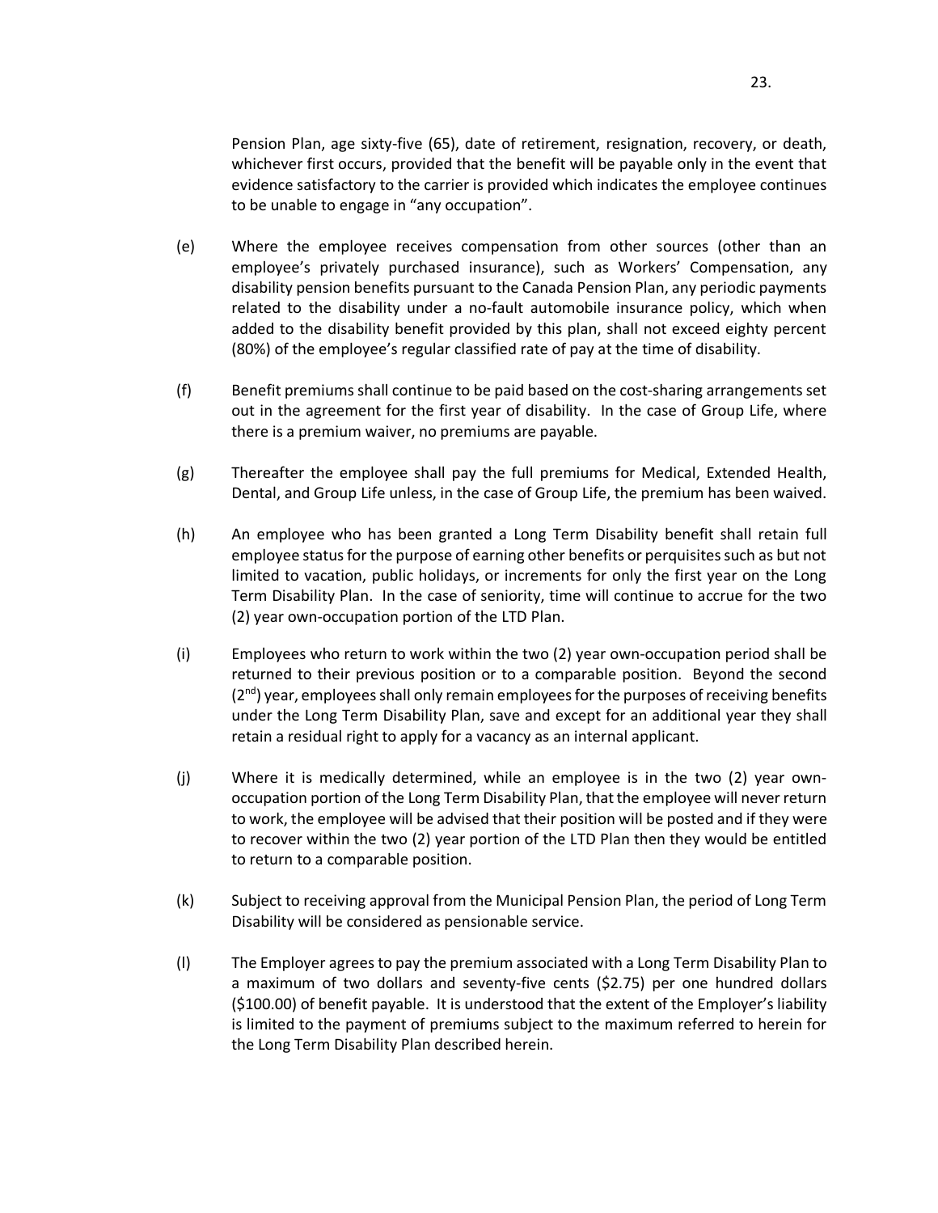Pension Plan, age sixty-five (65), date of retirement, resignation, recovery, or death, whichever first occurs, provided that the benefit will be payable only in the event that evidence satisfactory to the carrier is provided which indicates the employee continues to be unable to engage in "any occupation".

(e) Where the employee receives compensation from other sources (other than an employee's privately purchased insurance), such as Workers' Compensation, any disability pension benefits pursuant to the Canada Pension Plan, any periodic payments related to the disability under a no-fault automobile insurance policy, which when added to the disability benefit provided by this plan, shall not exceed eighty percent (80%) of the employee's regular classified rate of pay at the time of disability.

(f) Benefit premiums shall continue to be paid based on the cost-sharing arrangements set out in the agreement for the first year of disability. In the case of Group Life, where there is a premium waiver, no premiums are payable.

(g) Thereafter the employee shall pay the full premiums for Medical, Extended Health, Dental, and Group Life unless, in the case of Group Life, the premium has been waived.

(h) An employee who has been granted a Long Term Disability benefit shall retain full employee status for the purpose of earning other benefits or perquisites such as but not limited to vacation, public holidays, or increments for only the first year on the Long Term Disability Plan. In the case of seniority, time will continue to accrue for the two (2) year own-occupation portion of the LTD Plan.

(i) Employees who return to work within the two (2) year own-occupation period shall be returned to their previous position or to a comparable position. Beyond the second (2nd) year, employees shall only remain employees for the purposes of receiving benefits under the Long Term Disability Plan, save and except for an additional year they shall retain a residual right to apply for a vacancy as an internal applicant.

(j) Where it is medically determined, while an employee is in the two (2) year own-occupation portion of the Long Term Disability Plan, that the employee will never return to work, the employee will be advised that their position will be posted and if they were to recover within the two (2) year portion of the LTD Plan then they would be entitled to return to a comparable position.

(k) Subject to receiving approval from the Municipal Pension Plan, the period of Long Term Disability will be considered as pensionable service.

(l) The Employer agrees to pay the premium associated with a Long Term Disability Plan to a maximum of two dollars and seventy-five cents ($2.75) per one hundred dollars ($100.00) of benefit payable. It is understood that the extent of the Employer's liability is limited to the payment of premiums subject to the maximum referred to herein for the Long Term Disability Plan described herein.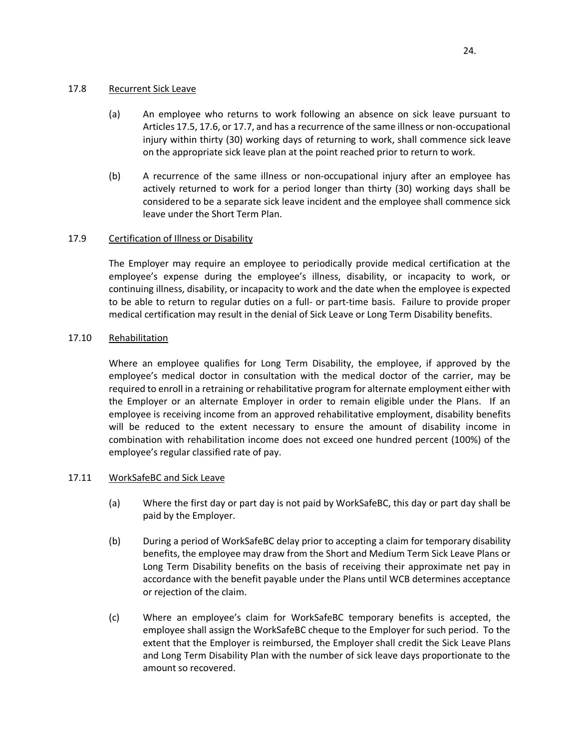### 17.8 Recurrent Sick Leave

(a) An employee who returns to work following an absence on sick leave pursuant to Articles 17.5, 17.6, or 17.7, and has a recurrence of the same illness or non-occupational injury within thirty (30) working days of returning to work, shall commence sick leave on the appropriate sick leave plan at the point reached prior to return to work.

(b) A recurrence of the same illness or non-occupational injury after an employee has actively returned to work for a period longer than thirty (30) working days shall be considered to be a separate sick leave incident and the employee shall commence sick leave under the Short Term Plan.

### 17.9 Certification of Illness or Disability

The Employer may require an employee to periodically provide medical certification at the employee's expense during the employee's illness, disability, or incapacity to work, or continuing illness, disability, or incapacity to work and the date when the employee is expected to be able to return to regular duties on a full- or part-time basis. Failure to provide proper medical certification may result in the denial of Sick Leave or Long Term Disability benefits.

### 17.10 Rehabilitation

Where an employee qualifies for Long Term Disability, the employee, if approved by the employee's medical doctor in consultation with the medical doctor of the carrier, may be required to enroll in a retraining or rehabilitative program for alternate employment either with the Employer or an alternate Employer in order to remain eligible under the Plans. If an employee is receiving income from an approved rehabilitative employment, disability benefits will be reduced to the extent necessary to ensure the amount of disability income in combination with rehabilitation income does not exceed one hundred percent (100%) of the employee's regular classified rate of pay.

### 17.11 WorkSafeBC and Sick Leave

(a) Where the first day or part day is not paid by WorkSafeBC, this day or part day shall be paid by the Employer.

(b) During a period of WorkSafeBC delay prior to accepting a claim for temporary disability benefits, the employee may draw from the Short and Medium Term Sick Leave Plans or Long Term Disability benefits on the basis of receiving their approximate net pay in accordance with the benefit payable under the Plans until WCB determines acceptance or rejection of the claim.

(c) Where an employee's claim for WorkSafeBC temporary benefits is accepted, the employee shall assign the WorkSafeBC cheque to the Employer for such period. To the extent that the Employer is reimbursed, the Employer shall credit the Sick Leave Plans and Long Term Disability Plan with the number of sick leave days proportionate to the amount so recovered.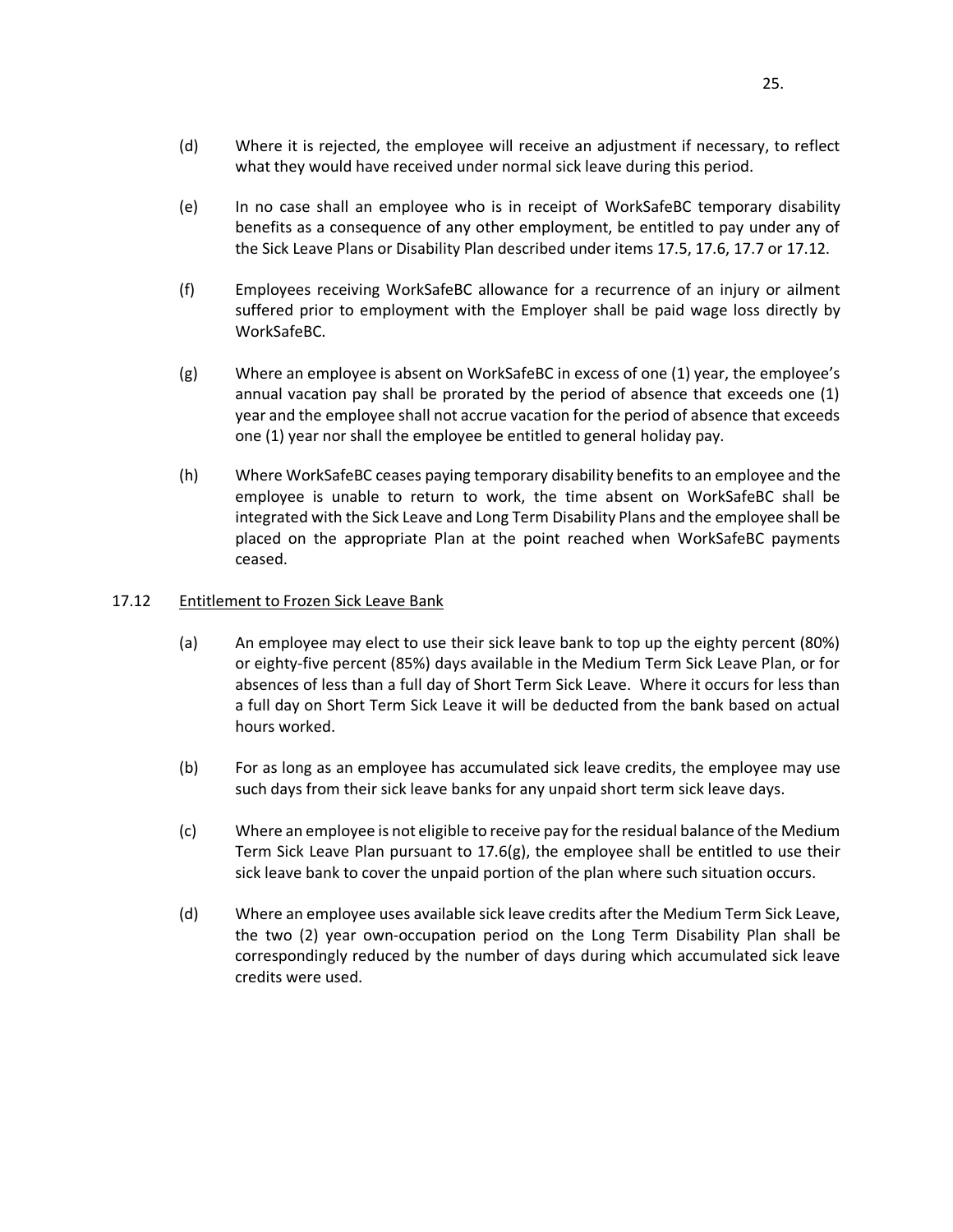(d) Where it is rejected, the employee will receive an adjustment if necessary, to reflect what they would have received under normal sick leave during this period.

(e) In no case shall an employee who is in receipt of WorkSafeBC temporary disability benefits as a consequence of any other employment, be entitled to pay under any of the Sick Leave Plans or Disability Plan described under items 17.5, 17.6, 17.7 or 17.12.

(f) Employees receiving WorkSafeBC allowance for a recurrence of an injury or ailment suffered prior to employment with the Employer shall be paid wage loss directly by WorkSafeBC.

(g) Where an employee is absent on WorkSafeBC in excess of one (1) year, the employee's annual vacation pay shall be prorated by the period of absence that exceeds one (1) year and the employee shall not accrue vacation for the period of absence that exceeds one (1) year nor shall the employee be entitled to general holiday pay.

(h) Where WorkSafeBC ceases paying temporary disability benefits to an employee and the employee is unable to return to work, the time absent on WorkSafeBC shall be integrated with the Sick Leave and Long Term Disability Plans and the employee shall be placed on the appropriate Plan at the point reached when WorkSafeBC payments ceased.

17.12 Entitlement to Frozen Sick Leave Bank

(a) An employee may elect to use their sick leave bank to top up the eighty percent (80%) or eighty-five percent (85%) days available in the Medium Term Sick Leave Plan, or for absences of less than a full day of Short Term Sick Leave. Where it occurs for less than a full day on Short Term Sick Leave it will be deducted from the bank based on actual hours worked.

(b) For as long as an employee has accumulated sick leave credits, the employee may use such days from their sick leave banks for any unpaid short term sick leave days.

(c) Where an employee is not eligible to receive pay for the residual balance of the Medium Term Sick Leave Plan pursuant to 17.6(g), the employee shall be entitled to use their sick leave bank to cover the unpaid portion of the plan where such situation occurs.

(d) Where an employee uses available sick leave credits after the Medium Term Sick Leave, the two (2) year own-occupation period on the Long Term Disability Plan shall be correspondingly reduced by the number of days during which accumulated sick leave credits were used.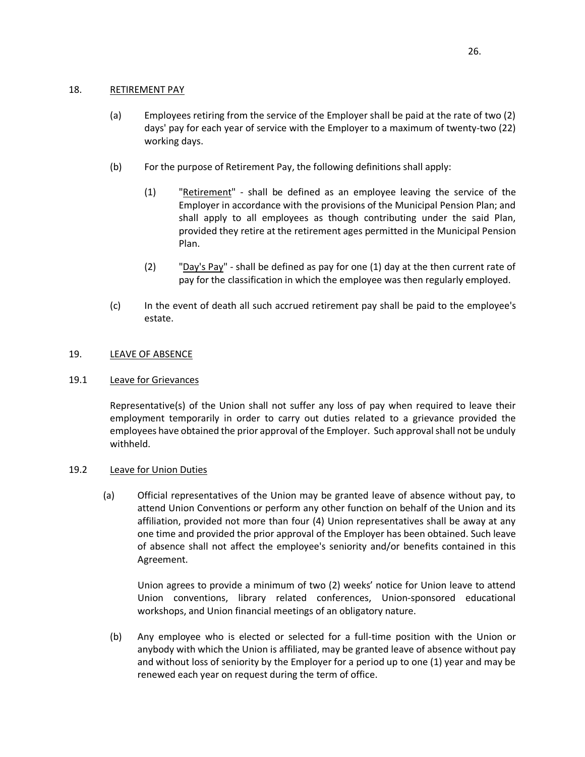## 18. RETIREMENT PAY

(a) Employees retiring from the service of the Employer shall be paid at the rate of two (2) days' pay for each year of service with the Employer to a maximum of twenty-two (22) working days.

(b) For the purpose of Retirement Pay, the following definitions shall apply:

(1) "Retirement" - shall be defined as an employee leaving the service of the Employer in accordance with the provisions of the Municipal Pension Plan; and shall apply to all employees as though contributing under the said Plan, provided they retire at the retirement ages permitted in the Municipal Pension Plan.

(2) "Day's Pay" - shall be defined as pay for one (1) day at the then current rate of pay for the classification in which the employee was then regularly employed.

(c) In the event of death all such accrued retirement pay shall be paid to the employee's estate.

## 19. LEAVE OF ABSENCE

### 19.1 Leave for Grievances

Representative(s) of the Union shall not suffer any loss of pay when required to leave their employment temporarily in order to carry out duties related to a grievance provided the employees have obtained the prior approval of the Employer. Such approval shall not be unduly withheld.

### 19.2 Leave for Union Duties

(a) Official representatives of the Union may be granted leave of absence without pay, to attend Union Conventions or perform any other function on behalf of the Union and its affiliation, provided not more than four (4) Union representatives shall be away at any one time and provided the prior approval of the Employer has been obtained. Such leave of absence shall not affect the employee's seniority and/or benefits contained in this Agreement.

Union agrees to provide a minimum of two (2) weeks' notice for Union leave to attend Union conventions, library related conferences, Union-sponsored educational workshops, and Union financial meetings of an obligatory nature.

(b) Any employee who is elected or selected for a full-time position with the Union or anybody with which the Union is affiliated, may be granted leave of absence without pay and without loss of seniority by the Employer for a period up to one (1) year and may be renewed each year on request during the term of office.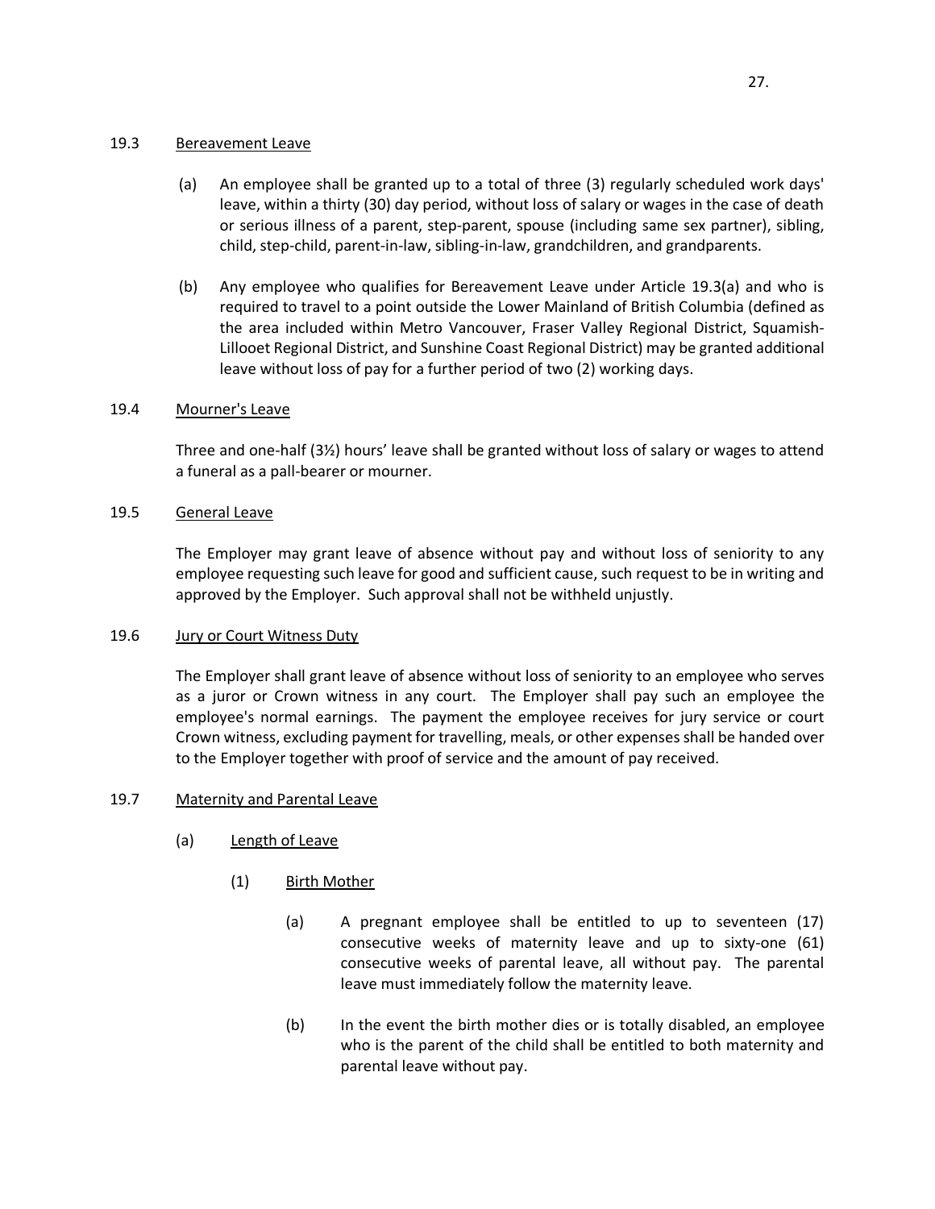### 19.3 Bereavement Leave

(a) An employee shall be granted up to a total of three (3) regularly scheduled work days' leave, within a thirty (30) day period, without loss of salary or wages in the case of death or serious illness of a parent, step-parent, spouse (including same sex partner), sibling, child, step-child, parent-in-law, sibling-in-law, grandchildren, and grandparents.

(b) Any employee who qualifies for Bereavement Leave under Article 19.3(a) and who is required to travel to a point outside the Lower Mainland of British Columbia (defined as the area included within Metro Vancouver, Fraser Valley Regional District, Squamish-Lillooet Regional District, and Sunshine Coast Regional District) may be granted additional leave without loss of pay for a further period of two (2) working days.

### 19.4 Mourner's Leave

Three and one-half (3½) hours' leave shall be granted without loss of salary or wages to attend a funeral as a pall-bearer or mourner.

### 19.5 General Leave

The Employer may grant leave of absence without pay and without loss of seniority to any employee requesting such leave for good and sufficient cause, such request to be in writing and approved by the Employer. Such approval shall not be withheld unjustly.

### 19.6 Jury or Court Witness Duty

The Employer shall grant leave of absence without loss of seniority to an employee who serves as a juror or Crown witness in any court. The Employer shall pay such an employee the employee's normal earnings. The payment the employee receives for jury service or court Crown witness, excluding payment for travelling, meals, or other expenses shall be handed over to the Employer together with proof of service and the amount of pay received.

### 19.7 Maternity and Parental Leave

(a) Length of Leave

(1) Birth Mother

(a) A pregnant employee shall be entitled to up to seventeen (17) consecutive weeks of maternity leave and up to sixty-one (61) consecutive weeks of parental leave, all without pay. The parental leave must immediately follow the maternity leave.

(b) In the event the birth mother dies or is totally disabled, an employee who is the parent of the child shall be entitled to both maternity and parental leave without pay.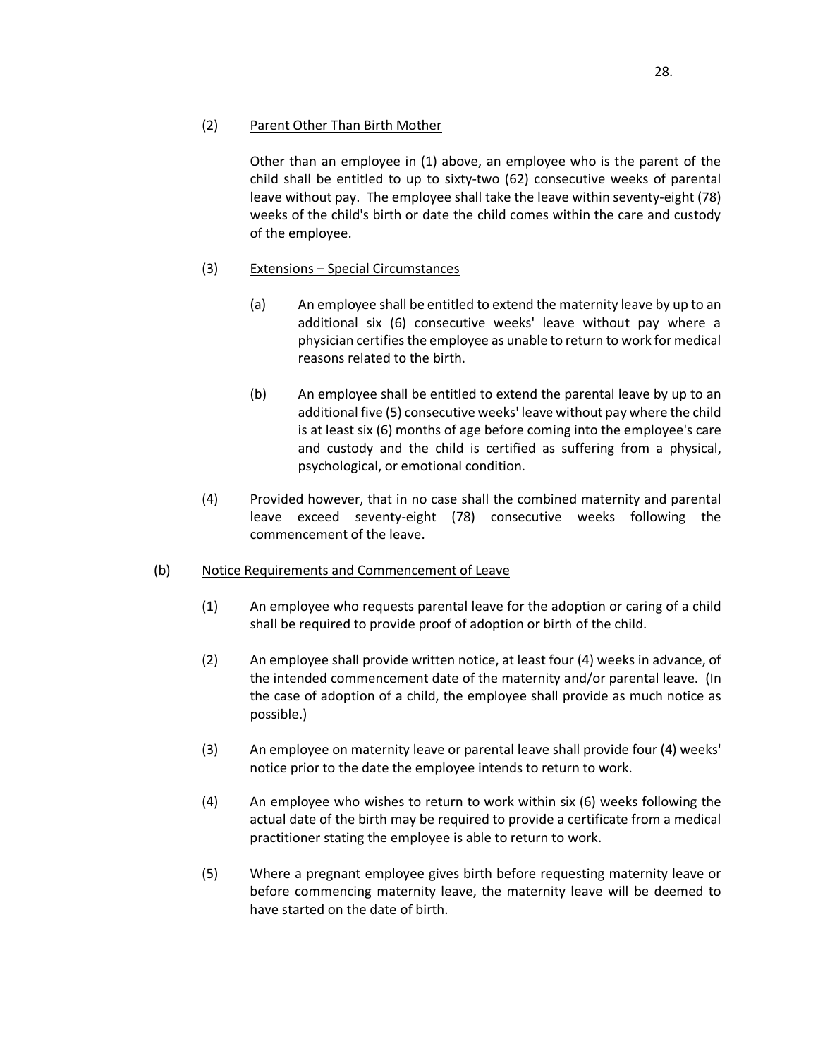(2) <u>Parent Other Than Birth Mother</u>

Other than an employee in (1) above, an employee who is the parent of the child shall be entitled to up to sixty-two (62) consecutive weeks of parental leave without pay. The employee shall take the leave within seventy-eight (78) weeks of the child's birth or date the child comes within the care and custody of the employee.

(3) <u>Extensions – Special Circumstances</u>

(a) An employee shall be entitled to extend the maternity leave by up to an additional six (6) consecutive weeks' leave without pay where a physician certifies the employee as unable to return to work for medical reasons related to the birth.

(b) An employee shall be entitled to extend the parental leave by up to an additional five (5) consecutive weeks' leave without pay where the child is at least six (6) months of age before coming into the employee's care and custody and the child is certified as suffering from a physical, psychological, or emotional condition.

(4) Provided however, that in no case shall the combined maternity and parental leave exceed seventy-eight (78) consecutive weeks following the commencement of the leave.

(b) <u>Notice Requirements and Commencement of Leave</u>

(1) An employee who requests parental leave for the adoption or caring of a child shall be required to provide proof of adoption or birth of the child.

(2) An employee shall provide written notice, at least four (4) weeks in advance, of the intended commencement date of the maternity and/or parental leave. (In the case of adoption of a child, the employee shall provide as much notice as possible.)

(3) An employee on maternity leave or parental leave shall provide four (4) weeks' notice prior to the date the employee intends to return to work.

(4) An employee who wishes to return to work within six (6) weeks following the actual date of the birth may be required to provide a certificate from a medical practitioner stating the employee is able to return to work.

(5) Where a pregnant employee gives birth before requesting maternity leave or before commencing maternity leave, the maternity leave will be deemed to have started on the date of birth.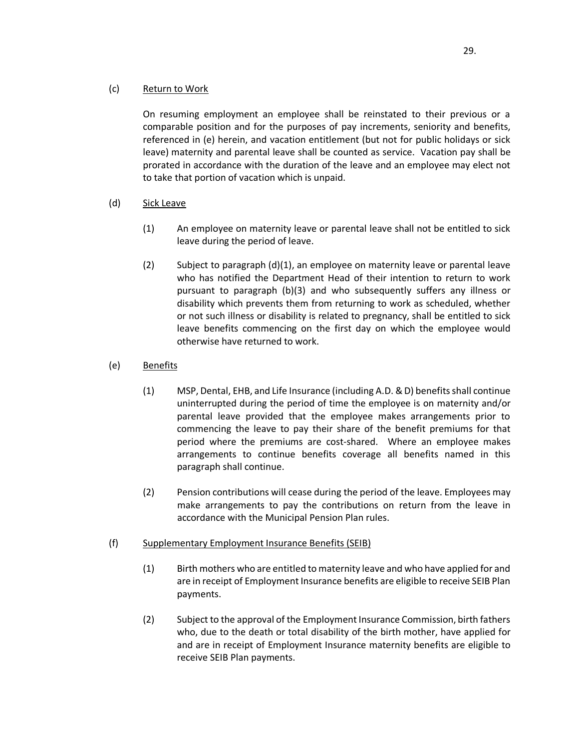(c) Return to Work

On resuming employment an employee shall be reinstated to their previous or a comparable position and for the purposes of pay increments, seniority and benefits, referenced in (e) herein, and vacation entitlement (but not for public holidays or sick leave) maternity and parental leave shall be counted as service. Vacation pay shall be prorated in accordance with the duration of the leave and an employee may elect not to take that portion of vacation which is unpaid.

(d) Sick Leave

(1) An employee on maternity leave or parental leave shall not be entitled to sick leave during the period of leave.

(2) Subject to paragraph (d)(1), an employee on maternity leave or parental leave who has notified the Department Head of their intention to return to work pursuant to paragraph (b)(3) and who subsequently suffers any illness or disability which prevents them from returning to work as scheduled, whether or not such illness or disability is related to pregnancy, shall be entitled to sick leave benefits commencing on the first day on which the employee would otherwise have returned to work.

(e) Benefits

(1) MSP, Dental, EHB, and Life Insurance (including A.D. & D) benefits shall continue uninterrupted during the period of time the employee is on maternity and/or parental leave provided that the employee makes arrangements prior to commencing the leave to pay their share of the benefit premiums for that period where the premiums are cost-shared. Where an employee makes arrangements to continue benefits coverage all benefits named in this paragraph shall continue.

(2) Pension contributions will cease during the period of the leave. Employees may make arrangements to pay the contributions on return from the leave in accordance with the Municipal Pension Plan rules.

(f) Supplementary Employment Insurance Benefits (SEIB)

(1) Birth mothers who are entitled to maternity leave and who have applied for and are in receipt of Employment Insurance benefits are eligible to receive SEIB Plan payments.

(2) Subject to the approval of the Employment Insurance Commission, birth fathers who, due to the death or total disability of the birth mother, have applied for and are in receipt of Employment Insurance maternity benefits are eligible to receive SEIB Plan payments.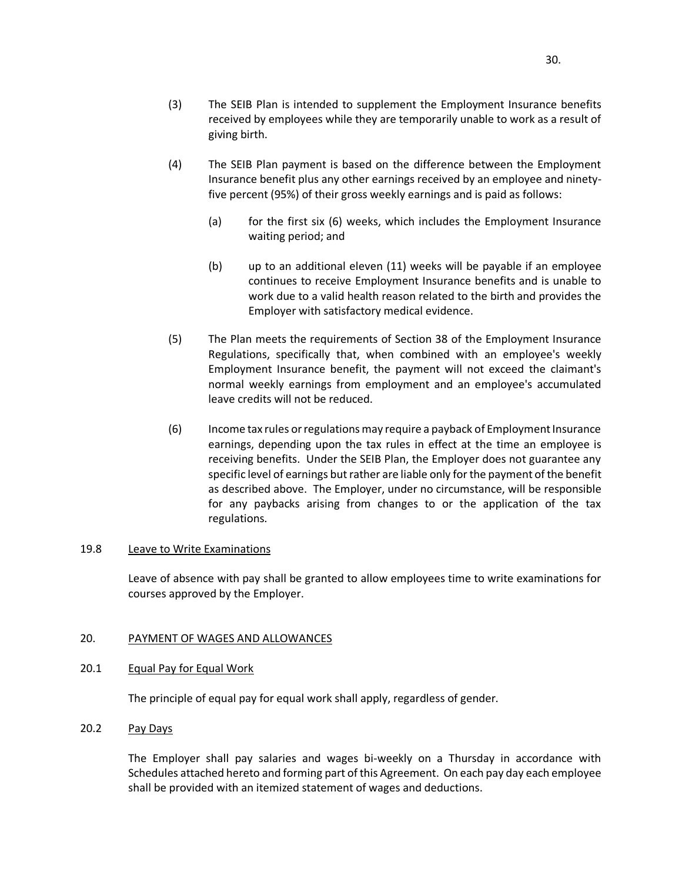(3) The SEIB Plan is intended to supplement the Employment Insurance benefits received by employees while they are temporarily unable to work as a result of giving birth.

(4) The SEIB Plan payment is based on the difference between the Employment Insurance benefit plus any other earnings received by an employee and ninety-five percent (95%) of their gross weekly earnings and is paid as follows:

> (a) for the first six (6) weeks, which includes the Employment Insurance waiting period; and
>
> (b) up to an additional eleven (11) weeks will be payable if an employee continues to receive Employment Insurance benefits and is unable to work due to a valid health reason related to the birth and provides the Employer with satisfactory medical evidence.

(5) The Plan meets the requirements of Section 38 of the Employment Insurance Regulations, specifically that, when combined with an employee's weekly Employment Insurance benefit, the payment will not exceed the claimant's normal weekly earnings from employment and an employee's accumulated leave credits will not be reduced.

(6) Income tax rules or regulations may require a payback of Employment Insurance earnings, depending upon the tax rules in effect at the time an employee is receiving benefits. Under the SEIB Plan, the Employer does not guarantee any specific level of earnings but rather are liable only for the payment of the benefit as described above. The Employer, under no circumstance, will be responsible for any paybacks arising from changes to or the application of the tax regulations.

### 19.8 Leave to Write Examinations

Leave of absence with pay shall be granted to allow employees time to write examinations for courses approved by the Employer.

## 20. PAYMENT OF WAGES AND ALLOWANCES

### 20.1 Equal Pay for Equal Work

The principle of equal pay for equal work shall apply, regardless of gender.

### 20.2 Pay Days

The Employer shall pay salaries and wages bi-weekly on a Thursday in accordance with Schedules attached hereto and forming part of this Agreement. On each pay day each employee shall be provided with an itemized statement of wages and deductions.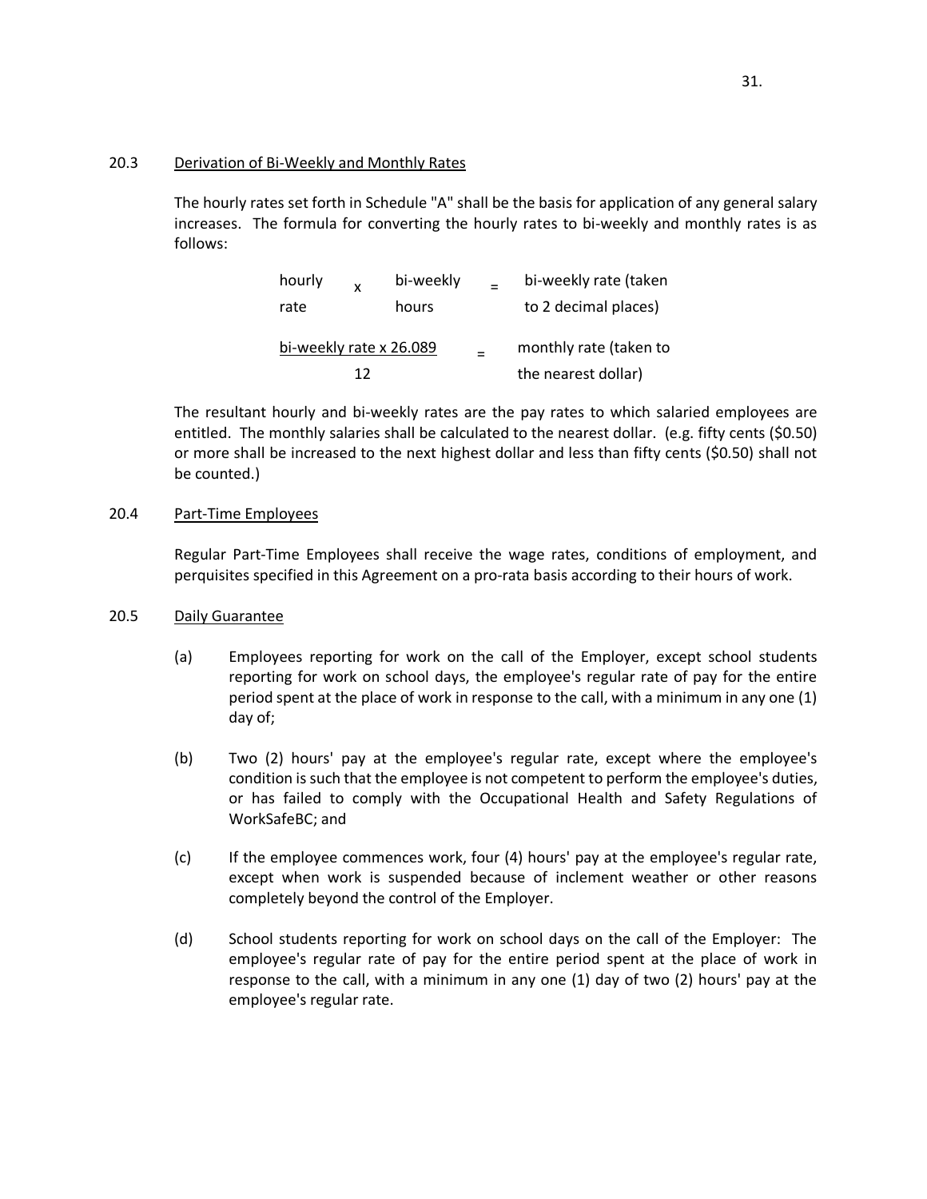### 20.3 Derivation of Bi-Weekly and Monthly Rates

The hourly rates set forth in Schedule "A" shall be the basis for application of any general salary increases. The formula for converting the hourly rates to bi-weekly and monthly rates is as follows:

$$\text{hourly rate} \times \text{bi-weekly hours} = \text{bi-weekly rate (taken to 2 decimal places)}$$

$$\frac{\text{bi-weekly rate} \times 26.089}{12} = \text{monthly rate (taken to the nearest dollar)}$$

The resultant hourly and bi-weekly rates are the pay rates to which salaried employees are entitled. The monthly salaries shall be calculated to the nearest dollar. (e.g. fifty cents ($0.50) or more shall be increased to the next highest dollar and less than fifty cents ($0.50) shall not be counted.)

### 20.4 Part-Time Employees

Regular Part-Time Employees shall receive the wage rates, conditions of employment, and perquisites specified in this Agreement on a pro-rata basis according to their hours of work.

### 20.5 Daily Guarantee

(a) Employees reporting for work on the call of the Employer, except school students reporting for work on school days, the employee's regular rate of pay for the entire period spent at the place of work in response to the call, with a minimum in any one (1) day of;

(b) Two (2) hours' pay at the employee's regular rate, except where the employee's condition is such that the employee is not competent to perform the employee's duties, or has failed to comply with the Occupational Health and Safety Regulations of WorkSafeBC; and

(c) If the employee commences work, four (4) hours' pay at the employee's regular rate, except when work is suspended because of inclement weather or other reasons completely beyond the control of the Employer.

(d) School students reporting for work on school days on the call of the Employer: The employee's regular rate of pay for the entire period spent at the place of work in response to the call, with a minimum in any one (1) day of two (2) hours' pay at the employee's regular rate.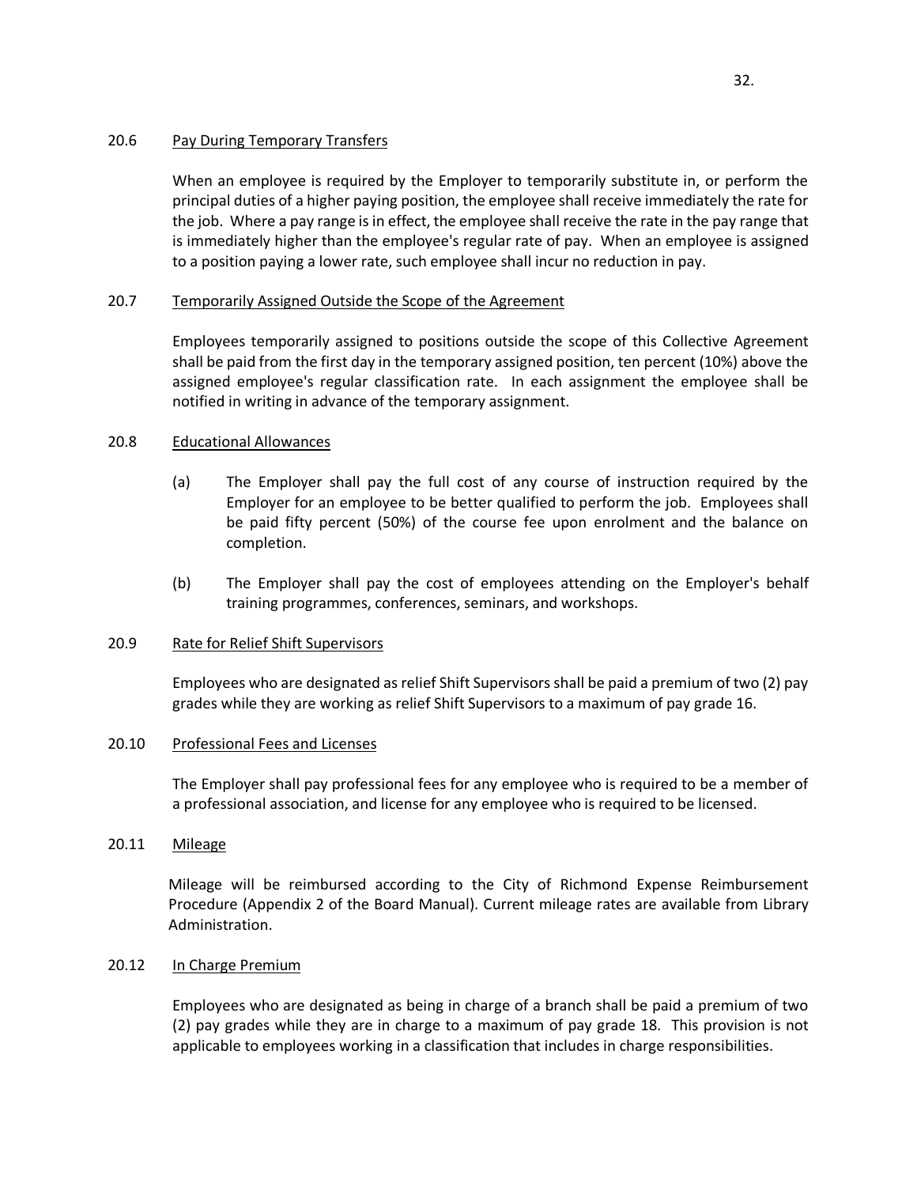### 20.6 Pay During Temporary Transfers

When an employee is required by the Employer to temporarily substitute in, or perform the principal duties of a higher paying position, the employee shall receive immediately the rate for the job. Where a pay range is in effect, the employee shall receive the rate in the pay range that is immediately higher than the employee's regular rate of pay. When an employee is assigned to a position paying a lower rate, such employee shall incur no reduction in pay.

### 20.7 Temporarily Assigned Outside the Scope of the Agreement

Employees temporarily assigned to positions outside the scope of this Collective Agreement shall be paid from the first day in the temporary assigned position, ten percent (10%) above the assigned employee's regular classification rate. In each assignment the employee shall be notified in writing in advance of the temporary assignment.

### 20.8 Educational Allowances

(a) The Employer shall pay the full cost of any course of instruction required by the Employer for an employee to be better qualified to perform the job. Employees shall be paid fifty percent (50%) of the course fee upon enrolment and the balance on completion.

(b) The Employer shall pay the cost of employees attending on the Employer's behalf training programmes, conferences, seminars, and workshops.

### 20.9 Rate for Relief Shift Supervisors

Employees who are designated as relief Shift Supervisors shall be paid a premium of two (2) pay grades while they are working as relief Shift Supervisors to a maximum of pay grade 16.

### 20.10 Professional Fees and Licenses

The Employer shall pay professional fees for any employee who is required to be a member of a professional association, and license for any employee who is required to be licensed.

### 20.11 Mileage

Mileage will be reimbursed according to the City of Richmond Expense Reimbursement Procedure (Appendix 2 of the Board Manual). Current mileage rates are available from Library Administration.

### 20.12 In Charge Premium

Employees who are designated as being in charge of a branch shall be paid a premium of two (2) pay grades while they are in charge to a maximum of pay grade 18. This provision is not applicable to employees working in a classification that includes in charge responsibilities.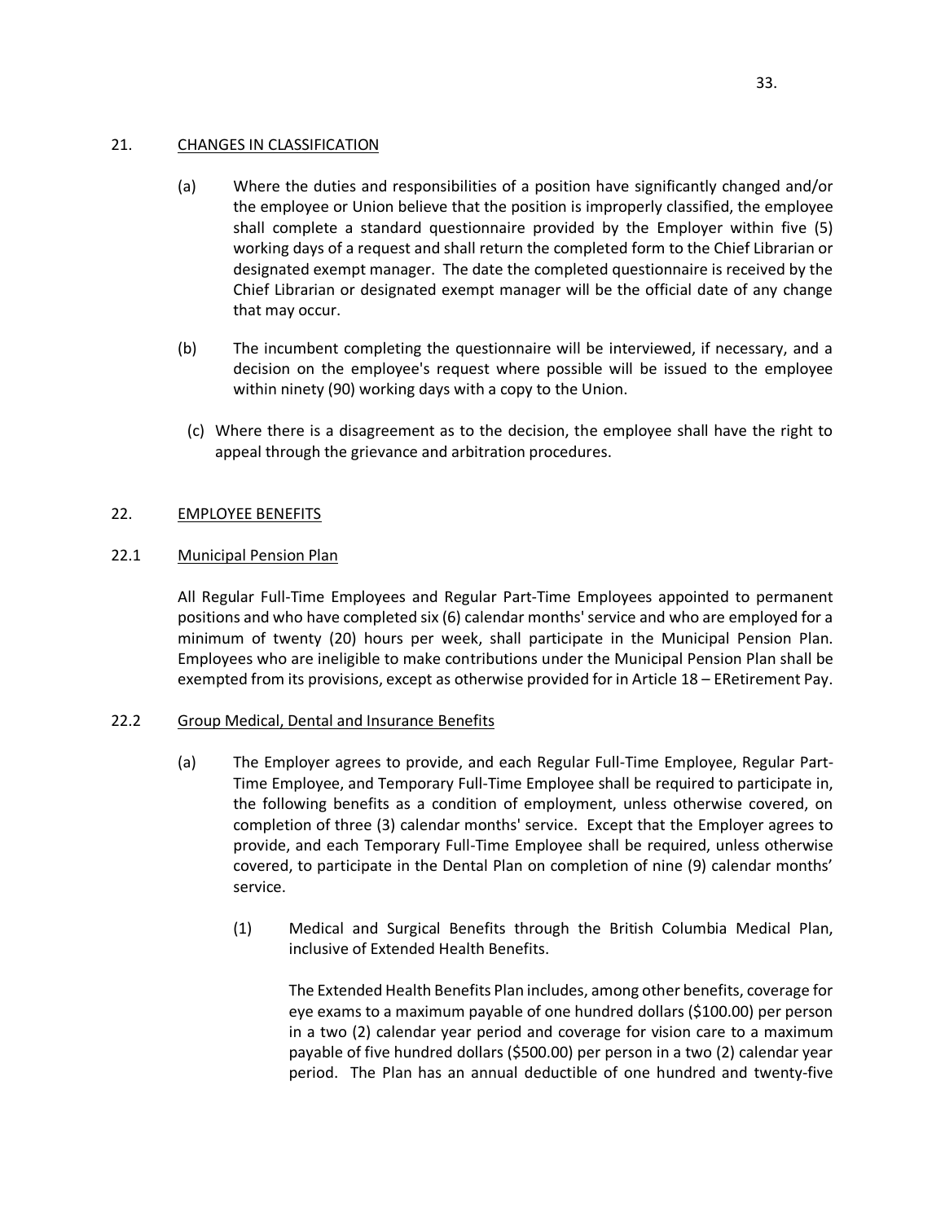## 21. CHANGES IN CLASSIFICATION

(a) Where the duties and responsibilities of a position have significantly changed and/or the employee or Union believe that the position is improperly classified, the employee shall complete a standard questionnaire provided by the Employer within five (5) working days of a request and shall return the completed form to the Chief Librarian or designated exempt manager. The date the completed questionnaire is received by the Chief Librarian or designated exempt manager will be the official date of any change that may occur.

(b) The incumbent completing the questionnaire will be interviewed, if necessary, and a decision on the employee's request where possible will be issued to the employee within ninety (90) working days with a copy to the Union.

(c) Where there is a disagreement as to the decision, the employee shall have the right to appeal through the grievance and arbitration procedures.

## 22. EMPLOYEE BENEFITS

### 22.1 Municipal Pension Plan

All Regular Full-Time Employees and Regular Part-Time Employees appointed to permanent positions and who have completed six (6) calendar months' service and who are employed for a minimum of twenty (20) hours per week, shall participate in the Municipal Pension Plan. Employees who are ineligible to make contributions under the Municipal Pension Plan shall be exempted from its provisions, except as otherwise provided for in Article 18 – ERetirement Pay.

### 22.2 Group Medical, Dental and Insurance Benefits

(a) The Employer agrees to provide, and each Regular Full-Time Employee, Regular Part-Time Employee, and Temporary Full-Time Employee shall be required to participate in, the following benefits as a condition of employment, unless otherwise covered, on completion of three (3) calendar months' service. Except that the Employer agrees to provide, and each Temporary Full-Time Employee shall be required, unless otherwise covered, to participate in the Dental Plan on completion of nine (9) calendar months' service.

(1) Medical and Surgical Benefits through the British Columbia Medical Plan, inclusive of Extended Health Benefits.

The Extended Health Benefits Plan includes, among other benefits, coverage for eye exams to a maximum payable of one hundred dollars ($100.00) per person in a two (2) calendar year period and coverage for vision care to a maximum payable of five hundred dollars ($500.00) per person in a two (2) calendar year period. The Plan has an annual deductible of one hundred and twenty-five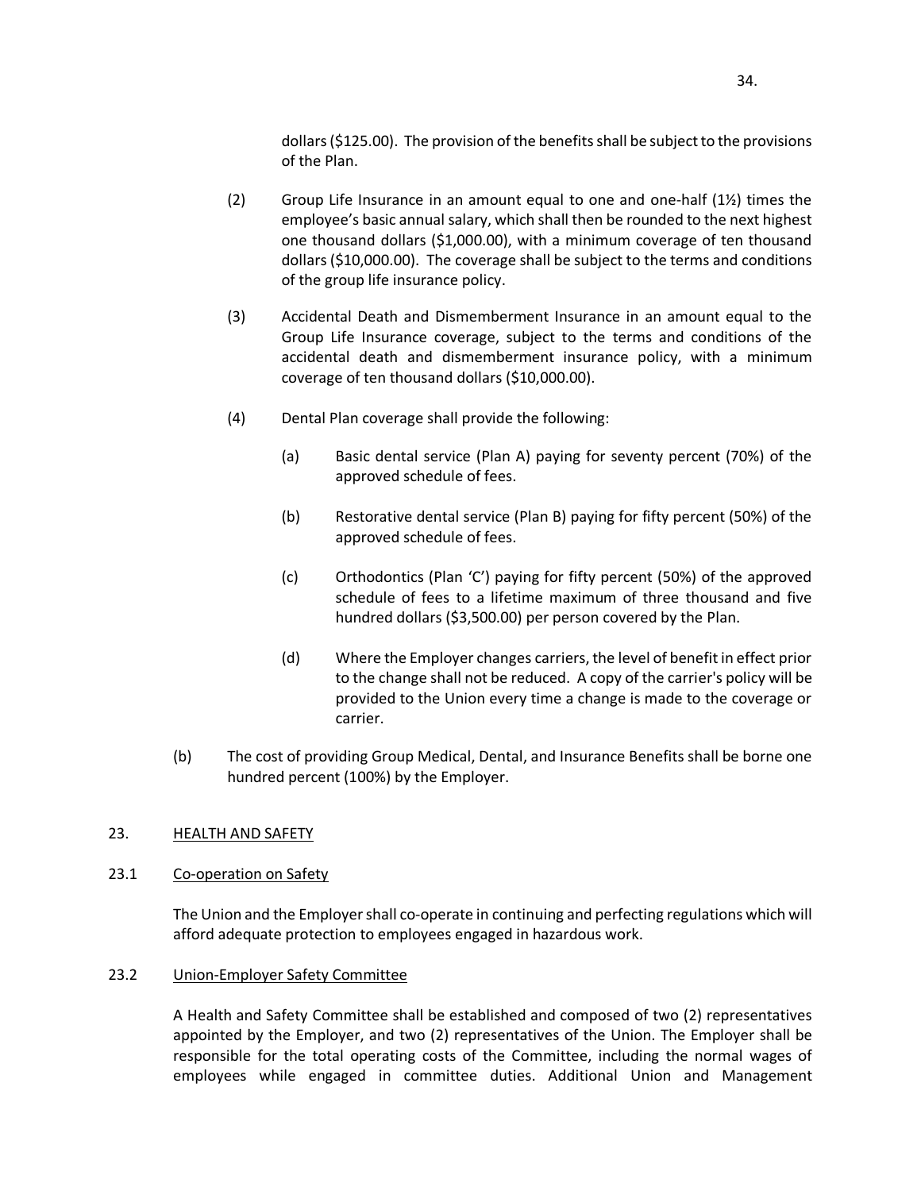dollars ($125.00). The provision of the benefits shall be subject to the provisions of the Plan.

(2) Group Life Insurance in an amount equal to one and one-half (1½) times the employee's basic annual salary, which shall then be rounded to the next highest one thousand dollars ($1,000.00), with a minimum coverage of ten thousand dollars ($10,000.00). The coverage shall be subject to the terms and conditions of the group life insurance policy.

(3) Accidental Death and Dismemberment Insurance in an amount equal to the Group Life Insurance coverage, subject to the terms and conditions of the accidental death and dismemberment insurance policy, with a minimum coverage of ten thousand dollars ($10,000.00).

(4) Dental Plan coverage shall provide the following:

(a) Basic dental service (Plan A) paying for seventy percent (70%) of the approved schedule of fees.

(b) Restorative dental service (Plan B) paying for fifty percent (50%) of the approved schedule of fees.

(c) Orthodontics (Plan 'C') paying for fifty percent (50%) of the approved schedule of fees to a lifetime maximum of three thousand and five hundred dollars ($3,500.00) per person covered by the Plan.

(d) Where the Employer changes carriers, the level of benefit in effect prior to the change shall not be reduced. A copy of the carrier's policy will be provided to the Union every time a change is made to the coverage or carrier.

(b) The cost of providing Group Medical, Dental, and Insurance Benefits shall be borne one hundred percent (100%) by the Employer.

## 23. HEALTH AND SAFETY

### 23.1 Co-operation on Safety

The Union and the Employer shall co-operate in continuing and perfecting regulations which will afford adequate protection to employees engaged in hazardous work.

### 23.2 Union-Employer Safety Committee

A Health and Safety Committee shall be established and composed of two (2) representatives appointed by the Employer, and two (2) representatives of the Union. The Employer shall be responsible for the total operating costs of the Committee, including the normal wages of employees while engaged in committee duties. Additional Union and Management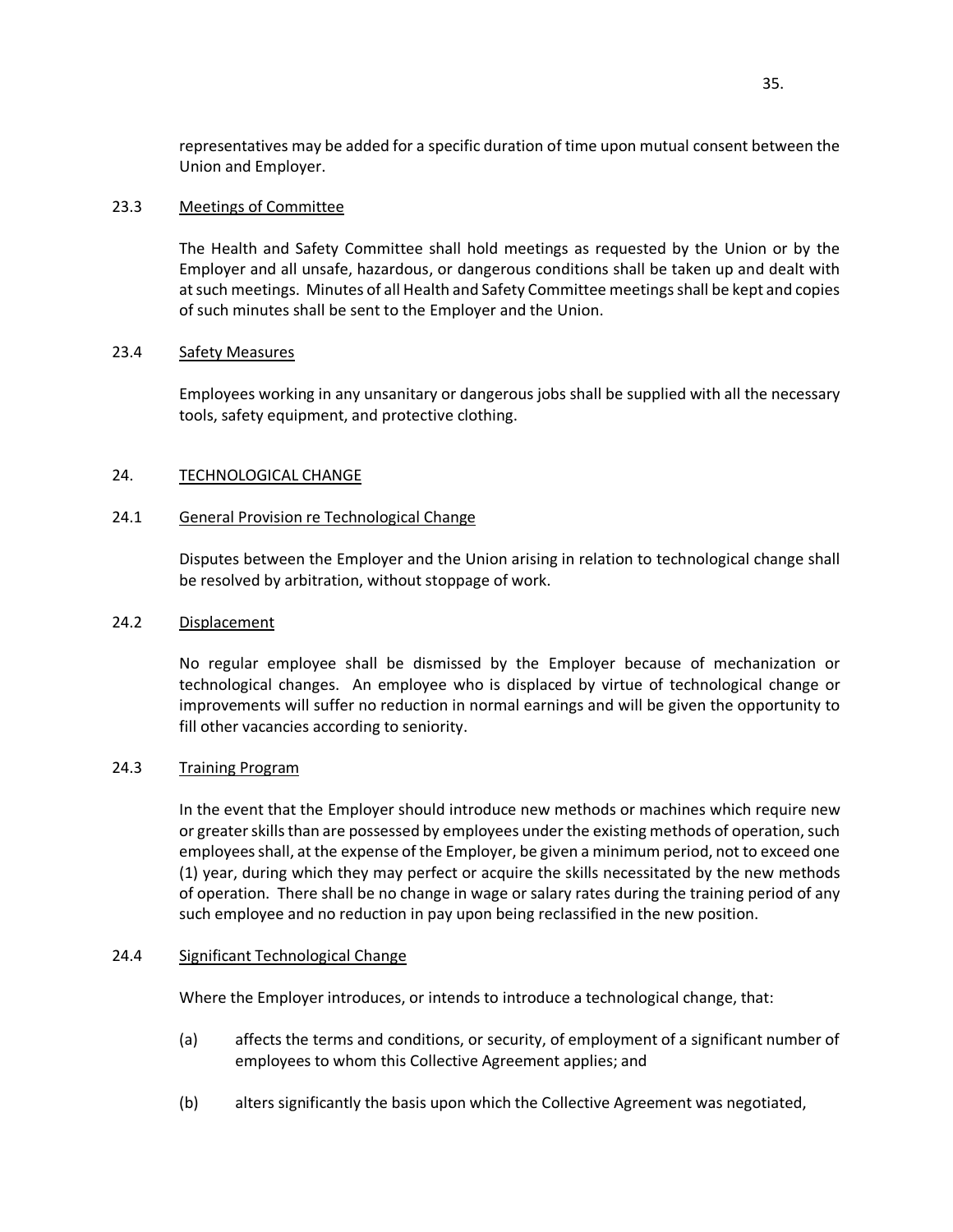representatives may be added for a specific duration of time upon mutual consent between the Union and Employer.

### 23.3 Meetings of Committee

The Health and Safety Committee shall hold meetings as requested by the Union or by the Employer and all unsafe, hazardous, or dangerous conditions shall be taken up and dealt with at such meetings. Minutes of all Health and Safety Committee meetings shall be kept and copies of such minutes shall be sent to the Employer and the Union.

### 23.4 Safety Measures

Employees working in any unsanitary or dangerous jobs shall be supplied with all the necessary tools, safety equipment, and protective clothing.

## 24. TECHNOLOGICAL CHANGE

### 24.1 General Provision re Technological Change

Disputes between the Employer and the Union arising in relation to technological change shall be resolved by arbitration, without stoppage of work.

### 24.2 Displacement

No regular employee shall be dismissed by the Employer because of mechanization or technological changes. An employee who is displaced by virtue of technological change or improvements will suffer no reduction in normal earnings and will be given the opportunity to fill other vacancies according to seniority.

### 24.3 Training Program

In the event that the Employer should introduce new methods or machines which require new or greater skills than are possessed by employees under the existing methods of operation, such employees shall, at the expense of the Employer, be given a minimum period, not to exceed one (1) year, during which they may perfect or acquire the skills necessitated by the new methods of operation. There shall be no change in wage or salary rates during the training period of any such employee and no reduction in pay upon being reclassified in the new position.

### 24.4 Significant Technological Change

Where the Employer introduces, or intends to introduce a technological change, that:

(a) affects the terms and conditions, or security, of employment of a significant number of employees to whom this Collective Agreement applies; and

(b) alters significantly the basis upon which the Collective Agreement was negotiated,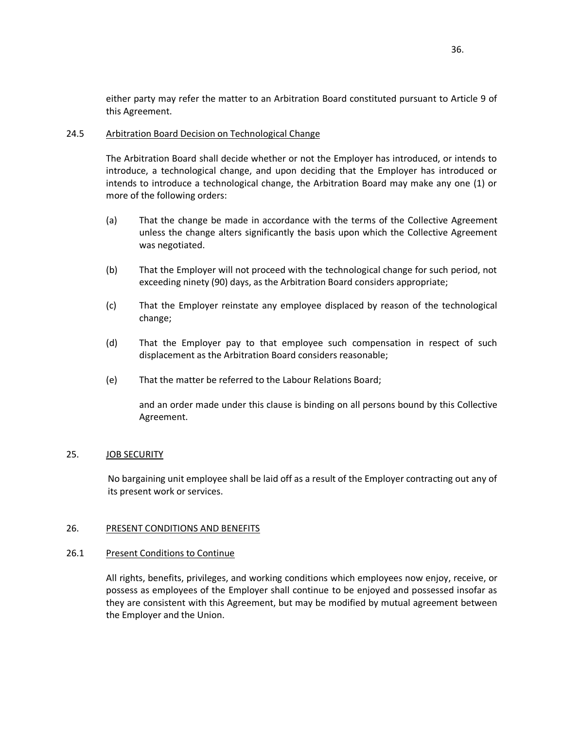either party may refer the matter to an Arbitration Board constituted pursuant to Article 9 of this Agreement.

### 24.5 Arbitration Board Decision on Technological Change

The Arbitration Board shall decide whether or not the Employer has introduced, or intends to introduce, a technological change, and upon deciding that the Employer has introduced or intends to introduce a technological change, the Arbitration Board may make any one (1) or more of the following orders:

(a) That the change be made in accordance with the terms of the Collective Agreement unless the change alters significantly the basis upon which the Collective Agreement was negotiated.

(b) That the Employer will not proceed with the technological change for such period, not exceeding ninety (90) days, as the Arbitration Board considers appropriate;

(c) That the Employer reinstate any employee displaced by reason of the technological change;

(d) That the Employer pay to that employee such compensation in respect of such displacement as the Arbitration Board considers reasonable;

(e) That the matter be referred to the Labour Relations Board;

and an order made under this clause is binding on all persons bound by this Collective Agreement.

## 25. JOB SECURITY

No bargaining unit employee shall be laid off as a result of the Employer contracting out any of its present work or services.

## 26. PRESENT CONDITIONS AND BENEFITS

### 26.1 Present Conditions to Continue

All rights, benefits, privileges, and working conditions which employees now enjoy, receive, or possess as employees of the Employer shall continue to be enjoyed and possessed insofar as they are consistent with this Agreement, but may be modified by mutual agreement between the Employer and the Union.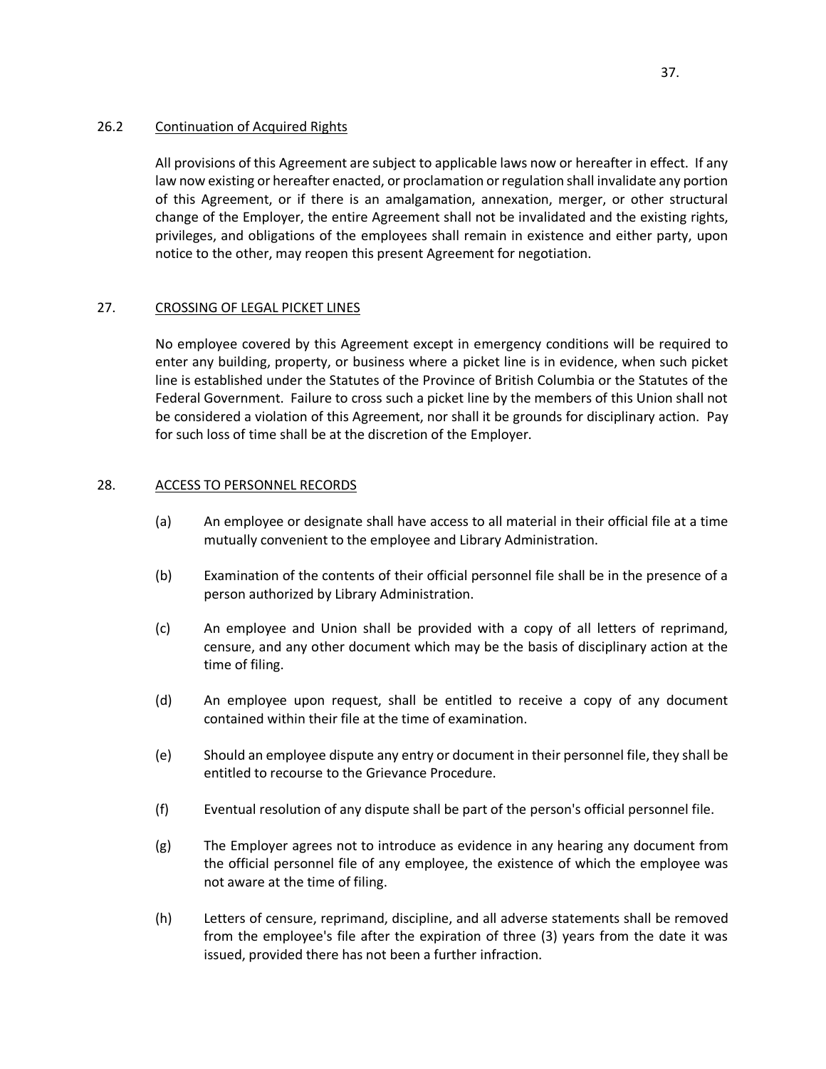### 26.2 Continuation of Acquired Rights

All provisions of this Agreement are subject to applicable laws now or hereafter in effect. If any law now existing or hereafter enacted, or proclamation or regulation shall invalidate any portion of this Agreement, or if there is an amalgamation, annexation, merger, or other structural change of the Employer, the entire Agreement shall not be invalidated and the existing rights, privileges, and obligations of the employees shall remain in existence and either party, upon notice to the other, may reopen this present Agreement for negotiation.

## 27. CROSSING OF LEGAL PICKET LINES

No employee covered by this Agreement except in emergency conditions will be required to enter any building, property, or business where a picket line is in evidence, when such picket line is established under the Statutes of the Province of British Columbia or the Statutes of the Federal Government. Failure to cross such a picket line by the members of this Union shall not be considered a violation of this Agreement, nor shall it be grounds for disciplinary action. Pay for such loss of time shall be at the discretion of the Employer.

## 28. ACCESS TO PERSONNEL RECORDS

(a) An employee or designate shall have access to all material in their official file at a time mutually convenient to the employee and Library Administration.

(b) Examination of the contents of their official personnel file shall be in the presence of a person authorized by Library Administration.

(c) An employee and Union shall be provided with a copy of all letters of reprimand, censure, and any other document which may be the basis of disciplinary action at the time of filing.

(d) An employee upon request, shall be entitled to receive a copy of any document contained within their file at the time of examination.

(e) Should an employee dispute any entry or document in their personnel file, they shall be entitled to recourse to the Grievance Procedure.

(f) Eventual resolution of any dispute shall be part of the person's official personnel file.

(g) The Employer agrees not to introduce as evidence in any hearing any document from the official personnel file of any employee, the existence of which the employee was not aware at the time of filing.

(h) Letters of censure, reprimand, discipline, and all adverse statements shall be removed from the employee's file after the expiration of three (3) years from the date it was issued, provided there has not been a further infraction.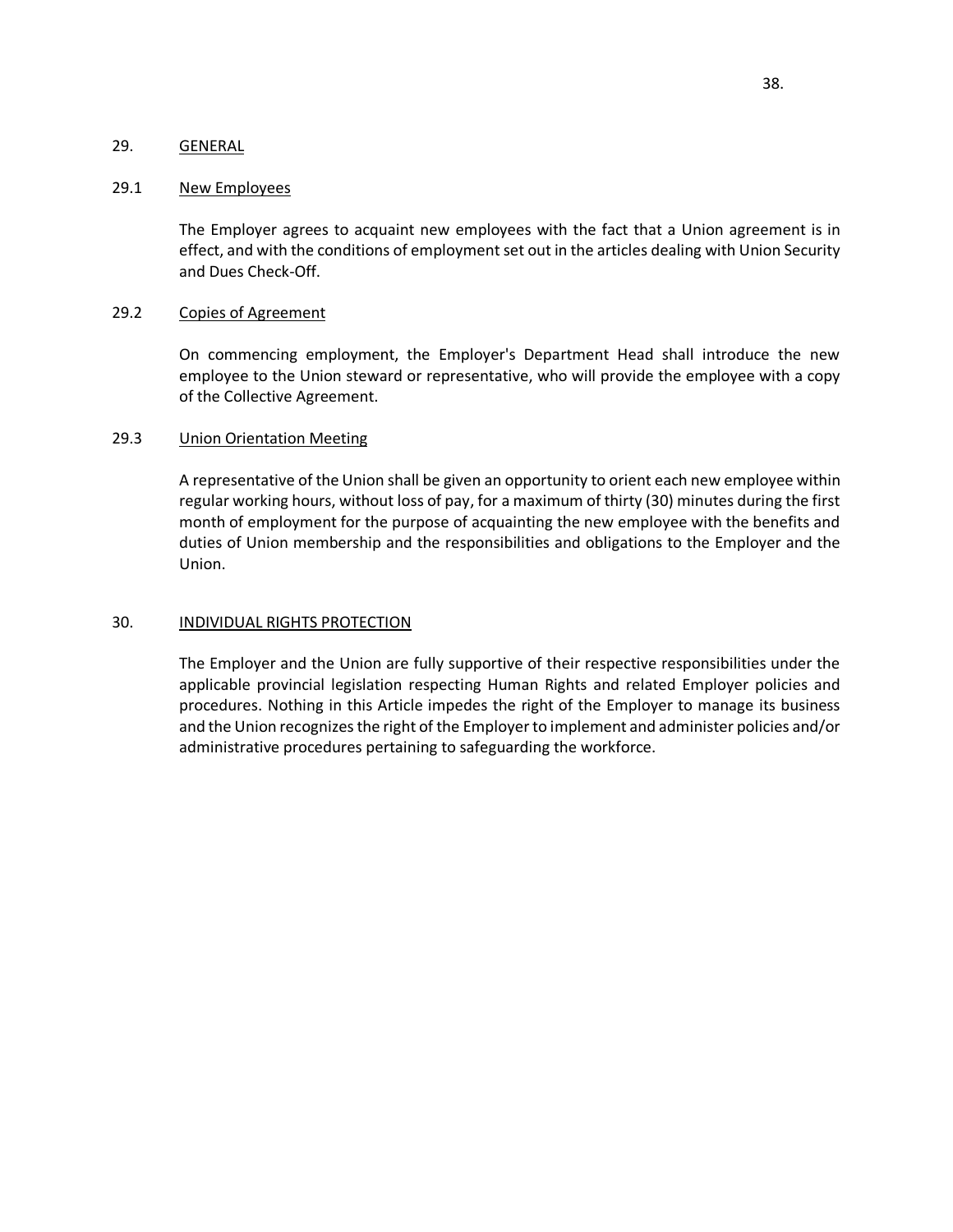## 29. GENERAL

### 29.1 New Employees

The Employer agrees to acquaint new employees with the fact that a Union agreement is in effect, and with the conditions of employment set out in the articles dealing with Union Security and Dues Check-Off.

### 29.2 Copies of Agreement

On commencing employment, the Employer's Department Head shall introduce the new employee to the Union steward or representative, who will provide the employee with a copy of the Collective Agreement.

### 29.3 Union Orientation Meeting

A representative of the Union shall be given an opportunity to orient each new employee within regular working hours, without loss of pay, for a maximum of thirty (30) minutes during the first month of employment for the purpose of acquainting the new employee with the benefits and duties of Union membership and the responsibilities and obligations to the Employer and the Union.

## 30. INDIVIDUAL RIGHTS PROTECTION

The Employer and the Union are fully supportive of their respective responsibilities under the applicable provincial legislation respecting Human Rights and related Employer policies and procedures. Nothing in this Article impedes the right of the Employer to manage its business and the Union recognizes the right of the Employer to implement and administer policies and/or administrative procedures pertaining to safeguarding the workforce.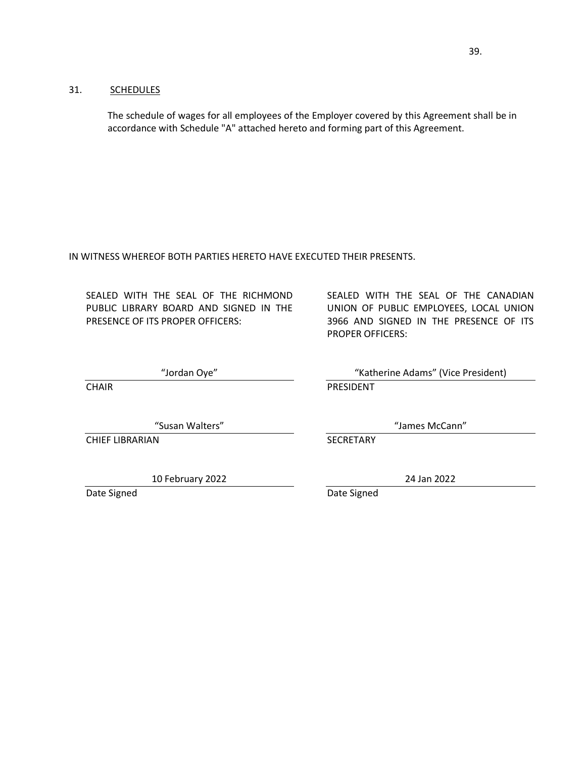## 31. SCHEDULES

The schedule of wages for all employees of the Employer covered by this Agreement shall be in accordance with Schedule "A" attached hereto and forming part of this Agreement.

IN WITNESS WHEREOF BOTH PARTIES HERETO HAVE EXECUTED THEIR PRESENTS.

| SEALED WITH THE SEAL OF THE RICHMOND PUBLIC LIBRARY BOARD AND SIGNED IN THE PRESENCE OF ITS PROPER OFFICERS: | SEALED WITH THE SEAL OF THE CANADIAN UNION OF PUBLIC EMPLOYEES, LOCAL UNION 3966 AND SIGNED IN THE PRESENCE OF ITS PROPER OFFICERS: |
| --- | --- |
| "Jordan Oye" | "Katherine Adams" (Vice President) |
| CHAIR | PRESIDENT |
| "Susan Walters" | "James McCann" |
| CHIEF LIBRARIAN | SECRETARY |
| 10 February 2022 | 24 Jan 2022 |
| Date Signed | Date Signed |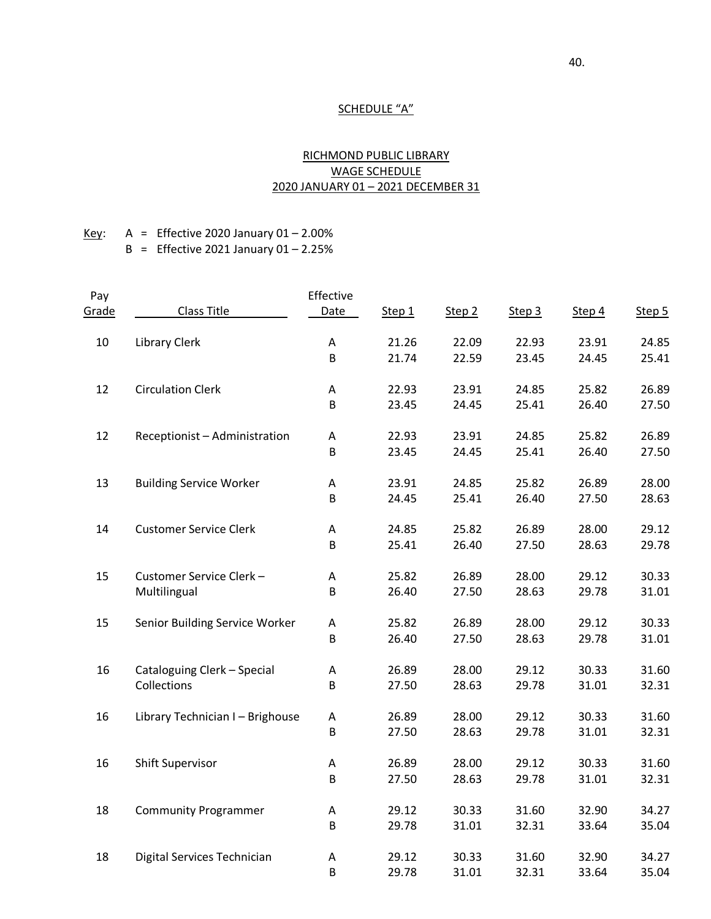## SCHEDULE "A"

### RICHMOND PUBLIC LIBRARY
### WAGE SCHEDULE
### 2020 JANUARY 01 – 2021 DECEMBER 31

Key: A = Effective 2020 January 01 – 2.00%
B = Effective 2021 January 01 – 2.25%

| Pay Grade | Class Title | Effective Date | Step 1 | Step 2 | Step 3 | Step 4 | Step 5 |
|---|---|---|---|---|---|---|---|
| 10 | Library Clerk | A | 21.26 | 22.09 | 22.93 | 23.91 | 24.85 |
| | | B | 21.74 | 22.59 | 23.45 | 24.45 | 25.41 |
| 12 | Circulation Clerk | A | 22.93 | 23.91 | 24.85 | 25.82 | 26.89 |
| | | B | 23.45 | 24.45 | 25.41 | 26.40 | 27.50 |
| 12 | Receptionist – Administration | A | 22.93 | 23.91 | 24.85 | 25.82 | 26.89 |
| | | B | 23.45 | 24.45 | 25.41 | 26.40 | 27.50 |
| 13 | Building Service Worker | A | 23.91 | 24.85 | 25.82 | 26.89 | 28.00 |
| | | B | 24.45 | 25.41 | 26.40 | 27.50 | 28.63 |
| 14 | Customer Service Clerk | A | 24.85 | 25.82 | 26.89 | 28.00 | 29.12 |
| | | B | 25.41 | 26.40 | 27.50 | 28.63 | 29.78 |
| 15 | Customer Service Clerk – Multilingual | A | 25.82 | 26.89 | 28.00 | 29.12 | 30.33 |
| | | B | 26.40 | 27.50 | 28.63 | 29.78 | 31.01 |
| 15 | Senior Building Service Worker | A | 25.82 | 26.89 | 28.00 | 29.12 | 30.33 |
| | | B | 26.40 | 27.50 | 28.63 | 29.78 | 31.01 |
| 16 | Cataloguing Clerk – Special Collections | A | 26.89 | 28.00 | 29.12 | 30.33 | 31.60 |
| | | B | 27.50 | 28.63 | 29.78 | 31.01 | 32.31 |
| 16 | Library Technician I – Brighouse | A | 26.89 | 28.00 | 29.12 | 30.33 | 31.60 |
| | | B | 27.50 | 28.63 | 29.78 | 31.01 | 32.31 |
| 16 | Shift Supervisor | A | 26.89 | 28.00 | 29.12 | 30.33 | 31.60 |
| | | B | 27.50 | 28.63 | 29.78 | 31.01 | 32.31 |
| 18 | Community Programmer | A | 29.12 | 30.33 | 31.60 | 32.90 | 34.27 |
| | | B | 29.78 | 31.01 | 32.31 | 33.64 | 35.04 |
| 18 | Digital Services Technician | A | 29.12 | 30.33 | 31.60 | 32.90 | 34.27 |
| | | B | 29.78 | 31.01 | 32.31 | 33.64 | 35.04 |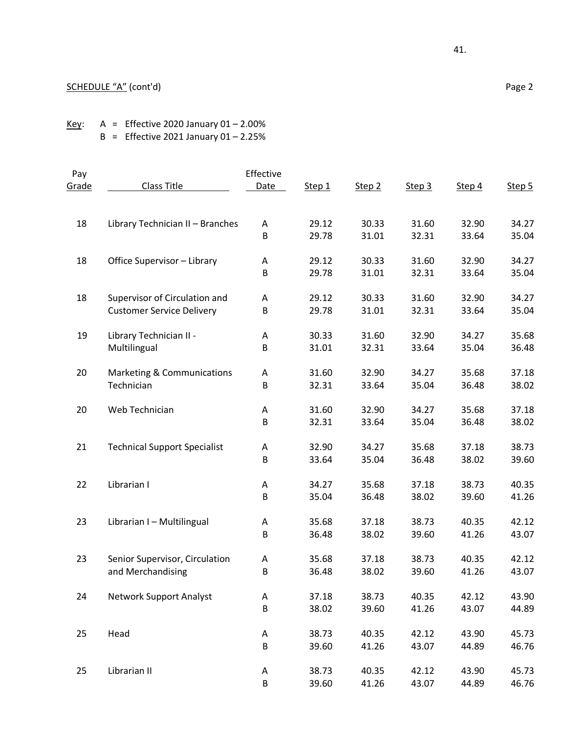SCHEDULE "A" (cont'd)

Page 2

Key: A = Effective 2020 January 01 – 2.00%
B = Effective 2021 January 01 – 2.25%

| Pay Grade | Class Title | Effective Date | Step 1 | Step 2 | Step 3 | Step 4 | Step 5 |
|---|---|---|---|---|---|---|---|
| 18 | Library Technician II – Branches | A | 29.12 | 30.33 | 31.60 | 32.90 | 34.27 |
| | | B | 29.78 | 31.01 | 32.31 | 33.64 | 35.04 |
| 18 | Office Supervisor – Library | A | 29.12 | 30.33 | 31.60 | 32.90 | 34.27 |
| | | B | 29.78 | 31.01 | 32.31 | 33.64 | 35.04 |
| 18 | Supervisor of Circulation and Customer Service Delivery | A | 29.12 | 30.33 | 31.60 | 32.90 | 34.27 |
| | | B | 29.78 | 31.01 | 32.31 | 33.64 | 35.04 |
| 19 | Library Technician II - Multilingual | A | 30.33 | 31.60 | 32.90 | 34.27 | 35.68 |
| | | B | 31.01 | 32.31 | 33.64 | 35.04 | 36.48 |
| 20 | Marketing & Communications Technician | A | 31.60 | 32.90 | 34.27 | 35.68 | 37.18 |
| | | B | 32.31 | 33.64 | 35.04 | 36.48 | 38.02 |
| 20 | Web Technician | A | 31.60 | 32.90 | 34.27 | 35.68 | 37.18 |
| | | B | 32.31 | 33.64 | 35.04 | 36.48 | 38.02 |
| 21 | Technical Support Specialist | A | 32.90 | 34.27 | 35.68 | 37.18 | 38.73 |
| | | B | 33.64 | 35.04 | 36.48 | 38.02 | 39.60 |
| 22 | Librarian I | A | 34.27 | 35.68 | 37.18 | 38.73 | 40.35 |
| | | B | 35.04 | 36.48 | 38.02 | 39.60 | 41.26 |
| 23 | Librarian I – Multilingual | A | 35.68 | 37.18 | 38.73 | 40.35 | 42.12 |
| | | B | 36.48 | 38.02 | 39.60 | 41.26 | 43.07 |
| 23 | Senior Supervisor, Circulation and Merchandising | A | 35.68 | 37.18 | 38.73 | 40.35 | 42.12 |
| | | B | 36.48 | 38.02 | 39.60 | 41.26 | 43.07 |
| 24 | Network Support Analyst | A | 37.18 | 38.73 | 40.35 | 42.12 | 43.90 |
| | | B | 38.02 | 39.60 | 41.26 | 43.07 | 44.89 |
| 25 | Head | A | 38.73 | 40.35 | 42.12 | 43.90 | 45.73 |
| | | B | 39.60 | 41.26 | 43.07 | 44.89 | 46.76 |
| 25 | Librarian II | A | 38.73 | 40.35 | 42.12 | 43.90 | 45.73 |
| | | B | 39.60 | 41.26 | 43.07 | 44.89 | 46.76 |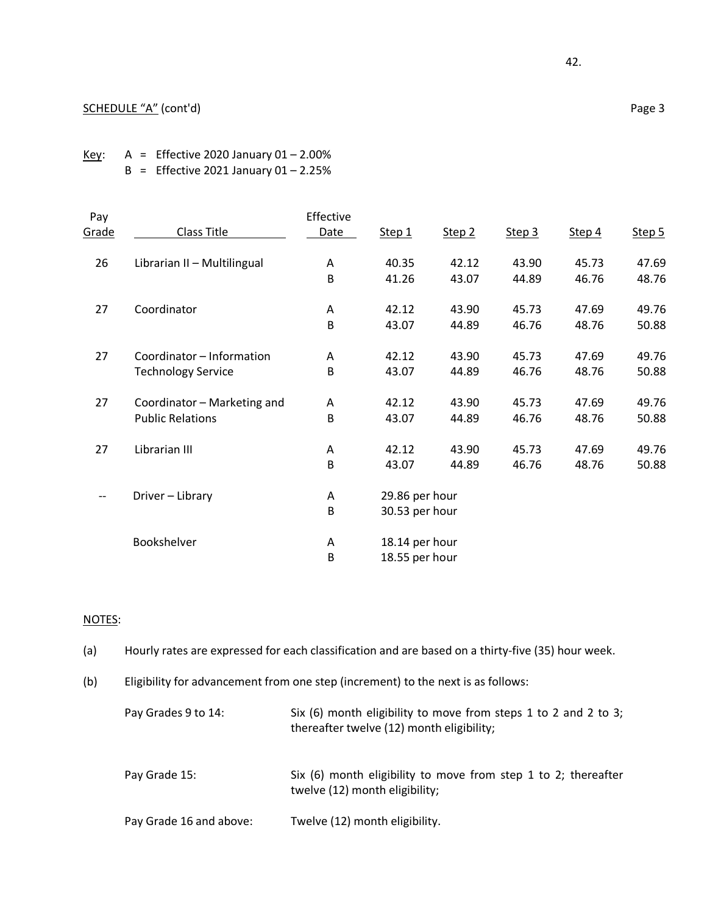SCHEDULE "A" (cont'd) Page 3

Key: A = Effective 2020 January 01 – 2.00%
B = Effective 2021 January 01 – 2.25%

| Pay Grade | Class Title | Effective Date | Step 1 | Step 2 | Step 3 | Step 4 | Step 5 |
|---|---|---|---|---|---|---|---|
| 26 | Librarian II – Multilingual | A | 40.35 | 42.12 | 43.90 | 45.73 | 47.69 |
| | | B | 41.26 | 43.07 | 44.89 | 46.76 | 48.76 |
| 27 | Coordinator | A | 42.12 | 43.90 | 45.73 | 47.69 | 49.76 |
| | | B | 43.07 | 44.89 | 46.76 | 48.76 | 50.88 |
| 27 | Coordinator – Information Technology Service | A | 42.12 | 43.90 | 45.73 | 47.69 | 49.76 |
| | | B | 43.07 | 44.89 | 46.76 | 48.76 | 50.88 |
| 27 | Coordinator – Marketing and Public Relations | A | 42.12 | 43.90 | 45.73 | 47.69 | 49.76 |
| | | B | 43.07 | 44.89 | 46.76 | 48.76 | 50.88 |
| 27 | Librarian III | A | 42.12 | 43.90 | 45.73 | 47.69 | 49.76 |
| | | B | 43.07 | 44.89 | 46.76 | 48.76 | 50.88 |
| -- | Driver – Library | A | 29.86 per hour | | | | |
| | | B | 30.53 per hour | | | | |
| | Bookshelver | A | 18.14 per hour | | | | |
| | | B | 18.55 per hour | | | | |

NOTES:

(a) Hourly rates are expressed for each classification and are based on a thirty-five (35) hour week.

(b) Eligibility for advancement from one step (increment) to the next is as follows:

Pay Grades 9 to 14: Six (6) month eligibility to move from steps 1 to 2 and 2 to 3; thereafter twelve (12) month eligibility;

Pay Grade 15: Six (6) month eligibility to move from step 1 to 2; thereafter twelve (12) month eligibility;

Pay Grade 16 and above: Twelve (12) month eligibility.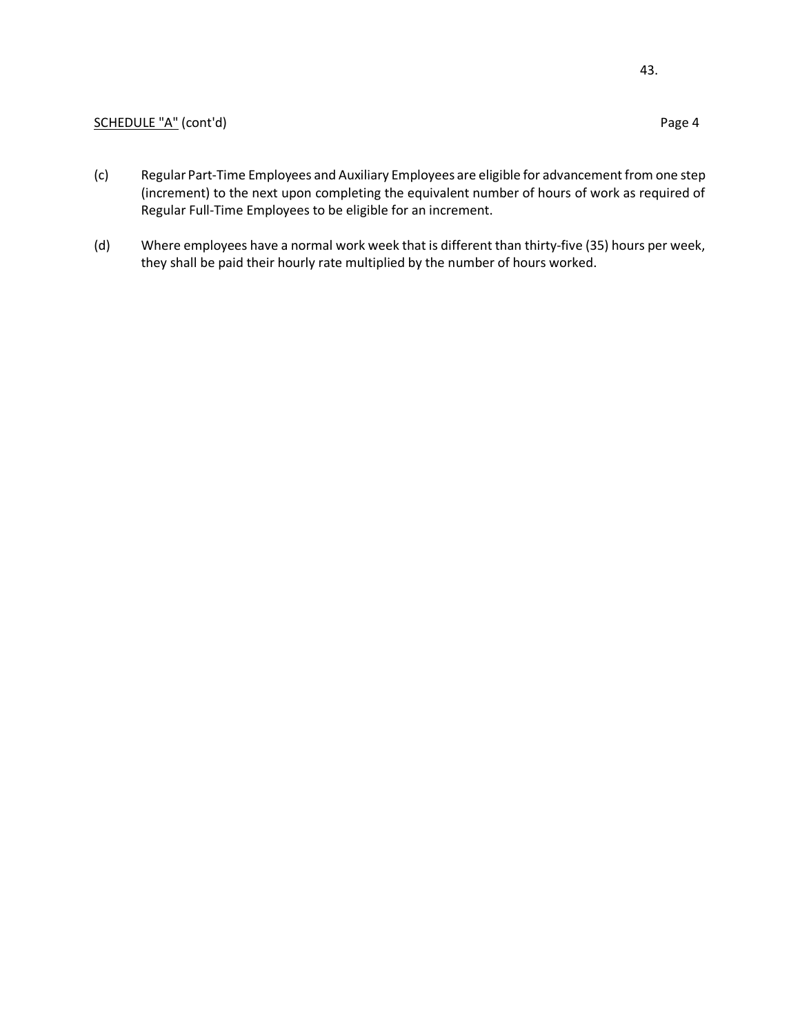SCHEDULE "A" (cont'd)

(c) Regular Part-Time Employees and Auxiliary Employees are eligible for advancement from one step (increment) to the next upon completing the equivalent number of hours of work as required of Regular Full-Time Employees to be eligible for an increment.

(d) Where employees have a normal work week that is different than thirty-five (35) hours per week, they shall be paid their hourly rate multiplied by the number of hours worked.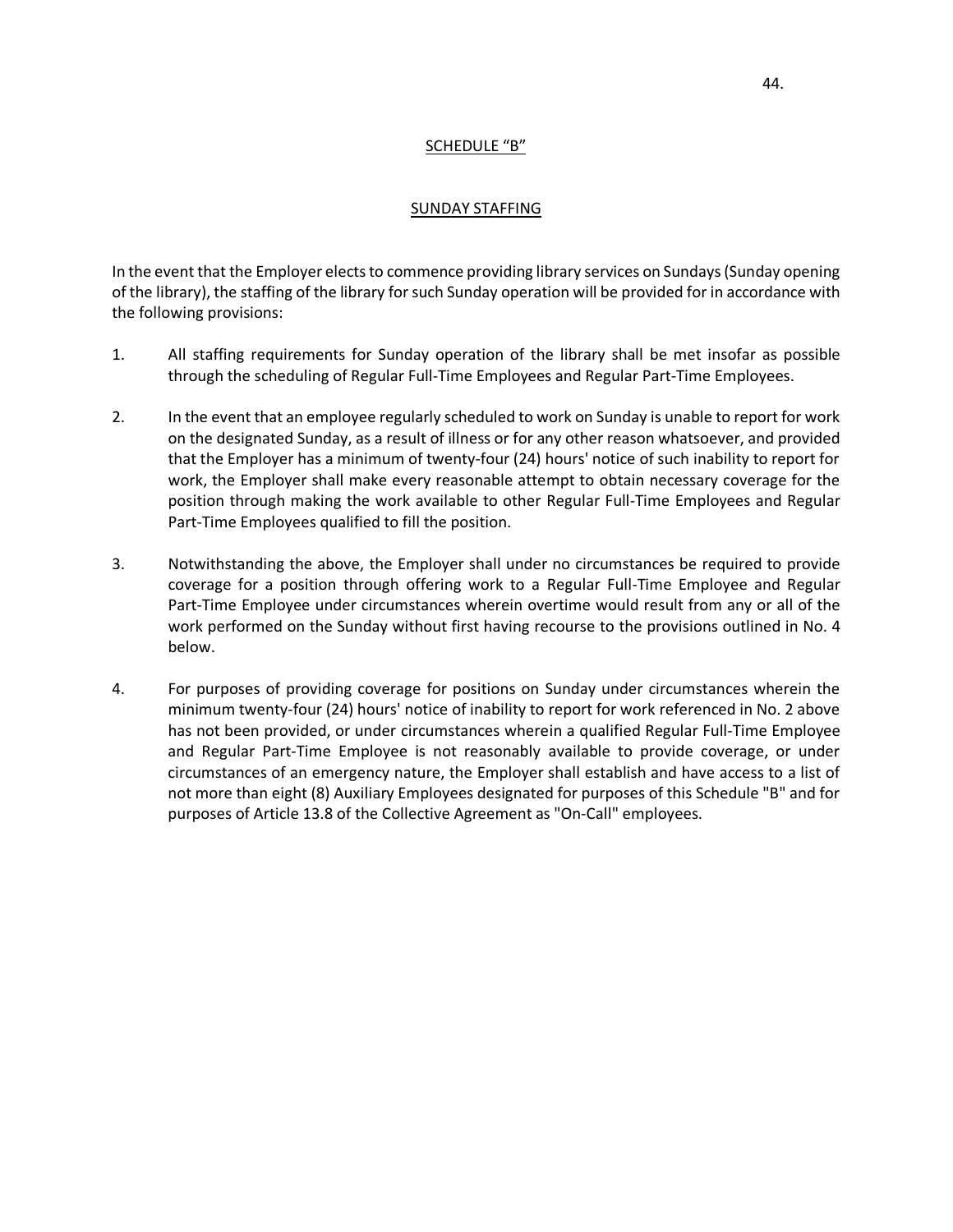## SCHEDULE "B"

## SUNDAY STAFFING

In the event that the Employer elects to commence providing library services on Sundays (Sunday opening of the library), the staffing of the library for such Sunday operation will be provided for in accordance with the following provisions:

1. All staffing requirements for Sunday operation of the library shall be met insofar as possible through the scheduling of Regular Full-Time Employees and Regular Part-Time Employees.

2. In the event that an employee regularly scheduled to work on Sunday is unable to report for work on the designated Sunday, as a result of illness or for any other reason whatsoever, and provided that the Employer has a minimum of twenty-four (24) hours' notice of such inability to report for work, the Employer shall make every reasonable attempt to obtain necessary coverage for the position through making the work available to other Regular Full-Time Employees and Regular Part-Time Employees qualified to fill the position.

3. Notwithstanding the above, the Employer shall under no circumstances be required to provide coverage for a position through offering work to a Regular Full-Time Employee and Regular Part-Time Employee under circumstances wherein overtime would result from any or all of the work performed on the Sunday without first having recourse to the provisions outlined in No. 4 below.

4. For purposes of providing coverage for positions on Sunday under circumstances wherein the minimum twenty-four (24) hours' notice of inability to report for work referenced in No. 2 above has not been provided, or under circumstances wherein a qualified Regular Full-Time Employee and Regular Part-Time Employee is not reasonably available to provide coverage, or under circumstances of an emergency nature, the Employer shall establish and have access to a list of not more than eight (8) Auxiliary Employees designated for purposes of this Schedule "B" and for purposes of Article 13.8 of the Collective Agreement as "On-Call" employees.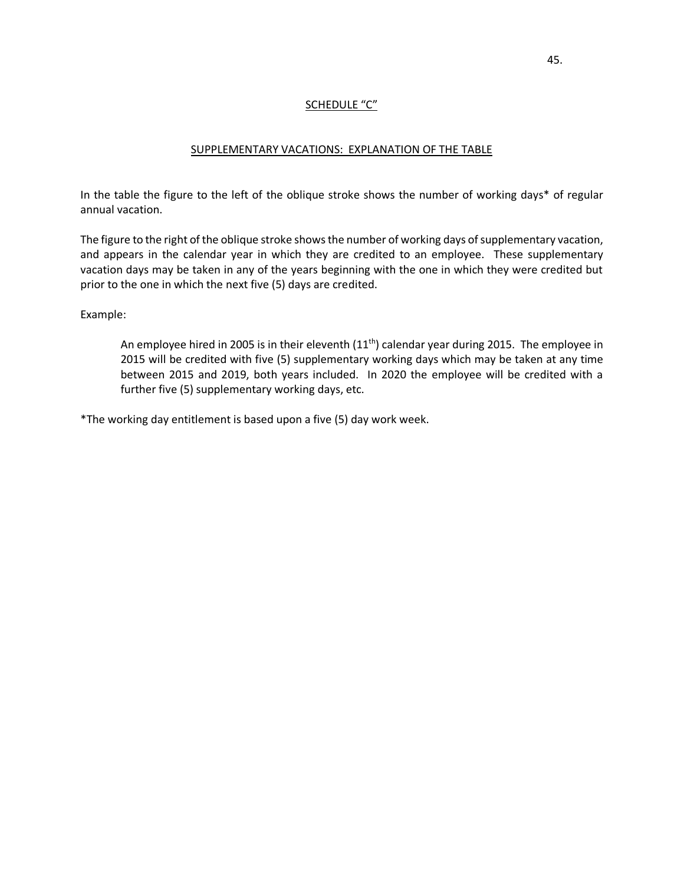## SCHEDULE “C”

### SUPPLEMENTARY VACATIONS: EXPLANATION OF THE TABLE

In the table the figure to the left of the oblique stroke shows the number of working days* of regular annual vacation.

The figure to the right of the oblique stroke shows the number of working days of supplementary vacation, and appears in the calendar year in which they are credited to an employee. These supplementary vacation days may be taken in any of the years beginning with the one in which they were credited but prior to the one in which the next five (5) days are credited.

Example:

> An employee hired in 2005 is in their eleventh (11th) calendar year during 2015. The employee in 2015 will be credited with five (5) supplementary working days which may be taken at any time between 2015 and 2019, both years included. In 2020 the employee will be credited with a further five (5) supplementary working days, etc.

*The working day entitlement is based upon a five (5) day work week.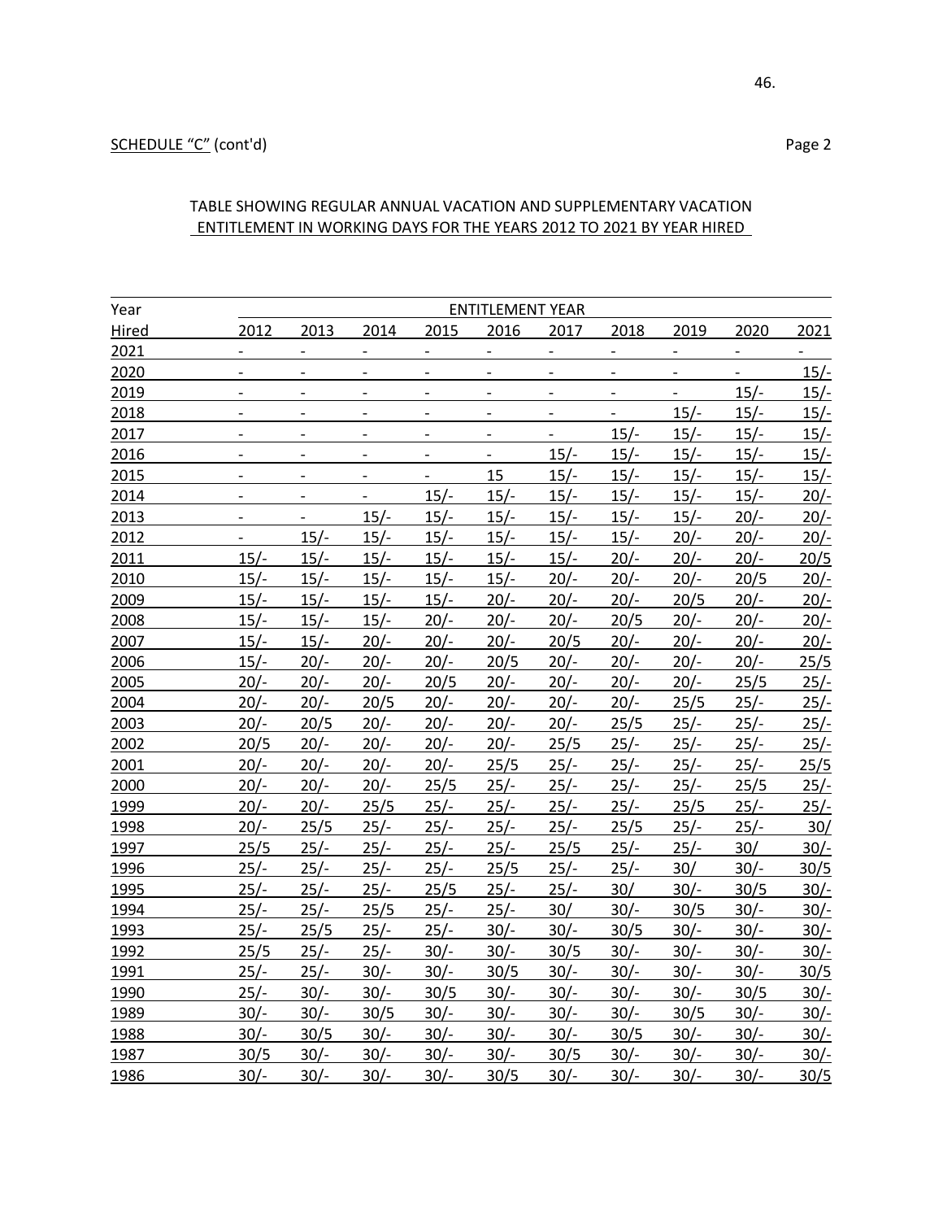SCHEDULE "C" (cont'd) Page 2

TABLE SHOWING REGULAR ANNUAL VACATION AND SUPPLEMENTARY VACATION ENTITLEMENT IN WORKING DAYS FOR THE YEARS 2012 TO 2021 BY YEAR HIRED

| Year | ENTITLEMENT YEAR | | | | | | | | | |
|---|---|---|---|---|---|---|---|---|---|---|
| Hired | 2012 | 2013 | 2014 | 2015 | 2016 | 2017 | 2018 | 2019 | 2020 | 2021 |
| 2021 | - | - | - | - | - | - | - | - | - | - |
| 2020 | - | - | - | - | - | - | - | - | - | 15/- |
| 2019 | - | - | - | - | - | - | - | - | 15/- | 15/- |
| 2018 | - | - | - | - | - | - | - | 15/- | 15/- | 15/- |
| 2017 | - | - | - | - | - | - | 15/- | 15/- | 15/- | 15/- |
| 2016 | - | - | - | - | - | 15/- | 15/- | 15/- | 15/- | 15/- |
| 2015 | - | - | - | - | 15 | 15/- | 15/- | 15/- | 15/- | 15/- |
| 2014 | - | - | - | 15/- | 15/- | 15/- | 15/- | 15/- | 15/- | 20/- |
| 2013 | - | - | 15/- | 15/- | 15/- | 15/- | 15/- | 15/- | 20/- | 20/- |
| 2012 | - | 15/- | 15/- | 15/- | 15/- | 15/- | 15/- | 20/- | 20/- | 20/- |
| 2011 | 15/- | 15/- | 15/- | 15/- | 15/- | 15/- | 20/- | 20/- | 20/- | 20/5 |
| 2010 | 15/- | 15/- | 15/- | 15/- | 15/- | 20/- | 20/- | 20/- | 20/5 | 20/- |
| 2009 | 15/- | 15/- | 15/- | 15/- | 20/- | 20/- | 20/- | 20/5 | 20/- | 20/- |
| 2008 | 15/- | 15/- | 15/- | 20/- | 20/- | 20/- | 20/5 | 20/- | 20/- | 20/- |
| 2007 | 15/- | 15/- | 20/- | 20/- | 20/- | 20/5 | 20/- | 20/- | 20/- | 20/- |
| 2006 | 15/- | 20/- | 20/- | 20/- | 20/5 | 20/- | 20/- | 20/- | 20/- | 25/5 |
| 2005 | 20/- | 20/- | 20/- | 20/5 | 20/- | 20/- | 20/- | 20/- | 25/5 | 25/- |
| 2004 | 20/- | 20/- | 20/5 | 20/- | 20/- | 20/- | 20/- | 25/5 | 25/- | 25/- |
| 2003 | 20/- | 20/5 | 20/- | 20/- | 20/- | 20/- | 25/5 | 25/- | 25/- | 25/- |
| 2002 | 20/5 | 20/- | 20/- | 20/- | 20/- | 25/5 | 25/- | 25/- | 25/- | 25/- |
| 2001 | 20/- | 20/- | 20/- | 20/- | 25/5 | 25/- | 25/- | 25/- | 25/- | 25/5 |
| 2000 | 20/- | 20/- | 20/- | 25/5 | 25/- | 25/- | 25/- | 25/- | 25/5 | 25/- |
| 1999 | 20/- | 20/- | 25/5 | 25/- | 25/- | 25/- | 25/- | 25/5 | 25/- | 25/- |
| 1998 | 20/- | 25/5 | 25/- | 25/- | 25/- | 25/- | 25/5 | 25/- | 25/- | 30/ |
| 1997 | 25/5 | 25/- | 25/- | 25/- | 25/- | 25/5 | 25/- | 25/- | 30/ | 30/- |
| 1996 | 25/- | 25/- | 25/- | 25/- | 25/5 | 25/- | 25/- | 30/ | 30/- | 30/5 |
| 1995 | 25/- | 25/- | 25/- | 25/5 | 25/- | 25/- | 30/ | 30/- | 30/5 | 30/- |
| 1994 | 25/- | 25/- | 25/5 | 25/- | 25/- | 30/ | 30/- | 30/5 | 30/- | 30/- |
| 1993 | 25/- | 25/5 | 25/- | 25/- | 30/- | 30/- | 30/5 | 30/- | 30/- | 30/- |
| 1992 | 25/5 | 25/- | 25/- | 30/- | 30/- | 30/5 | 30/- | 30/- | 30/- | 30/- |
| 1991 | 25/- | 25/- | 30/- | 30/- | 30/5 | 30/- | 30/- | 30/- | 30/- | 30/5 |
| 1990 | 25/- | 30/- | 30/- | 30/5 | 30/- | 30/- | 30/- | 30/- | 30/5 | 30/- |
| 1989 | 30/- | 30/- | 30/5 | 30/- | 30/- | 30/- | 30/- | 30/5 | 30/- | 30/- |
| 1988 | 30/- | 30/5 | 30/- | 30/- | 30/- | 30/- | 30/5 | 30/- | 30/- | 30/- |
| 1987 | 30/5 | 30/- | 30/- | 30/- | 30/- | 30/5 | 30/- | 30/- | 30/- | 30/- |
| 1986 | 30/- | 30/- | 30/- | 30/- | 30/5 | 30/- | 30/- | 30/- | 30/- | 30/5 |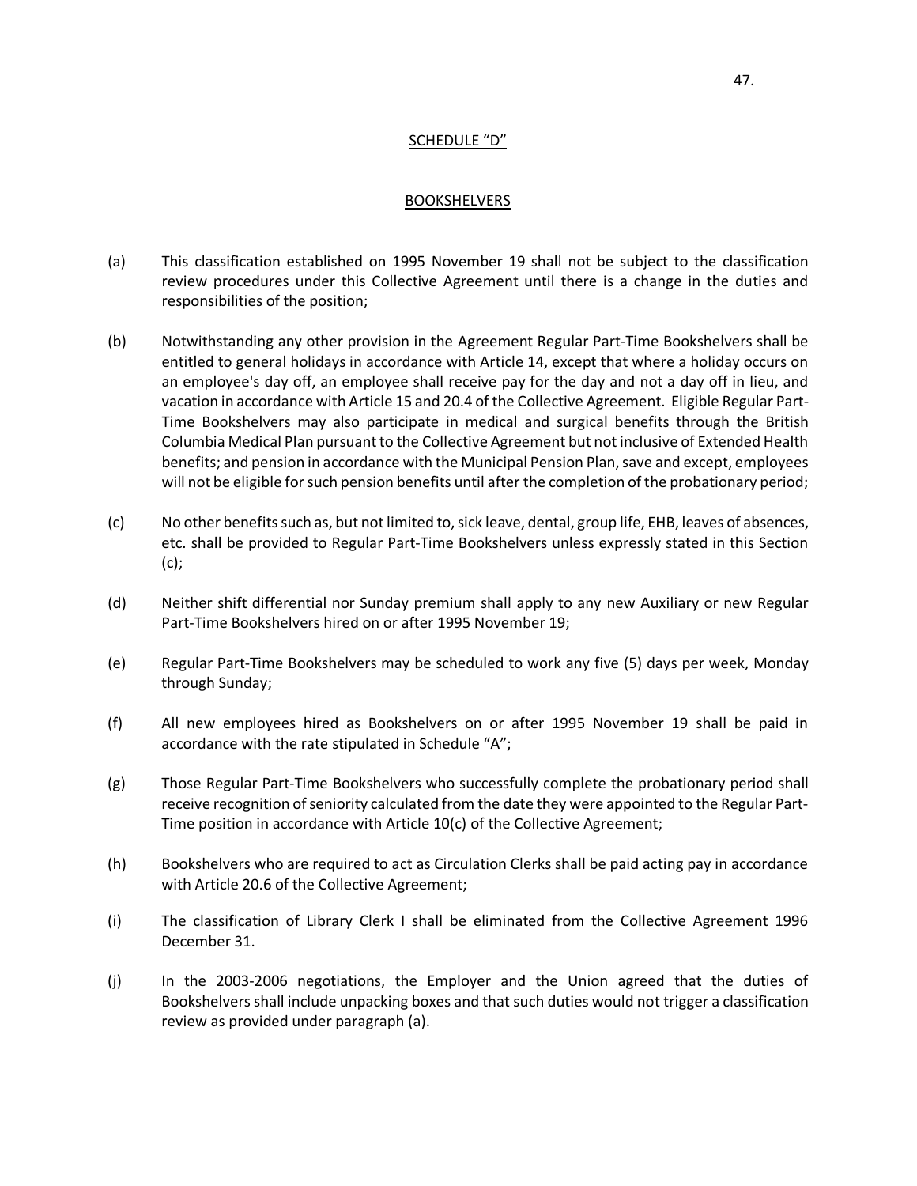## SCHEDULE "D"

## BOOKSHELVERS

(a) This classification established on 1995 November 19 shall not be subject to the classification review procedures under this Collective Agreement until there is a change in the duties and responsibilities of the position;

(b) Notwithstanding any other provision in the Agreement Regular Part-Time Bookshelvers shall be entitled to general holidays in accordance with Article 14, except that where a holiday occurs on an employee's day off, an employee shall receive pay for the day and not a day off in lieu, and vacation in accordance with Article 15 and 20.4 of the Collective Agreement. Eligible Regular Part-Time Bookshelvers may also participate in medical and surgical benefits through the British Columbia Medical Plan pursuant to the Collective Agreement but not inclusive of Extended Health benefits; and pension in accordance with the Municipal Pension Plan, save and except, employees will not be eligible for such pension benefits until after the completion of the probationary period;

(c) No other benefits such as, but not limited to, sick leave, dental, group life, EHB, leaves of absences, etc. shall be provided to Regular Part-Time Bookshelvers unless expressly stated in this Section (c);

(d) Neither shift differential nor Sunday premium shall apply to any new Auxiliary or new Regular Part-Time Bookshelvers hired on or after 1995 November 19;

(e) Regular Part-Time Bookshelvers may be scheduled to work any five (5) days per week, Monday through Sunday;

(f) All new employees hired as Bookshelvers on or after 1995 November 19 shall be paid in accordance with the rate stipulated in Schedule "A";

(g) Those Regular Part-Time Bookshelvers who successfully complete the probationary period shall receive recognition of seniority calculated from the date they were appointed to the Regular Part-Time position in accordance with Article 10(c) of the Collective Agreement;

(h) Bookshelvers who are required to act as Circulation Clerks shall be paid acting pay in accordance with Article 20.6 of the Collective Agreement;

(i) The classification of Library Clerk I shall be eliminated from the Collective Agreement 1996 December 31.

(j) In the 2003-2006 negotiations, the Employer and the Union agreed that the duties of Bookshelvers shall include unpacking boxes and that such duties would not trigger a classification review as provided under paragraph (a).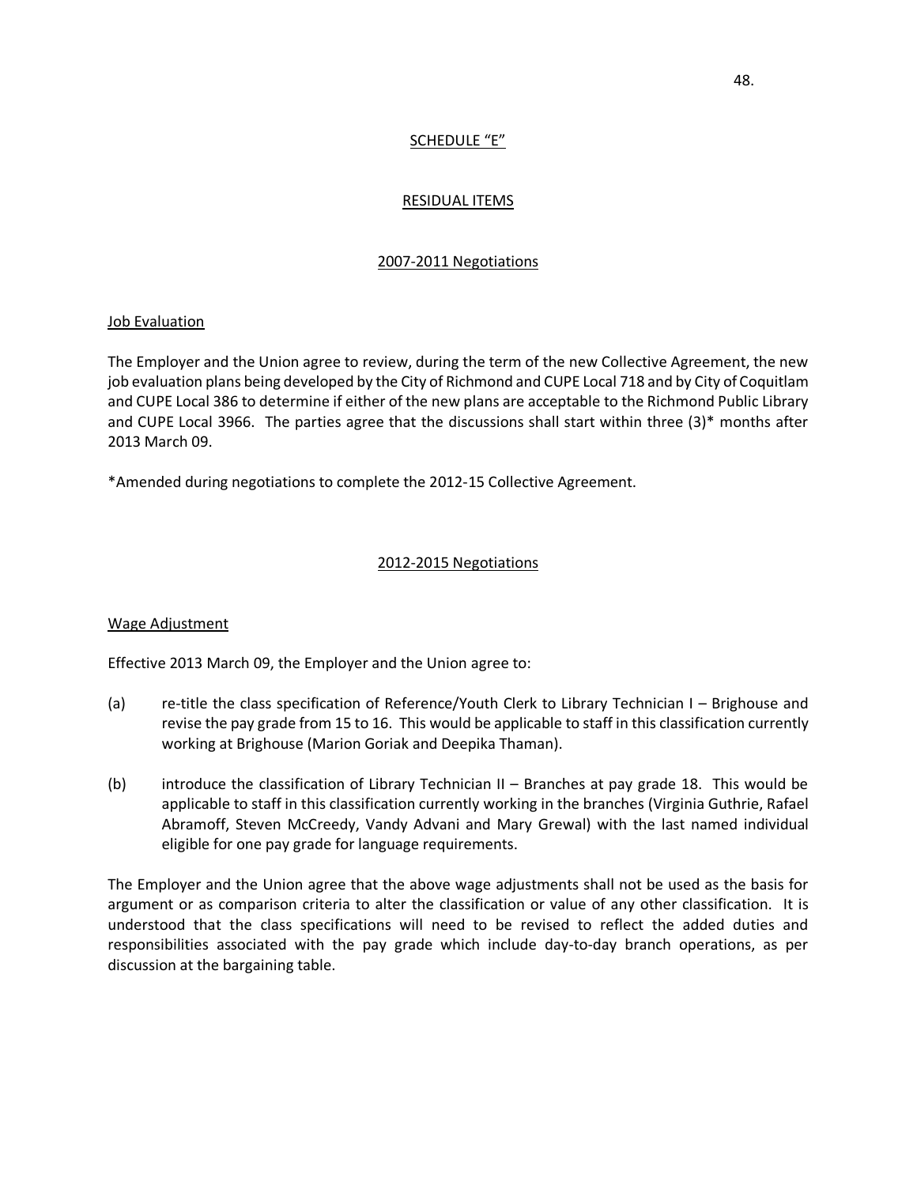## SCHEDULE "E"

## RESIDUAL ITEMS

### 2007-2011 Negotiations

#### Job Evaluation

The Employer and the Union agree to review, during the term of the new Collective Agreement, the new job evaluation plans being developed by the City of Richmond and CUPE Local 718 and by City of Coquitlam and CUPE Local 386 to determine if either of the new plans are acceptable to the Richmond Public Library and CUPE Local 3966. The parties agree that the discussions shall start within three (3)* months after 2013 March 09.

*Amended during negotiations to complete the 2012-15 Collective Agreement.

### 2012-2015 Negotiations

#### Wage Adjustment

Effective 2013 March 09, the Employer and the Union agree to:

(a) re-title the class specification of Reference/Youth Clerk to Library Technician I – Brighouse and revise the pay grade from 15 to 16. This would be applicable to staff in this classification currently working at Brighouse (Marion Goriak and Deepika Thaman).

(b) introduce the classification of Library Technician II – Branches at pay grade 18. This would be applicable to staff in this classification currently working in the branches (Virginia Guthrie, Rafael Abramoff, Steven McCreedy, Vandy Advani and Mary Grewal) with the last named individual eligible for one pay grade for language requirements.

The Employer and the Union agree that the above wage adjustments shall not be used as the basis for argument or as comparison criteria to alter the classification or value of any other classification. It is understood that the class specifications will need to be revised to reflect the added duties and responsibilities associated with the pay grade which include day-to-day branch operations, as per discussion at the bargaining table.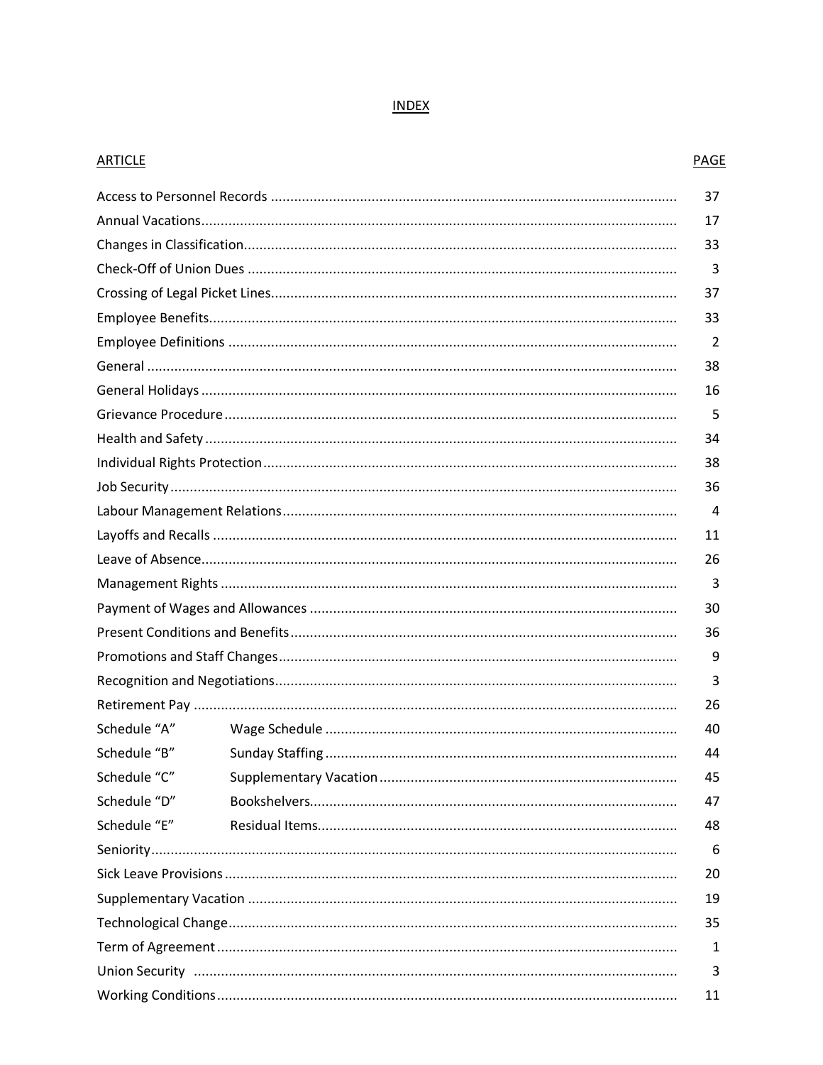# INDEX

| ARTICLE | | PAGE |
|---|---|---|
| Access to Personnel Records | | 37 |
| Annual Vacations | | 17 |
| Changes in Classification | | 33 |
| Check-Off of Union Dues | | 3 |
| Crossing of Legal Picket Lines | | 37 |
| Employee Benefits | | 33 |
| Employee Definitions | | 2 |
| General | | 38 |
| General Holidays | | 16 |
| Grievance Procedure | | 5 |
| Health and Safety | | 34 |
| Individual Rights Protection | | 38 |
| Job Security | | 36 |
| Labour Management Relations | | 4 |
| Layoffs and Recalls | | 11 |
| Leave of Absence | | 26 |
| Management Rights | | 3 |
| Payment of Wages and Allowances | | 30 |
| Present Conditions and Benefits | | 36 |
| Promotions and Staff Changes | | 9 |
| Recognition and Negotiations | | 3 |
| Retirement Pay | | 26 |
| Schedule "A" | Wage Schedule | 40 |
| Schedule "B" | Sunday Staffing | 44 |
| Schedule "C" | Supplementary Vacation | 45 |
| Schedule "D" | Bookshelvers | 47 |
| Schedule "E" | Residual Items | 48 |
| Seniority | | 6 |
| Sick Leave Provisions | | 20 |
| Supplementary Vacation | | 19 |
| Technological Change | | 35 |
| Term of Agreement | | 1 |
| Union Security | | 3 |
| Working Conditions | | 11 |